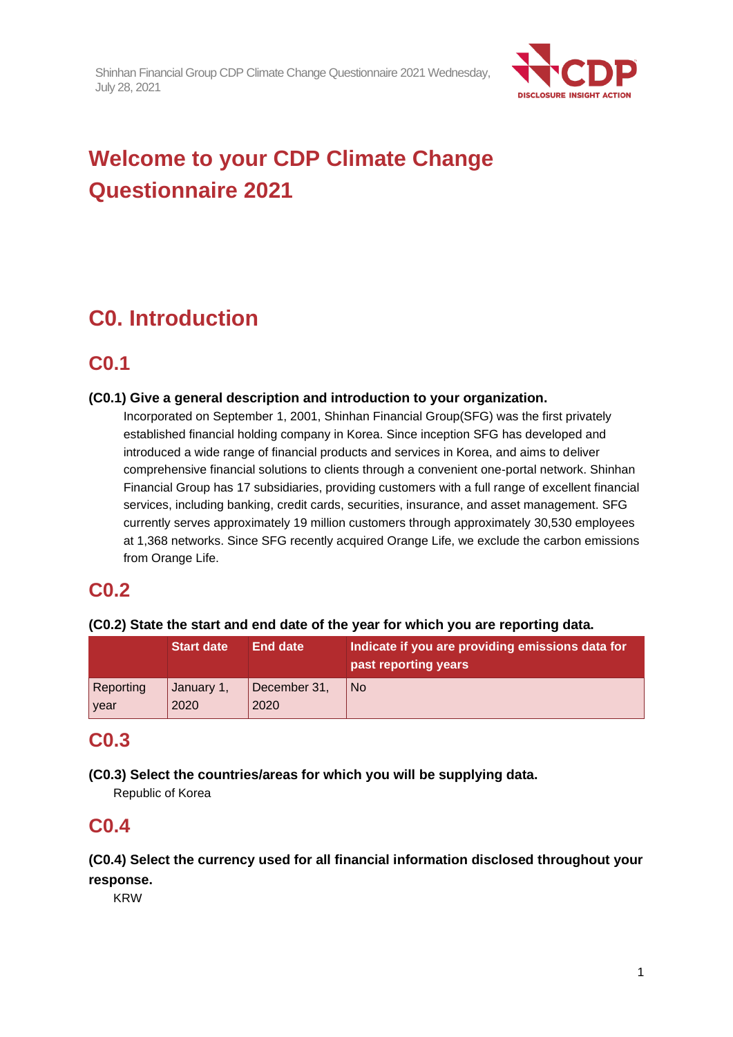# Welcome to your CDP Climate Change Questionnaire 2021

## C0. Introduction

### C0.1

**(C0.1) Give a general description and introduction to your organization.**

Incorporated on September 1, 2001, Shinhan Financial Group(SFG) was the first privately established financial holding company in Korea. Since inception SFG has developed and introduced a wide range of financial products and services in Korea, and aims to deliver comprehensive financial solutions to clients through a convenient one-portal network. Shinhan Financial Group has 17 subsidiaries, providing customers with a full range of excellent financial services, including banking, credit cards, securities, insurance, and asset management. SFG currently serves approximately 19 million customers through approximately 30,530 employees at 1,368 networks. Since SFG recently acquired Orange Life, we exclude the carbon emissions from Orange Life.

### C0.2

**(C0.2) State the start and end date of the year for which you are reporting data.**

| | Start date | End date | Indicate if you are providing emissions data for past reporting years |
|---|---|---|---|
| Reporting year | January 1, 2020 | December 31, 2020 | No |

### C0.3

**(C0.3) Select the countries/areas for which you will be supplying data.**

Republic of Korea

### C0.4

**(C0.4) Select the currency used for all financial information disclosed throughout your response.**

KRW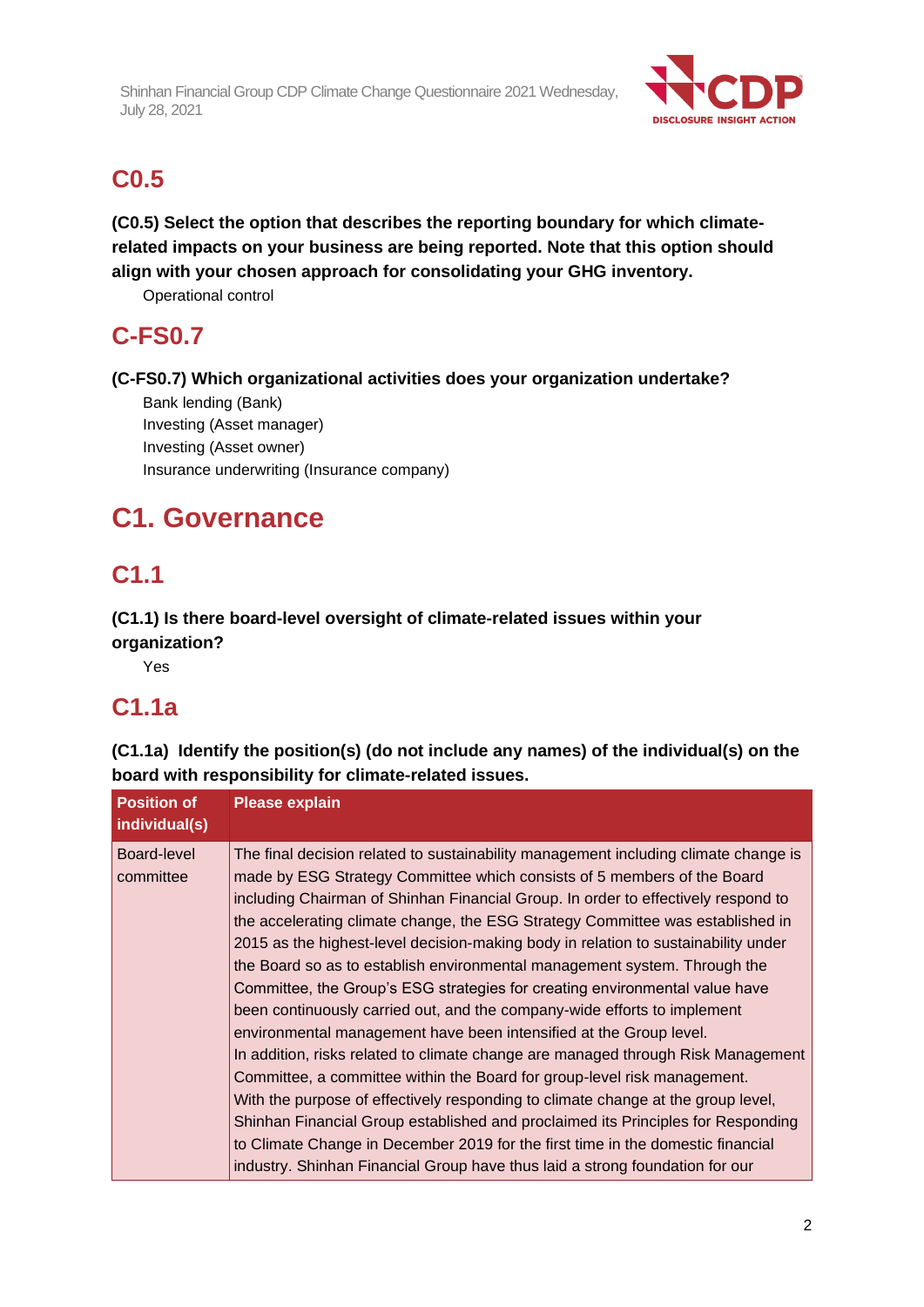## C0.5

**(C0.5) Select the option that describes the reporting boundary for which climate-related impacts on your business are being reported. Note that this option should align with your chosen approach for consolidating your GHG inventory.**

Operational control

## C-FS0.7

**(C-FS0.7) Which organizational activities does your organization undertake?**

Bank lending (Bank)
Investing (Asset manager)
Investing (Asset owner)
Insurance underwriting (Insurance company)

# C1. Governance

## C1.1

**(C1.1) Is there board-level oversight of climate-related issues within your organization?**

Yes

## C1.1a

**(C1.1a) Identify the position(s) (do not include any names) of the individual(s) on the board with responsibility for climate-related issues.**

| Position of individual(s) | Please explain |
|---|---|
| Board-level committee | The final decision related to sustainability management including climate change is made by ESG Strategy Committee which consists of 5 members of the Board including Chairman of Shinhan Financial Group. In order to effectively respond to the accelerating climate change, the ESG Strategy Committee was established in 2015 as the highest-level decision-making body in relation to sustainability under the Board so as to establish environmental management system. Through the Committee, the Group's ESG strategies for creating environmental value have been continuously carried out, and the company-wide efforts to implement environmental management have been intensified at the Group level.<br>In addition, risks related to climate change are managed through Risk Management Committee, a committee within the Board for group-level risk management.<br>With the purpose of effectively responding to climate change at the group level, Shinhan Financial Group established and proclaimed its Principles for Responding to Climate Change in December 2019 for the first time in the domestic financial industry. Shinhan Financial Group have thus laid a strong foundation for our |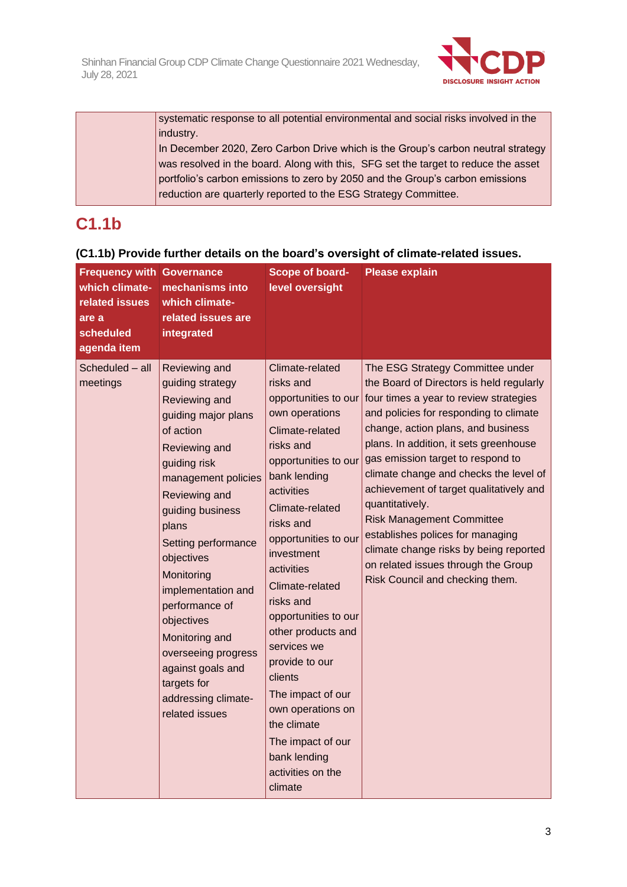| | systematic response to all potential environmental and social risks involved in the industry.<br>In December 2020, Zero Carbon Drive which is the Group's carbon neutral strategy was resolved in the board. Along with this, SFG set the target to reduce the asset portfolio's carbon emissions to zero by 2050 and the Group's carbon emissions reduction are quarterly reported to the ESG Strategy Committee. |
|---|---|

## C1.1b

**(C1.1b) Provide further details on the board's oversight of climate-related issues.**

| Frequency with which climate-related issues are a scheduled agenda item | Governance mechanisms into which climate-related issues are integrated | Scope of board-level oversight | Please explain |
|---|---|---|---|
| Scheduled – all meetings | Reviewing and guiding strategy<br>Reviewing and guiding major plans of action<br>Reviewing and guiding risk management policies<br>Reviewing and guiding business plans<br>Setting performance objectives<br>Monitoring implementation and performance of objectives<br>Monitoring and overseeing progress against goals and targets for addressing climate-related issues | Climate-related risks and opportunities to our own operations<br>Climate-related risks and opportunities to our bank lending activities<br>Climate-related risks and opportunities to our investment activities<br>Climate-related risks and opportunities to our other products and services we provide to our clients<br>The impact of our own operations on the climate<br>The impact of our bank lending activities on the climate | The ESG Strategy Committee under the Board of Directors is held regularly four times a year to review strategies and policies for responding to climate change, action plans, and business plans. In addition, it sets greenhouse gas emission target to respond to climate change and checks the level of achievement of target qualitatively and quantitatively.<br>Risk Management Committee establishes polices for managing climate change risks by being reported on related issues through the Group Risk Council and checking them. |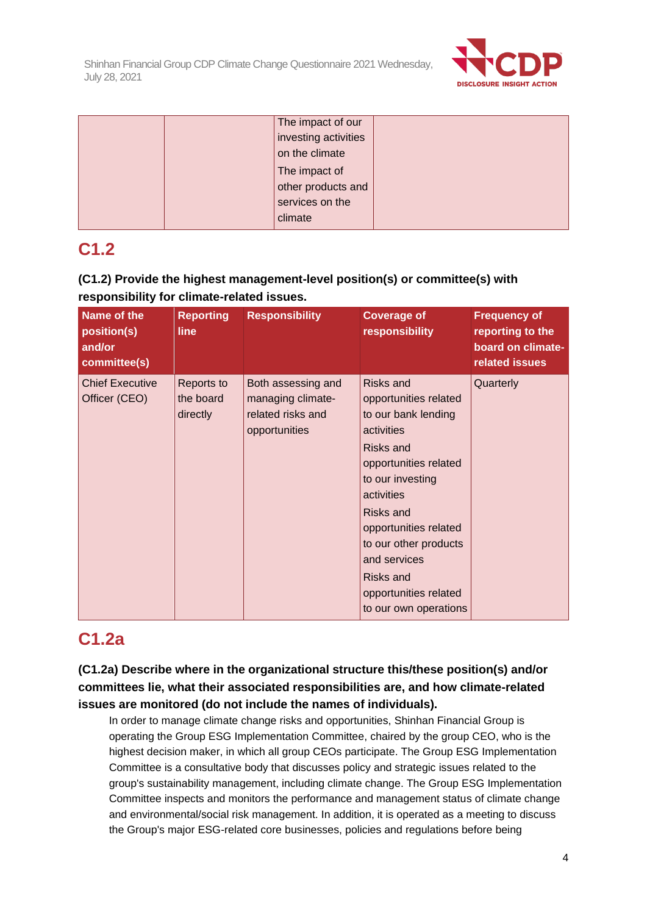| | | The impact of our investing activities on the climate<br>The impact of other products and services on the climate | |
|---|---|---|---|

## C1.2

**(C1.2) Provide the highest management-level position(s) or committee(s) with responsibility for climate-related issues.**

| Name of the position(s) and/or committee(s) | Reporting line | Responsibility | Coverage of responsibility | Frequency of reporting to the board on climate-related issues |
|---|---|---|---|---|
| Chief Executive Officer (CEO) | Reports to the board directly | Both assessing and managing climate-related risks and opportunities | Risks and opportunities related to our bank lending activities<br>Risks and opportunities related to our investing activities<br>Risks and opportunities related to our other products and services<br>Risks and opportunities related to our own operations | Quarterly |

## C1.2a

**(C1.2a) Describe where in the organizational structure this/these position(s) and/or committees lie, what their associated responsibilities are, and how climate-related issues are monitored (do not include the names of individuals).**

In order to manage climate change risks and opportunities, Shinhan Financial Group is operating the Group ESG Implementation Committee, chaired by the group CEO, who is the highest decision maker, in which all group CEOs participate. The Group ESG Implementation Committee is a consultative body that discusses policy and strategic issues related to the group's sustainability management, including climate change. The Group ESG Implementation Committee inspects and monitors the performance and management status of climate change and environmental/social risk management. In addition, it is operated as a meeting to discuss the Group's major ESG-related core businesses, policies and regulations before being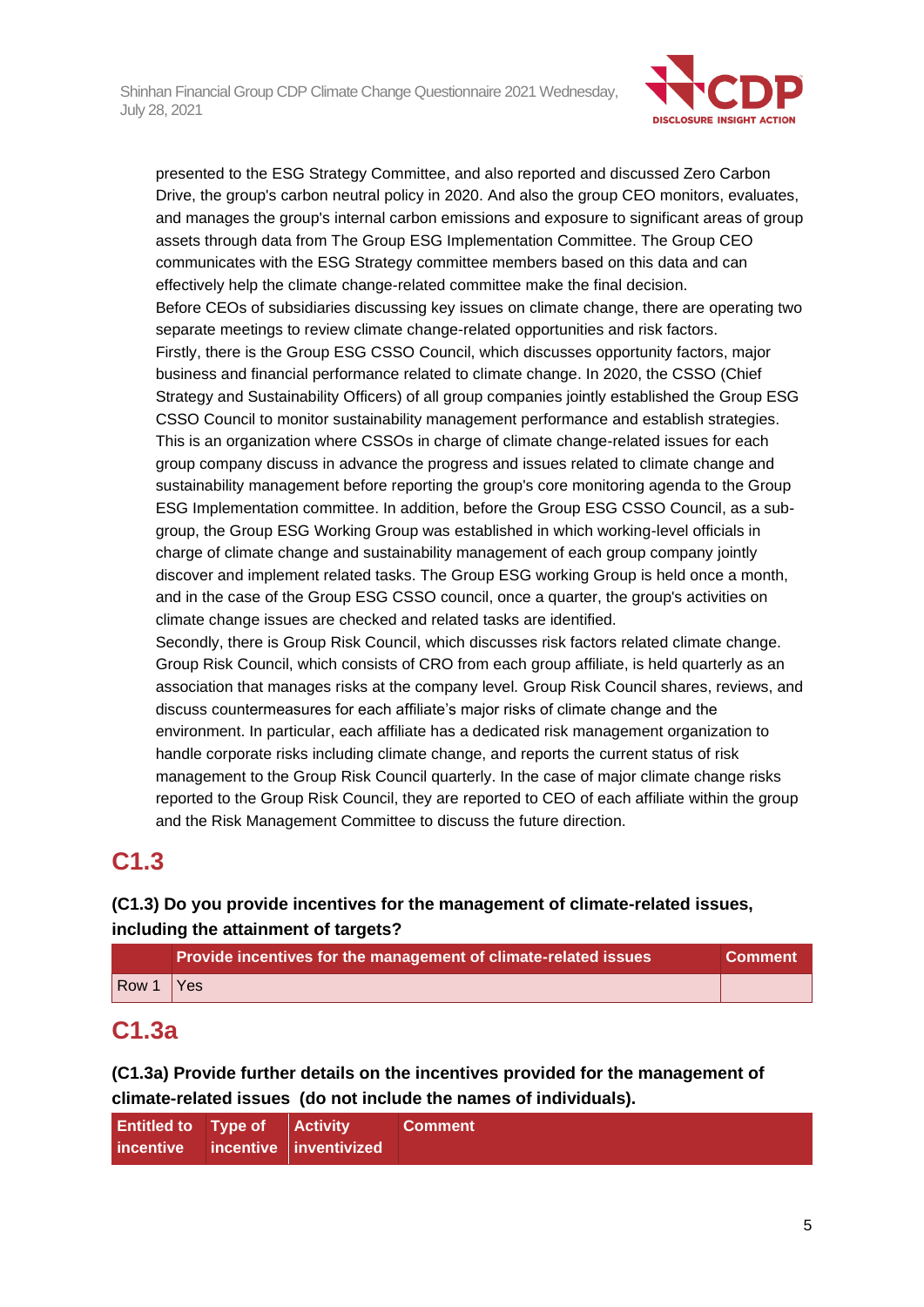presented to the ESG Strategy Committee, and also reported and discussed Zero Carbon Drive, the group's carbon neutral policy in 2020. And also the group CEO monitors, evaluates, and manages the group's internal carbon emissions and exposure to significant areas of group assets through data from The Group ESG Implementation Committee. The Group CEO communicates with the ESG Strategy committee members based on this data and can effectively help the climate change-related committee make the final decision.
Before CEOs of subsidiaries discussing key issues on climate change, there are operating two separate meetings to review climate change-related opportunities and risk factors.
Firstly, there is the Group ESG CSSO Council, which discusses opportunity factors, major business and financial performance related to climate change. In 2020, the CSSO (Chief Strategy and Sustainability Officers) of all group companies jointly established the Group ESG CSSO Council to monitor sustainability management performance and establish strategies. This is an organization where CSSOs in charge of climate change-related issues for each group company discuss in advance the progress and issues related to climate change and sustainability management before reporting the group's core monitoring agenda to the Group ESG Implementation committee. In addition, before the Group ESG CSSO Council, as a sub-group, the Group ESG Working Group was established in which working-level officials in charge of climate change and sustainability management of each group company jointly discover and implement related tasks. The Group ESG working Group is held once a month, and in the case of the Group ESG CSSO council, once a quarter, the group's activities on climate change issues are checked and related tasks are identified.
Secondly, there is Group Risk Council, which discusses risk factors related climate change. Group Risk Council, which consists of CRO from each group affiliate, is held quarterly as an association that manages risks at the company level. Group Risk Council shares, reviews, and discuss countermeasures for each affiliate's major risks of climate change and the environment. In particular, each affiliate has a dedicated risk management organization to handle corporate risks including climate change, and reports the current status of risk management to the Group Risk Council quarterly. In the case of major climate change risks reported to the Group Risk Council, they are reported to CEO of each affiliate within the group and the Risk Management Committee to discuss the future direction.

## C1.3

**(C1.3) Do you provide incentives for the management of climate-related issues, including the attainment of targets?**

| | Provide incentives for the management of climate-related issues | Comment |
|---|---|---|
| Row 1 | Yes | |

## C1.3a

**(C1.3a) Provide further details on the incentives provided for the management of climate-related issues (do not include the names of individuals).**

| Entitled to incentive | Type of incentive | Activity inventivized | Comment |
|---|---|---|---|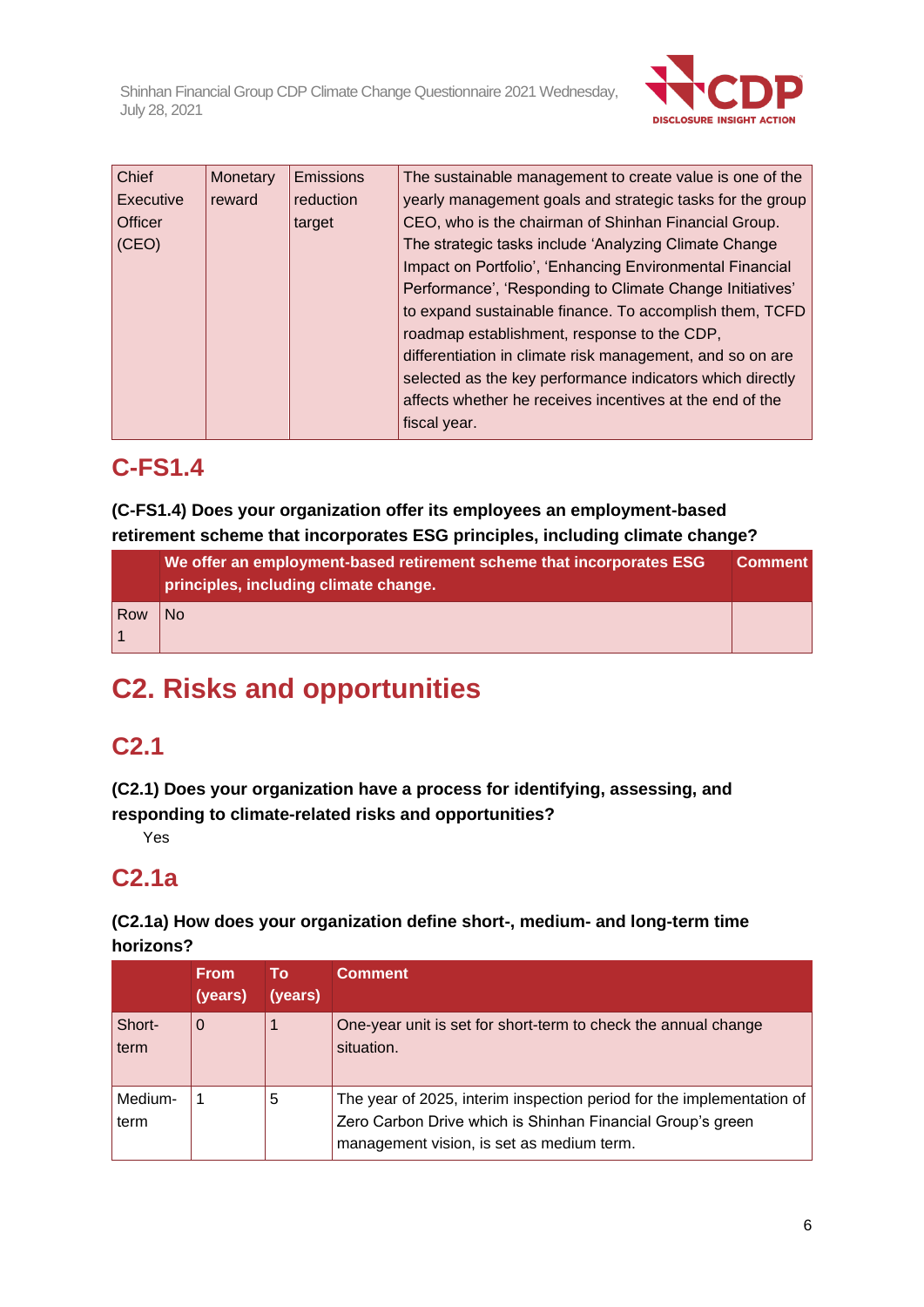| Chief Executive Officer (CEO) | Monetary reward | Emissions reduction target | The sustainable management to create value is one of the yearly management goals and strategic tasks for the group CEO, who is the chairman of Shinhan Financial Group. The strategic tasks include 'Analyzing Climate Change Impact on Portfolio', 'Enhancing Environmental Financial Performance', 'Responding to Climate Change Initiatives' to expand sustainable finance. To accomplish them, TCFD roadmap establishment, response to the CDP, differentiation in climate risk management, and so on are selected as the key performance indicators which directly affects whether he receives incentives at the end of the fiscal year. |
|---|---|---|---|

## C-FS1.4

**(C-FS1.4) Does your organization offer its employees an employment-based retirement scheme that incorporates ESG principles, including climate change?**

| | We offer an employment-based retirement scheme that incorporates ESG principles, including climate change. | Comment |
|---|---|---|
| Row 1 | No | |

# C2. Risks and opportunities

## C2.1

**(C2.1) Does your organization have a process for identifying, assessing, and responding to climate-related risks and opportunities?**

Yes

## C2.1a

**(C2.1a) How does your organization define short-, medium- and long-term time horizons?**

| | From (years) | To (years) | Comment |
|---|---|---|---|
| Short-term | 0 | 1 | One-year unit is set for short-term to check the annual change situation. |
| Medium-term | 1 | 5 | The year of 2025, interim inspection period for the implementation of Zero Carbon Drive which is Shinhan Financial Group's green management vision, is set as medium term. |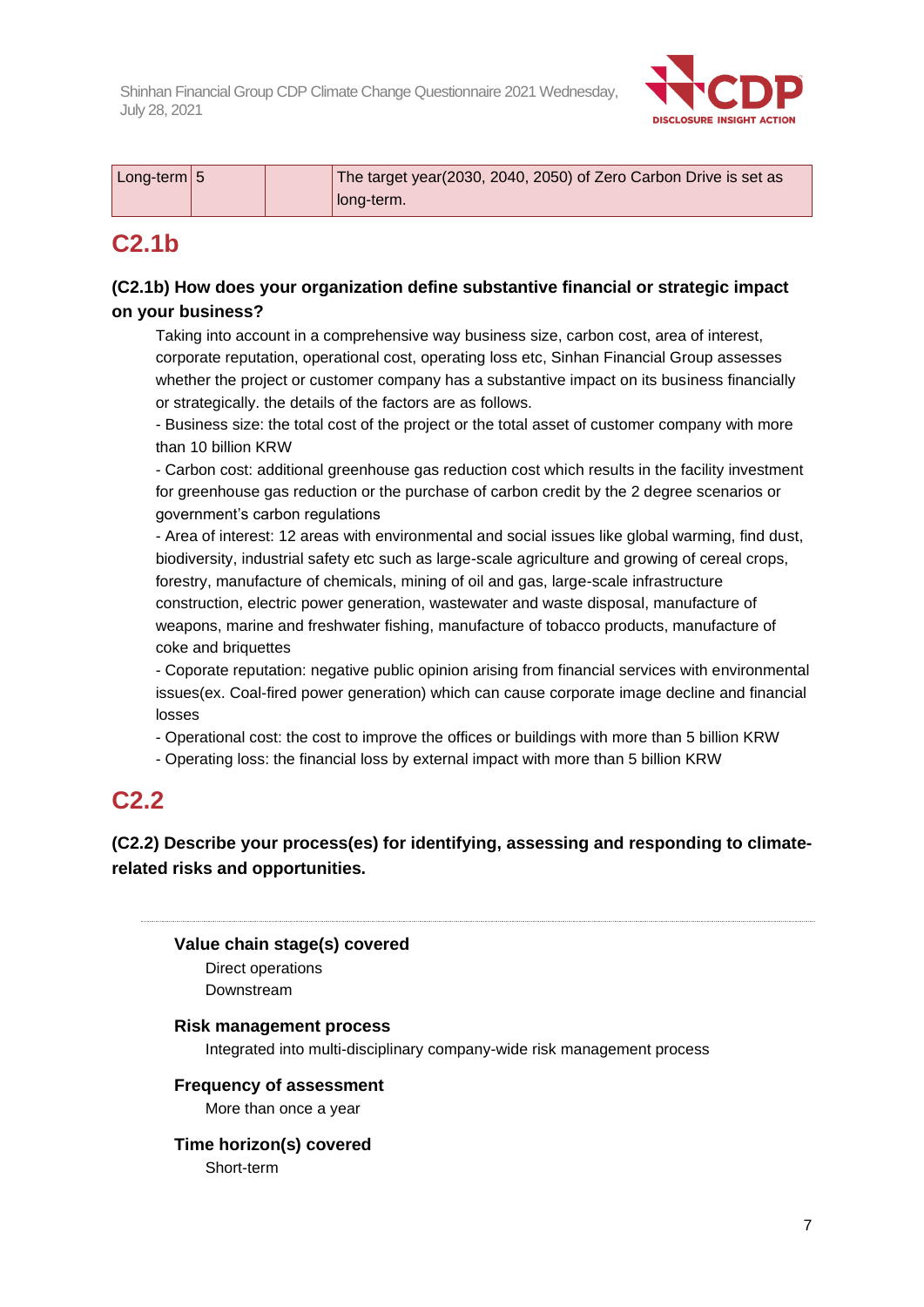| Long-term | 5 | | The target year(2030, 2040, 2050) of Zero Carbon Drive is set as long-term. |
|---|---|---|---|

## C2.1b

### (C2.1b) How does your organization define substantive financial or strategic impact on your business?

Taking into account in a comprehensive way business size, carbon cost, area of interest, corporate reputation, operational cost, operating loss etc, Sinhan Financial Group assesses whether the project or customer company has a substantive impact on its business financially or strategically. the details of the factors are as follows.

- Business size: the total cost of the project or the total asset of customer company with more than 10 billion KRW
- Carbon cost: additional greenhouse gas reduction cost which results in the facility investment for greenhouse gas reduction or the purchase of carbon credit by the 2 degree scenarios or government's carbon regulations
- Area of interest: 12 areas with environmental and social issues like global warming, find dust, biodiversity, industrial safety etc such as large-scale agriculture and growing of cereal crops, forestry, manufacture of chemicals, mining of oil and gas, large-scale infrastructure construction, electric power generation, wastewater and waste disposal, manufacture of weapons, marine and freshwater fishing, manufacture of tobacco products, manufacture of coke and briquettes
- Coporate reputation: negative public opinion arising from financial services with environmental issues(ex. Coal-fired power generation) which can cause corporate image decline and financial losses
- Operational cost: the cost to improve the offices or buildings with more than 5 billion KRW
- Operating loss: the financial loss by external impact with more than 5 billion KRW

## C2.2

### (C2.2) Describe your process(es) for identifying, assessing and responding to climate-related risks and opportunities.

**Value chain stage(s) covered**

Direct operations
Downstream

**Risk management process**

Integrated into multi-disciplinary company-wide risk management process

**Frequency of assessment**

More than once a year

**Time horizon(s) covered**

Short-term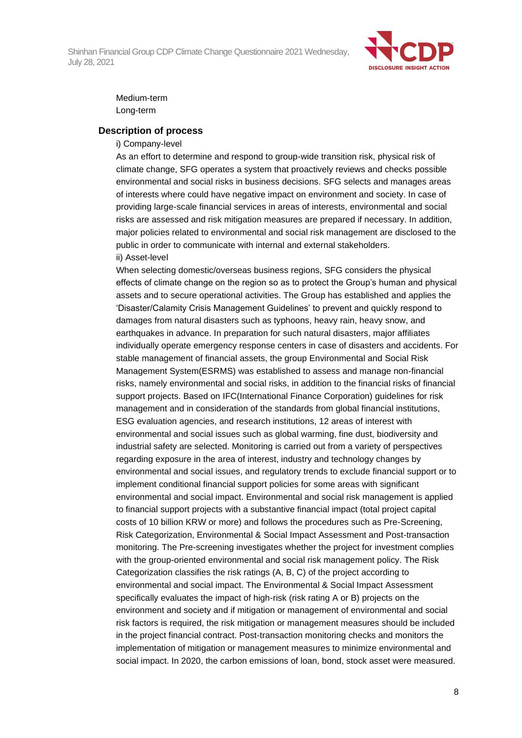Medium-term
Long-term

### Description of process

i) Company-level

As an effort to determine and respond to group-wide transition risk, physical risk of climate change, SFG operates a system that proactively reviews and checks possible environmental and social risks in business decisions. SFG selects and manages areas of interests where could have negative impact on environment and society. In case of providing large-scale financial services in areas of interests, environmental and social risks are assessed and risk mitigation measures are prepared if necessary. In addition, major policies related to environmental and social risk management are disclosed to the public in order to communicate with internal and external stakeholders.

ii) Asset-level

When selecting domestic/overseas business regions, SFG considers the physical effects of climate change on the region so as to protect the Group's human and physical assets and to secure operational activities. The Group has established and applies the 'Disaster/Calamity Crisis Management Guidelines' to prevent and quickly respond to damages from natural disasters such as typhoons, heavy rain, heavy snow, and earthquakes in advance. In preparation for such natural disasters, major affiliates individually operate emergency response centers in case of disasters and accidents. For stable management of financial assets, the group Environmental and Social Risk Management System(ESRMS) was established to assess and manage non-financial risks, namely environmental and social risks, in addition to the financial risks of financial support projects. Based on IFC(International Finance Corporation) guidelines for risk management and in consideration of the standards from global financial institutions, ESG evaluation agencies, and research institutions, 12 areas of interest with environmental and social issues such as global warming, fine dust, biodiversity and industrial safety are selected. Monitoring is carried out from a variety of perspectives regarding exposure in the area of interest, industry and technology changes by environmental and social issues, and regulatory trends to exclude financial support or to implement conditional financial support policies for some areas with significant environmental and social impact. Environmental and social risk management is applied to financial support projects with a substantive financial impact (total project capital costs of 10 billion KRW or more) and follows the procedures such as Pre-Screening, Risk Categorization, Environmental & Social Impact Assessment and Post-transaction monitoring. The Pre-screening investigates whether the project for investment complies with the group-oriented environmental and social risk management policy. The Risk Categorization classifies the risk ratings (A, B, C) of the project according to environmental and social impact. The Environmental & Social Impact Assessment specifically evaluates the impact of high-risk (risk rating A or B) projects on the environment and society and if mitigation or management of environmental and social risk factors is required, the risk mitigation or management measures should be included in the project financial contract. Post-transaction monitoring checks and monitors the implementation of mitigation or management measures to minimize environmental and social impact. In 2020, the carbon emissions of loan, bond, stock asset were measured.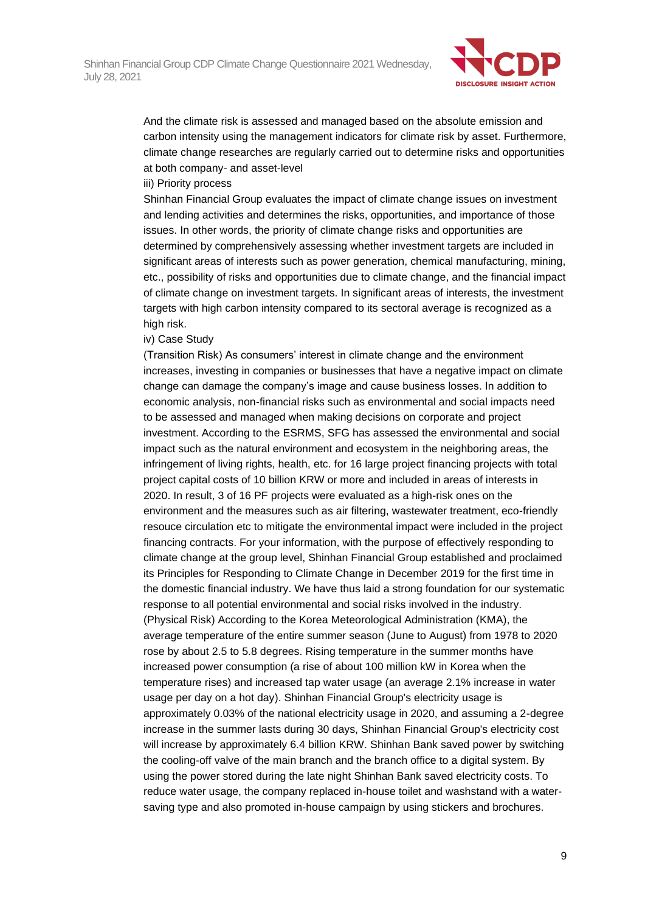And the climate risk is assessed and managed based on the absolute emission and carbon intensity using the management indicators for climate risk by asset. Furthermore, climate change researches are regularly carried out to determine risks and opportunities at both company- and asset-level

iii) Priority process

Shinhan Financial Group evaluates the impact of climate change issues on investment and lending activities and determines the risks, opportunities, and importance of those issues. In other words, the priority of climate change risks and opportunities are determined by comprehensively assessing whether investment targets are included in significant areas of interests such as power generation, chemical manufacturing, mining, etc., possibility of risks and opportunities due to climate change, and the financial impact of climate change on investment targets. In significant areas of interests, the investment targets with high carbon intensity compared to its sectoral average is recognized as a high risk.

iv) Case Study

(Transition Risk) As consumers' interest in climate change and the environment increases, investing in companies or businesses that have a negative impact on climate change can damage the company's image and cause business losses. In addition to economic analysis, non-financial risks such as environmental and social impacts need to be assessed and managed when making decisions on corporate and project investment. According to the ESRMS, SFG has assessed the environmental and social impact such as the natural environment and ecosystem in the neighboring areas, the infringement of living rights, health, etc. for 16 large project financing projects with total project capital costs of 10 billion KRW or more and included in areas of interests in 2020. In result, 3 of 16 PF projects were evaluated as a high-risk ones on the environment and the measures such as air filtering, wastewater treatment, eco-friendly resouce circulation etc to mitigate the environmental impact were included in the project financing contracts. For your information, with the purpose of effectively responding to climate change at the group level, Shinhan Financial Group established and proclaimed its Principles for Responding to Climate Change in December 2019 for the first time in the domestic financial industry. We have thus laid a strong foundation for our systematic response to all potential environmental and social risks involved in the industry.

(Physical Risk) According to the Korea Meteorological Administration (KMA), the average temperature of the entire summer season (June to August) from 1978 to 2020 rose by about 2.5 to 5.8 degrees. Rising temperature in the summer months have increased power consumption (a rise of about 100 million kW in Korea when the temperature rises) and increased tap water usage (an average 2.1% increase in water usage per day on a hot day). Shinhan Financial Group's electricity usage is approximately 0.03% of the national electricity usage in 2020, and assuming a 2-degree increase in the summer lasts during 30 days, Shinhan Financial Group's electricity cost will increase by approximately 6.4 billion KRW. Shinhan Bank saved power by switching the cooling-off valve of the main branch and the branch office to a digital system. By using the power stored during the late night Shinhan Bank saved electricity costs. To reduce water usage, the company replaced in-house toilet and washstand with a water-saving type and also promoted in-house campaign by using stickers and brochures.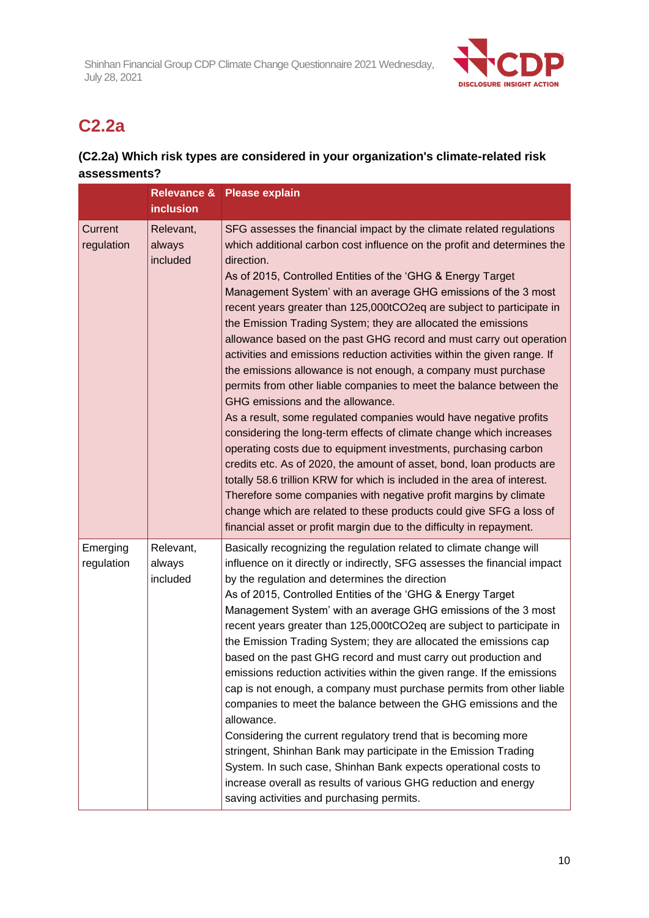## C2.2a

**(C2.2a) Which risk types are considered in your organization's climate-related risk assessments?**

| | Relevance & inclusion | Please explain |
|---|---|---|
| Current regulation | Relevant, always included | SFG assesses the financial impact by the climate related regulations which additional carbon cost influence on the profit and determines the direction.<br>As of 2015, Controlled Entities of the 'GHG & Energy Target Management System' with an average GHG emissions of the 3 most recent years greater than 125,000tCO2eq are subject to participate in the Emission Trading System; they are allocated the emissions allowance based on the past GHG record and must carry out operation activities and emissions reduction activities within the given range. If the emissions allowance is not enough, a company must purchase permits from other liable companies to meet the balance between the GHG emissions and the allowance.<br>As a result, some regulated companies would have negative profits considering the long-term effects of climate change which increases operating costs due to equipment investments, purchasing carbon credits etc. As of 2020, the amount of asset, bond, loan products are totally 58.6 trillion KRW for which is included in the area of interest. Therefore some companies with negative profit margins by climate change which are related to these products could give SFG a loss of financial asset or profit margin due to the difficulty in repayment. |
| Emerging regulation | Relevant, always included | Basically recognizing the regulation related to climate change will influence on it directly or indirectly, SFG assesses the financial impact by the regulation and determines the direction<br>As of 2015, Controlled Entities of the 'GHG & Energy Target Management System' with an average GHG emissions of the 3 most recent years greater than 125,000tCO2eq are subject to participate in the Emission Trading System; they are allocated the emissions cap based on the past GHG record and must carry out production and emissions reduction activities within the given range. If the emissions cap is not enough, a company must purchase permits from other liable companies to meet the balance between the GHG emissions and the allowance.<br>Considering the current regulatory trend that is becoming more stringent, Shinhan Bank may participate in the Emission Trading System. In such case, Shinhan Bank expects operational costs to increase overall as results of various GHG reduction and energy saving activities and purchasing permits. |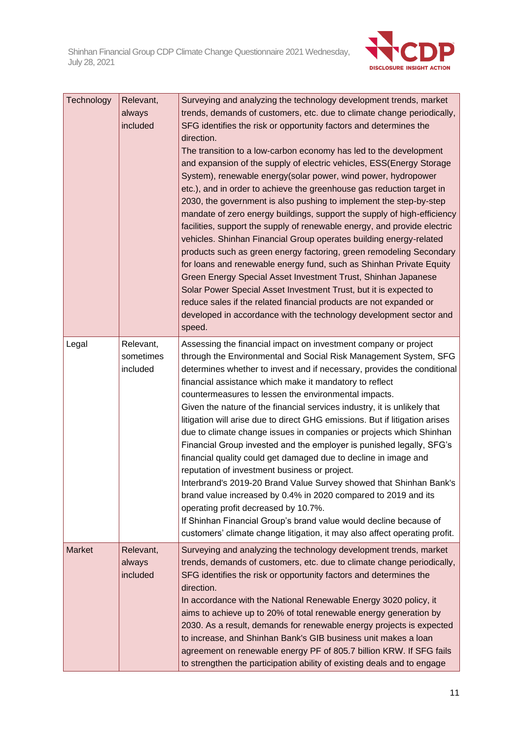| | | |
|---|---|---|
| Technology | Relevant, always included | Surveying and analyzing the technology development trends, market trends, demands of customers, etc. due to climate change periodically, SFG identifies the risk or opportunity factors and determines the direction.<br>The transition to a low-carbon economy has led to the development and expansion of the supply of electric vehicles, ESS(Energy Storage System), renewable energy(solar power, wind power, hydropower etc.), and in order to achieve the greenhouse gas reduction target in 2030, the government is also pushing to implement the step-by-step mandate of zero energy buildings, support the supply of high-efficiency facilities, support the supply of renewable energy, and provide electric vehicles. Shinhan Financial Group operates building energy-related products such as green energy factoring, green remodeling Secondary for loans and renewable energy fund, such as Shinhan Private Equity Green Energy Special Asset Investment Trust, Shinhan Japanese Solar Power Special Asset Investment Trust, but it is expected to reduce sales if the related financial products are not expanded or developed in accordance with the technology development sector and speed. |
| Legal | Relevant, sometimes included | Assessing the financial impact on investment company or project through the Environmental and Social Risk Management System, SFG determines whether to invest and if necessary, provides the conditional financial assistance which make it mandatory to reflect countermeasures to lessen the environmental impacts.<br>Given the nature of the financial services industry, it is unlikely that litigation will arise due to direct GHG emissions. But if litigation arises due to climate change issues in companies or projects which Shinhan Financial Group invested and the employer is punished legally, SFG's financial quality could get damaged due to decline in image and reputation of investment business or project.<br>Interbrand's 2019-20 Brand Value Survey showed that Shinhan Bank's brand value increased by 0.4% in 2020 compared to 2019 and its operating profit decreased by 10.7%.<br>If Shinhan Financial Group's brand value would decline because of customers' climate change litigation, it may also affect operating profit. |
| Market | Relevant, always included | Surveying and analyzing the technology development trends, market trends, demands of customers, etc. due to climate change periodically, SFG identifies the risk or opportunity factors and determines the direction.<br>In accordance with the National Renewable Energy 3020 policy, it aims to achieve up to 20% of total renewable energy generation by 2030. As a result, demands for renewable energy projects is expected to increase, and Shinhan Bank's GIB business unit makes a loan agreement on renewable energy PF of 805.7 billion KRW. If SFG fails to strengthen the participation ability of existing deals and to engage |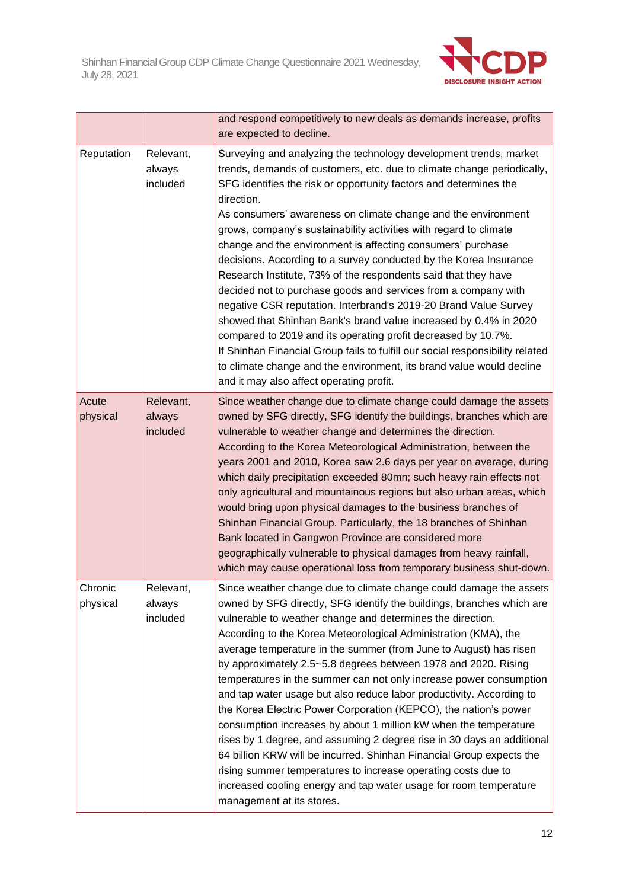| | | |
|---|---|---|
| | | and respond competitively to new deals as demands increase, profits are expected to decline. |
| Reputation | Relevant, always included | Surveying and analyzing the technology development trends, market trends, demands of customers, etc. due to climate change periodically, SFG identifies the risk or opportunity factors and determines the direction.<br>As consumers' awareness on climate change and the environment grows, company's sustainability activities with regard to climate change and the environment is affecting consumers' purchase decisions. According to a survey conducted by the Korea Insurance Research Institute, 73% of the respondents said that they have decided not to purchase goods and services from a company with negative CSR reputation. Interbrand's 2019-20 Brand Value Survey showed that Shinhan Bank's brand value increased by 0.4% in 2020 compared to 2019 and its operating profit decreased by 10.7%.<br>If Shinhan Financial Group fails to fulfill our social responsibility related to climate change and the environment, its brand value would decline and it may also affect operating profit. |
| Acute physical | Relevant, always included | Since weather change due to climate change could damage the assets owned by SFG directly, SFG identify the buildings, branches which are vulnerable to weather change and determines the direction.<br>According to the Korea Meteorological Administration, between the years 2001 and 2010, Korea saw 2.6 days per year on average, during which daily precipitation exceeded 80mn; such heavy rain effects not only agricultural and mountainous regions but also urban areas, which would bring upon physical damages to the business branches of Shinhan Financial Group. Particularly, the 18 branches of Shinhan Bank located in Gangwon Province are considered more geographically vulnerable to physical damages from heavy rainfall, which may cause operational loss from temporary business shut-down. |
| Chronic physical | Relevant, always included | Since weather change due to climate change could damage the assets owned by SFG directly, SFG identify the buildings, branches which are vulnerable to weather change and determines the direction.<br>According to the Korea Meteorological Administration (KMA), the average temperature in the summer (from June to August) has risen by approximately 2.5~5.8 degrees between 1978 and 2020. Rising temperatures in the summer can not only increase power consumption and tap water usage but also reduce labor productivity. According to the Korea Electric Power Corporation (KEPCO), the nation's power consumption increases by about 1 million kW when the temperature rises by 1 degree, and assuming 2 degree rise in 30 days an additional 64 billion KRW will be incurred. Shinhan Financial Group expects the rising summer temperatures to increase operating costs due to increased cooling energy and tap water usage for room temperature management at its stores. |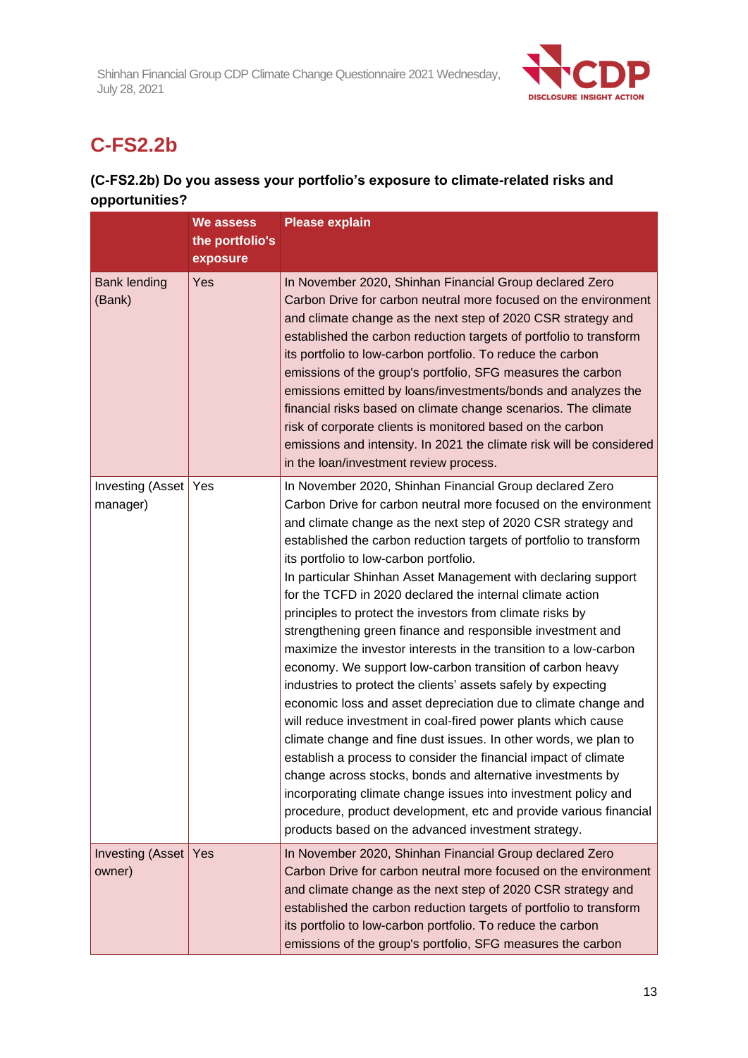## C-FS2.2b

**(C-FS2.2b) Do you assess your portfolio's exposure to climate-related risks and opportunities?**

| | We assess the portfolio's exposure | Please explain |
|---|---|---|
| Bank lending (Bank) | Yes | In November 2020, Shinhan Financial Group declared Zero Carbon Drive for carbon neutral more focused on the environment and climate change as the next step of 2020 CSR strategy and established the carbon reduction targets of portfolio to transform its portfolio to low-carbon portfolio. To reduce the carbon emissions of the group's portfolio, SFG measures the carbon emissions emitted by loans/investments/bonds and analyzes the financial risks based on climate change scenarios. The climate risk of corporate clients is monitored based on the carbon emissions and intensity. In 2021 the climate risk will be considered in the loan/investment review process. |
| Investing (Asset manager) | Yes | In November 2020, Shinhan Financial Group declared Zero Carbon Drive for carbon neutral more focused on the environment and climate change as the next step of 2020 CSR strategy and established the carbon reduction targets of portfolio to transform its portfolio to low-carbon portfolio.<br>In particular Shinhan Asset Management with declaring support for the TCFD in 2020 declared the internal climate action principles to protect the investors from climate risks by strengthening green finance and responsible investment and maximize the investor interests in the transition to a low-carbon economy. We support low-carbon transition of carbon heavy industries to protect the clients' assets safely by expecting economic loss and asset depreciation due to climate change and will reduce investment in coal-fired power plants which cause climate change and fine dust issues. In other words, we plan to establish a process to consider the financial impact of climate change across stocks, bonds and alternative investments by incorporating climate change issues into investment policy and procedure, product development, etc and provide various financial products based on the advanced investment strategy. |
| Investing (Asset owner) | Yes | In November 2020, Shinhan Financial Group declared Zero Carbon Drive for carbon neutral more focused on the environment and climate change as the next step of 2020 CSR strategy and established the carbon reduction targets of portfolio to transform its portfolio to low-carbon portfolio. To reduce the carbon emissions of the group's portfolio, SFG measures the carbon |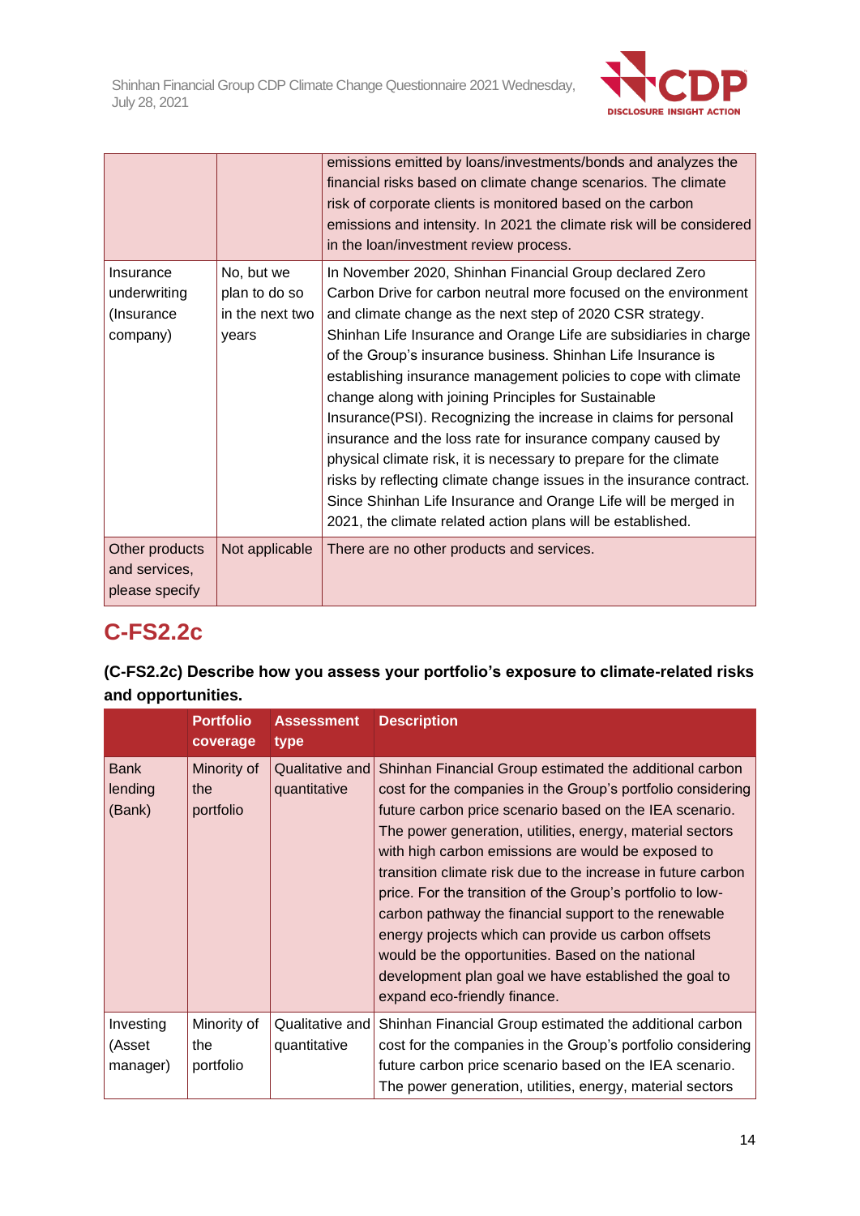|  |  | emissions emitted by loans/investments/bonds and analyzes the financial risks based on climate change scenarios. The climate risk of corporate clients is monitored based on the carbon emissions and intensity. In 2021 the climate risk will be considered in the loan/investment review process. |
|---|---|---|
| Insurance underwriting (Insurance company) | No, but we plan to do so in the next two years | In November 2020, Shinhan Financial Group declared Zero Carbon Drive for carbon neutral more focused on the environment and climate change as the next step of 2020 CSR strategy. Shinhan Life Insurance and Orange Life are subsidiaries in charge of the Group's insurance business. Shinhan Life Insurance is establishing insurance management policies to cope with climate change along with joining Principles for Sustainable Insurance(PSI). Recognizing the increase in claims for personal insurance and the loss rate for insurance company caused by physical climate risk, it is necessary to prepare for the climate risks by reflecting climate change issues in the insurance contract. Since Shinhan Life Insurance and Orange Life will be merged in 2021, the climate related action plans will be established. |
| Other products and services, please specify | Not applicable | There are no other products and services. |

## C-FS2.2c

**(C-FS2.2c) Describe how you assess your portfolio's exposure to climate-related risks and opportunities.**

|  | Portfolio coverage | Assessment type | Description |
|---|---|---|---|
| Bank lending (Bank) | Minority of the portfolio | Qualitative and quantitative | Shinhan Financial Group estimated the additional carbon cost for the companies in the Group's portfolio considering future carbon price scenario based on the IEA scenario. The power generation, utilities, energy, material sectors with high carbon emissions are would be exposed to transition climate risk due to the increase in future carbon price. For the transition of the Group's portfolio to low-carbon pathway the financial support to the renewable energy projects which can provide us carbon offsets would be the opportunities. Based on the national development plan goal we have established the goal to expand eco-friendly finance. |
| Investing (Asset manager) | Minority of the portfolio | Qualitative and quantitative | Shinhan Financial Group estimated the additional carbon cost for the companies in the Group's portfolio considering future carbon price scenario based on the IEA scenario. The power generation, utilities, energy, material sectors |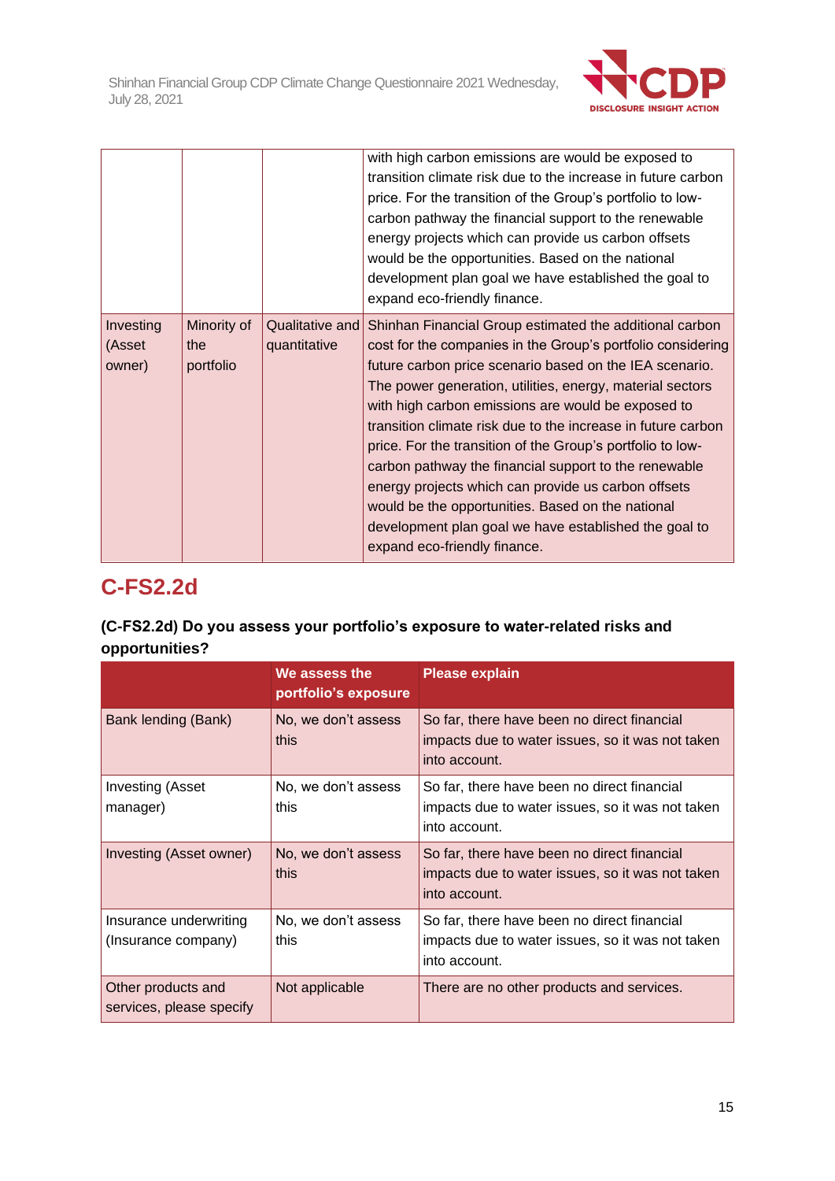|  |  |  | with high carbon emissions are would be exposed to transition climate risk due to the increase in future carbon price. For the transition of the Group's portfolio to low-carbon pathway the financial support to the renewable energy projects which can provide us carbon offsets would be the opportunities. Based on the national development plan goal we have established the goal to expand eco-friendly finance. |
|---|---|---|---|
| Investing (Asset owner) | Minority of the portfolio | Qualitative and quantitative | Shinhan Financial Group estimated the additional carbon cost for the companies in the Group's portfolio considering future carbon price scenario based on the IEA scenario. The power generation, utilities, energy, material sectors with high carbon emissions are would be exposed to transition climate risk due to the increase in future carbon price. For the transition of the Group's portfolio to low-carbon pathway the financial support to the renewable energy projects which can provide us carbon offsets would be the opportunities. Based on the national development plan goal we have established the goal to expand eco-friendly finance. |

## C-FS2.2d

**(C-FS2.2d) Do you assess your portfolio's exposure to water-related risks and opportunities?**

|  | We assess the portfolio's exposure | Please explain |
|---|---|---|
| Bank lending (Bank) | No, we don't assess this | So far, there have been no direct financial impacts due to water issues, so it was not taken into account. |
| Investing (Asset manager) | No, we don't assess this | So far, there have been no direct financial impacts due to water issues, so it was not taken into account. |
| Investing (Asset owner) | No, we don't assess this | So far, there have been no direct financial impacts due to water issues, so it was not taken into account. |
| Insurance underwriting (Insurance company) | No, we don't assess this | So far, there have been no direct financial impacts due to water issues, so it was not taken into account. |
| Other products and services, please specify | Not applicable | There are no other products and services. |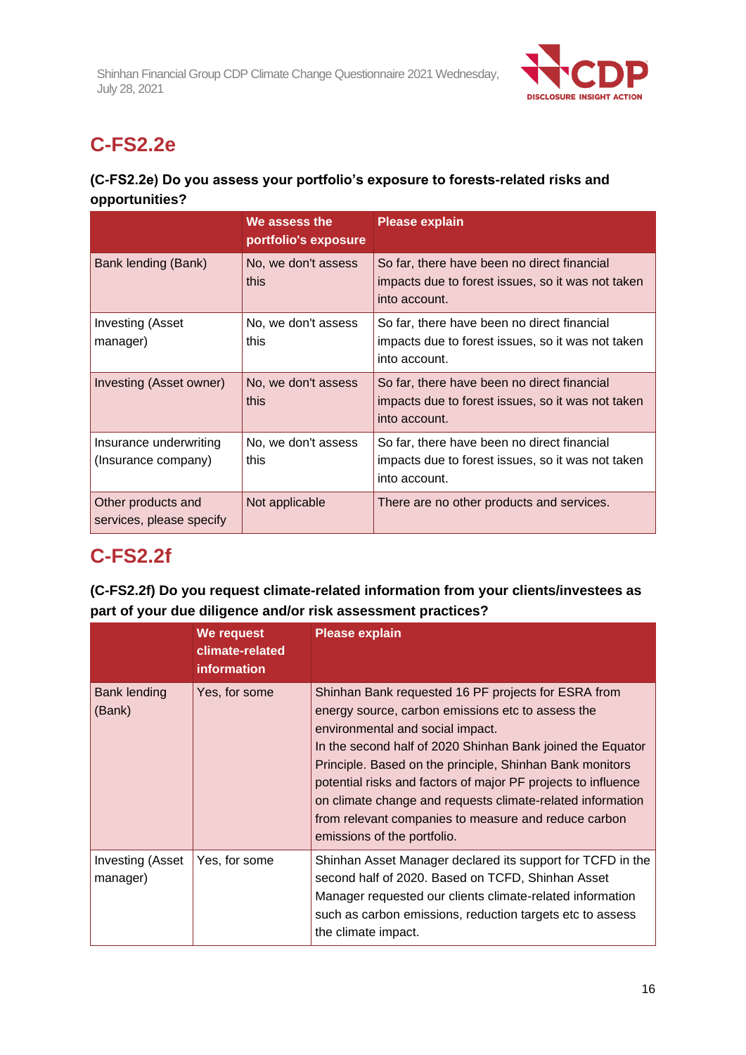## C-FS2.2e

**(C-FS2.2e) Do you assess your portfolio's exposure to forests-related risks and opportunities?**

| | We assess the portfolio's exposure | Please explain |
|---|---|---|
| Bank lending (Bank) | No, we don't assess this | So far, there have been no direct financial impacts due to forest issues, so it was not taken into account. |
| Investing (Asset manager) | No, we don't assess this | So far, there have been no direct financial impacts due to forest issues, so it was not taken into account. |
| Investing (Asset owner) | No, we don't assess this | So far, there have been no direct financial impacts due to forest issues, so it was not taken into account. |
| Insurance underwriting (Insurance company) | No, we don't assess this | So far, there have been no direct financial impacts due to forest issues, so it was not taken into account. |
| Other products and services, please specify | Not applicable | There are no other products and services. |

## C-FS2.2f

**(C-FS2.2f) Do you request climate-related information from your clients/investees as part of your due diligence and/or risk assessment practices?**

| | We request climate-related information | Please explain |
|---|---|---|
| Bank lending (Bank) | Yes, for some | Shinhan Bank requested 16 PF projects for ESRA from energy source, carbon emissions etc to assess the environmental and social impact.<br>In the second half of 2020 Shinhan Bank joined the Equator Principle. Based on the principle, Shinhan Bank monitors potential risks and factors of major PF projects to influence on climate change and requests climate-related information from relevant companies to measure and reduce carbon emissions of the portfolio. |
| Investing (Asset manager) | Yes, for some | Shinhan Asset Manager declared its support for TCFD in the second half of 2020. Based on TCFD, Shinhan Asset Manager requested our clients climate-related information such as carbon emissions, reduction targets etc to assess the climate impact. |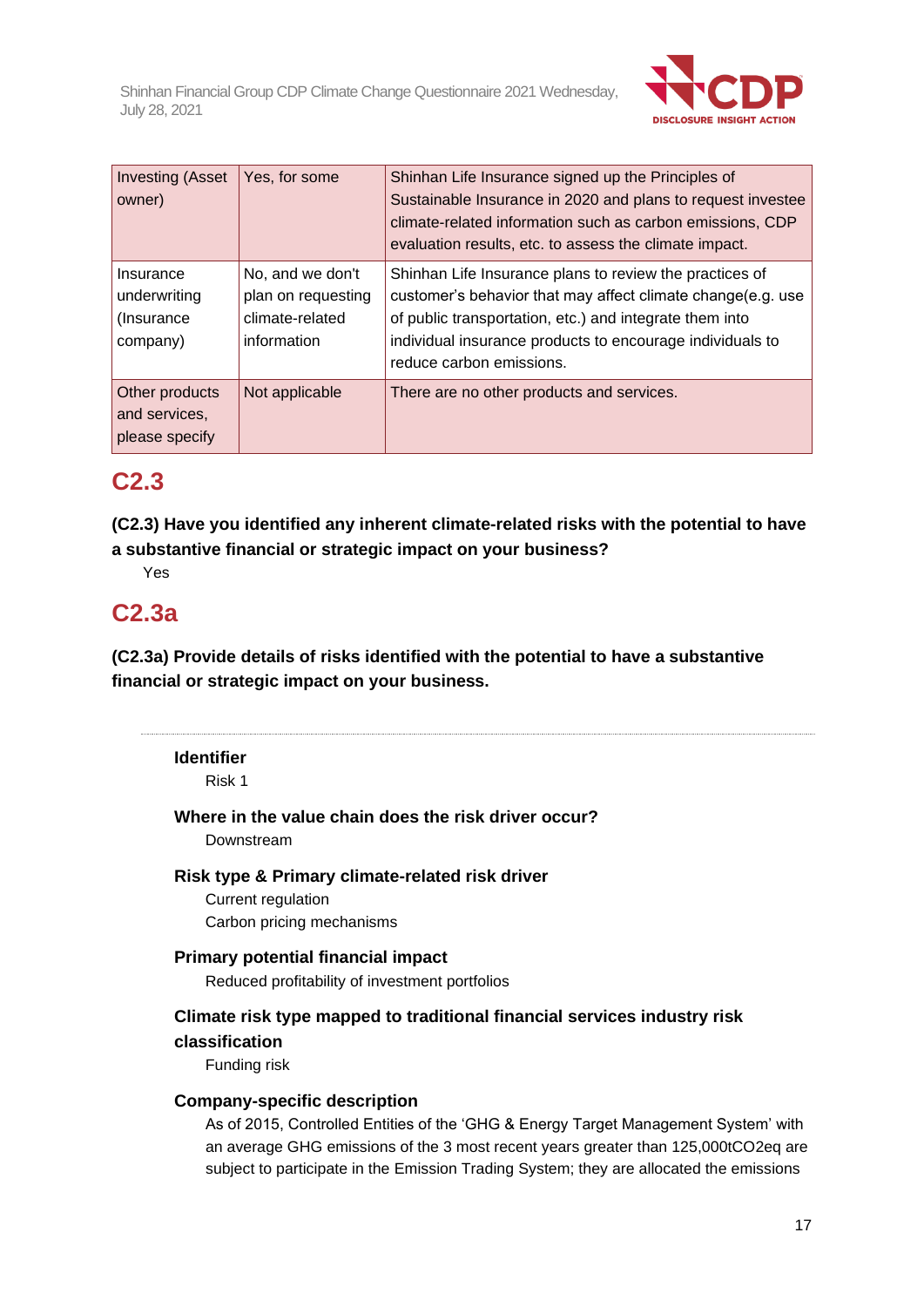| Investing (Asset owner) | Yes, for some | Shinhan Life Insurance signed up the Principles of Sustainable Insurance in 2020 and plans to request investee climate-related information such as carbon emissions, CDP evaluation results, etc. to assess the climate impact. |
|---|---|---|
| Insurance underwriting (Insurance company) | No, and we don't plan on requesting climate-related information | Shinhan Life Insurance plans to review the practices of customer's behavior that may affect climate change(e.g. use of public transportation, etc.) and integrate them into individual insurance products to encourage individuals to reduce carbon emissions. |
| Other products and services, please specify | Not applicable | There are no other products and services. |

## C2.3

**(C2.3) Have you identified any inherent climate-related risks with the potential to have a substantive financial or strategic impact on your business?**

Yes

## C2.3a

**(C2.3a) Provide details of risks identified with the potential to have a substantive financial or strategic impact on your business.**

---

**Identifier**

Risk 1

**Where in the value chain does the risk driver occur?**

Downstream

**Risk type & Primary climate-related risk driver**

Current regulation

Carbon pricing mechanisms

**Primary potential financial impact**

Reduced profitability of investment portfolios

**Climate risk type mapped to traditional financial services industry risk classification**

Funding risk

**Company-specific description**

As of 2015, Controlled Entities of the 'GHG & Energy Target Management System' with an average GHG emissions of the 3 most recent years greater than 125,000tCO2eq are subject to participate in the Emission Trading System; they are allocated the emissions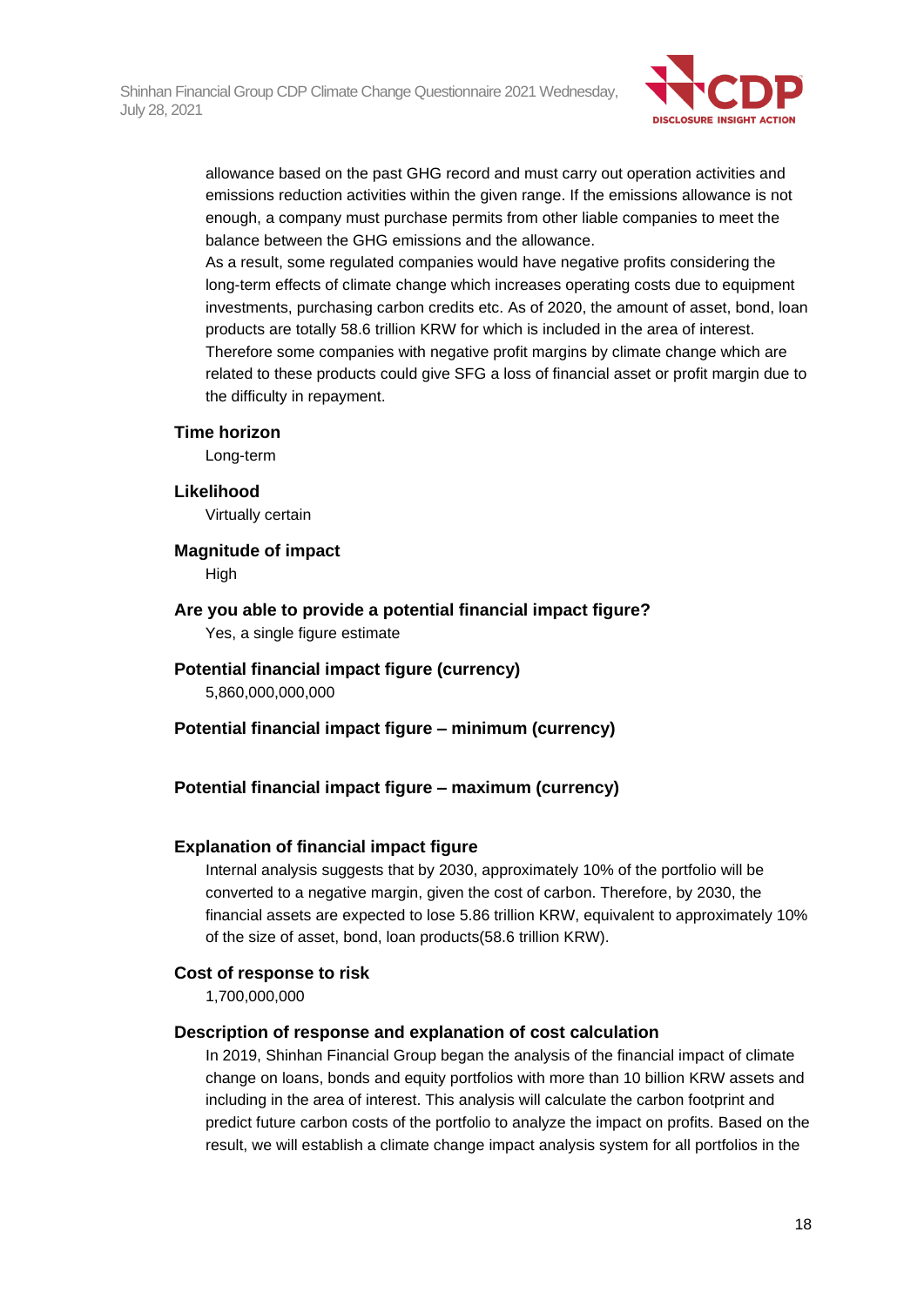allowance based on the past GHG record and must carry out operation activities and emissions reduction activities within the given range. If the emissions allowance is not enough, a company must purchase permits from other liable companies to meet the balance between the GHG emissions and the allowance.
As a result, some regulated companies would have negative profits considering the long-term effects of climate change which increases operating costs due to equipment investments, purchasing carbon credits etc. As of 2020, the amount of asset, bond, loan products are totally 58.6 trillion KRW for which is included in the area of interest. Therefore some companies with negative profit margins by climate change which are related to these products could give SFG a loss of financial asset or profit margin due to the difficulty in repayment.

**Time horizon**

Long-term

**Likelihood**

Virtually certain

**Magnitude of impact**

High

**Are you able to provide a potential financial impact figure?**

Yes, a single figure estimate

**Potential financial impact figure (currency)**

5,860,000,000,000

**Potential financial impact figure – minimum (currency)**

**Potential financial impact figure – maximum (currency)**

**Explanation of financial impact figure**

Internal analysis suggests that by 2030, approximately 10% of the portfolio will be converted to a negative margin, given the cost of carbon. Therefore, by 2030, the financial assets are expected to lose 5.86 trillion KRW, equivalent to approximately 10% of the size of asset, bond, loan products(58.6 trillion KRW).

**Cost of response to risk**

1,700,000,000

**Description of response and explanation of cost calculation**

In 2019, Shinhan Financial Group began the analysis of the financial impact of climate change on loans, bonds and equity portfolios with more than 10 billion KRW assets and including in the area of interest. This analysis will calculate the carbon footprint and predict future carbon costs of the portfolio to analyze the impact on profits. Based on the result, we will establish a climate change impact analysis system for all portfolios in the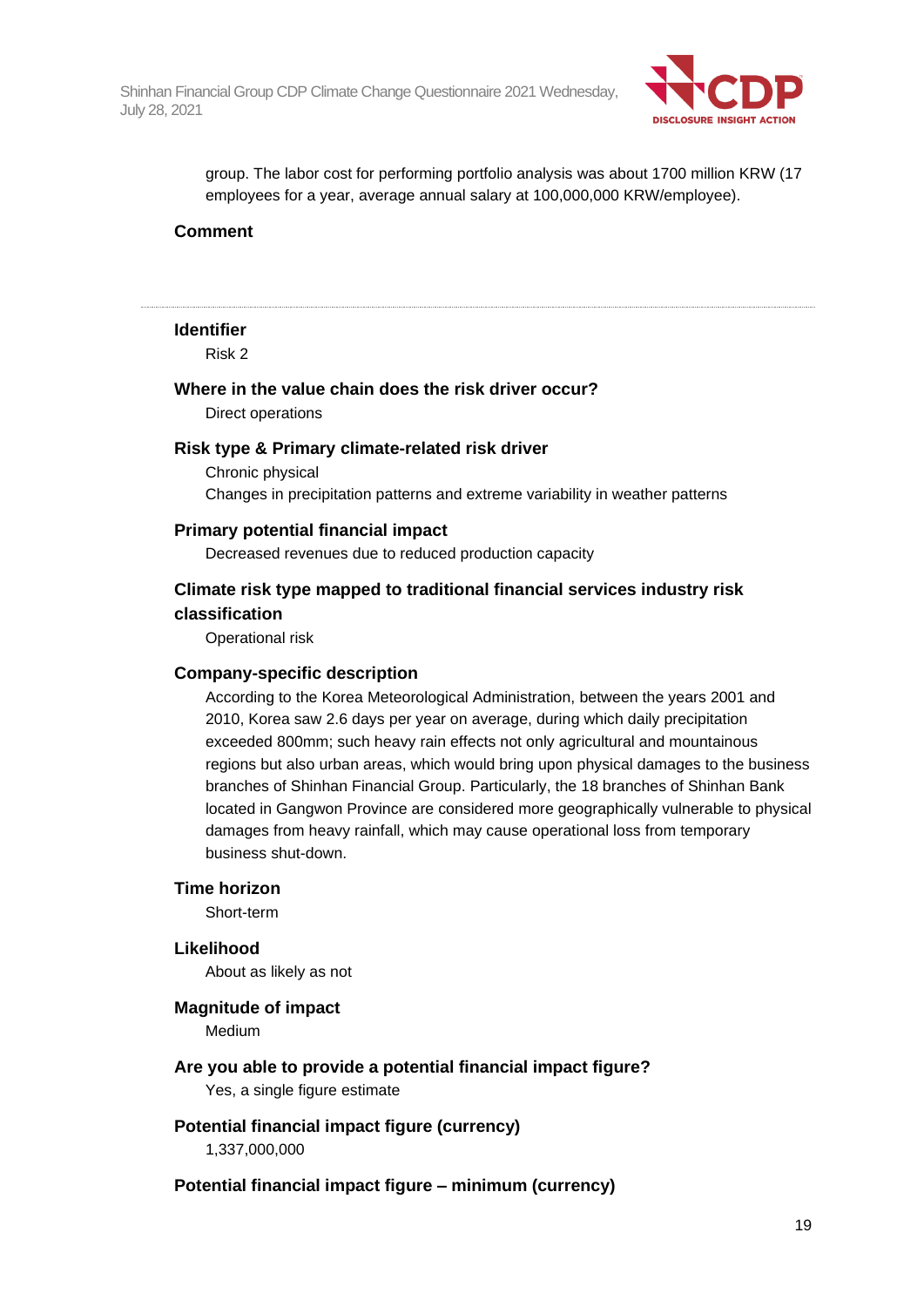group. The labor cost for performing portfolio analysis was about 1700 million KRW (17 employees for a year, average annual salary at 100,000,000 KRW/employee).

**Comment**

---

**Identifier**

Risk 2

**Where in the value chain does the risk driver occur?**

Direct operations

**Risk type & Primary climate-related risk driver**

Chronic physical

Changes in precipitation patterns and extreme variability in weather patterns

**Primary potential financial impact**

Decreased revenues due to reduced production capacity

**Climate risk type mapped to traditional financial services industry risk classification**

Operational risk

**Company-specific description**

According to the Korea Meteorological Administration, between the years 2001 and 2010, Korea saw 2.6 days per year on average, during which daily precipitation exceeded 800mm; such heavy rain effects not only agricultural and mountainous regions but also urban areas, which would bring upon physical damages to the business branches of Shinhan Financial Group. Particularly, the 18 branches of Shinhan Bank located in Gangwon Province are considered more geographically vulnerable to physical damages from heavy rainfall, which may cause operational loss from temporary business shut-down.

**Time horizon**

Short-term

**Likelihood**

About as likely as not

**Magnitude of impact**

Medium

**Are you able to provide a potential financial impact figure?**

Yes, a single figure estimate

**Potential financial impact figure (currency)**

1,337,000,000

**Potential financial impact figure – minimum (currency)**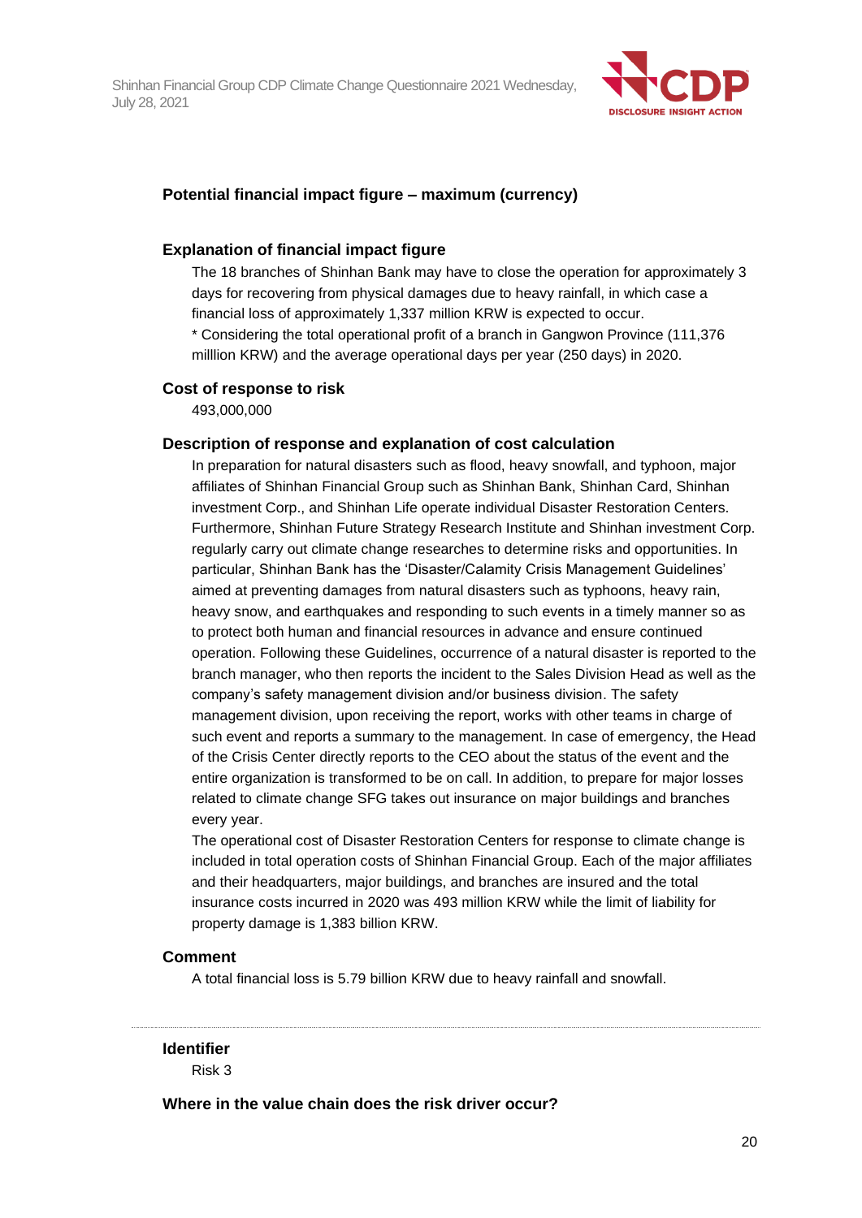#### Potential financial impact figure – maximum (currency)

#### Explanation of financial impact figure

The 18 branches of Shinhan Bank may have to close the operation for approximately 3 days for recovering from physical damages due to heavy rainfall, in which case a financial loss of approximately 1,337 million KRW is expected to occur.
* Considering the total operational profit of a branch in Gangwon Province (111,376 milllion KRW) and the average operational days per year (250 days) in 2020.

#### Cost of response to risk

493,000,000

#### Description of response and explanation of cost calculation

In preparation for natural disasters such as flood, heavy snowfall, and typhoon, major affiliates of Shinhan Financial Group such as Shinhan Bank, Shinhan Card, Shinhan investment Corp., and Shinhan Life operate individual Disaster Restoration Centers. Furthermore, Shinhan Future Strategy Research Institute and Shinhan investment Corp. regularly carry out climate change researches to determine risks and opportunities. In particular, Shinhan Bank has the 'Disaster/Calamity Crisis Management Guidelines' aimed at preventing damages from natural disasters such as typhoons, heavy rain, heavy snow, and earthquakes and responding to such events in a timely manner so as to protect both human and financial resources in advance and ensure continued operation. Following these Guidelines, occurrence of a natural disaster is reported to the branch manager, who then reports the incident to the Sales Division Head as well as the company's safety management division and/or business division. The safety management division, upon receiving the report, works with other teams in charge of such event and reports a summary to the management. In case of emergency, the Head of the Crisis Center directly reports to the CEO about the status of the event and the entire organization is transformed to be on call. In addition, to prepare for major losses related to climate change SFG takes out insurance on major buildings and branches every year.

The operational cost of Disaster Restoration Centers for response to climate change is included in total operation costs of Shinhan Financial Group. Each of the major affiliates and their headquarters, major buildings, and branches are insured and the total insurance costs incurred in 2020 was 493 million KRW while the limit of liability for property damage is 1,383 billion KRW.

#### Comment

A total financial loss is 5.79 billion KRW due to heavy rainfall and snowfall.

---

#### Identifier

Risk 3

#### Where in the value chain does the risk driver occur?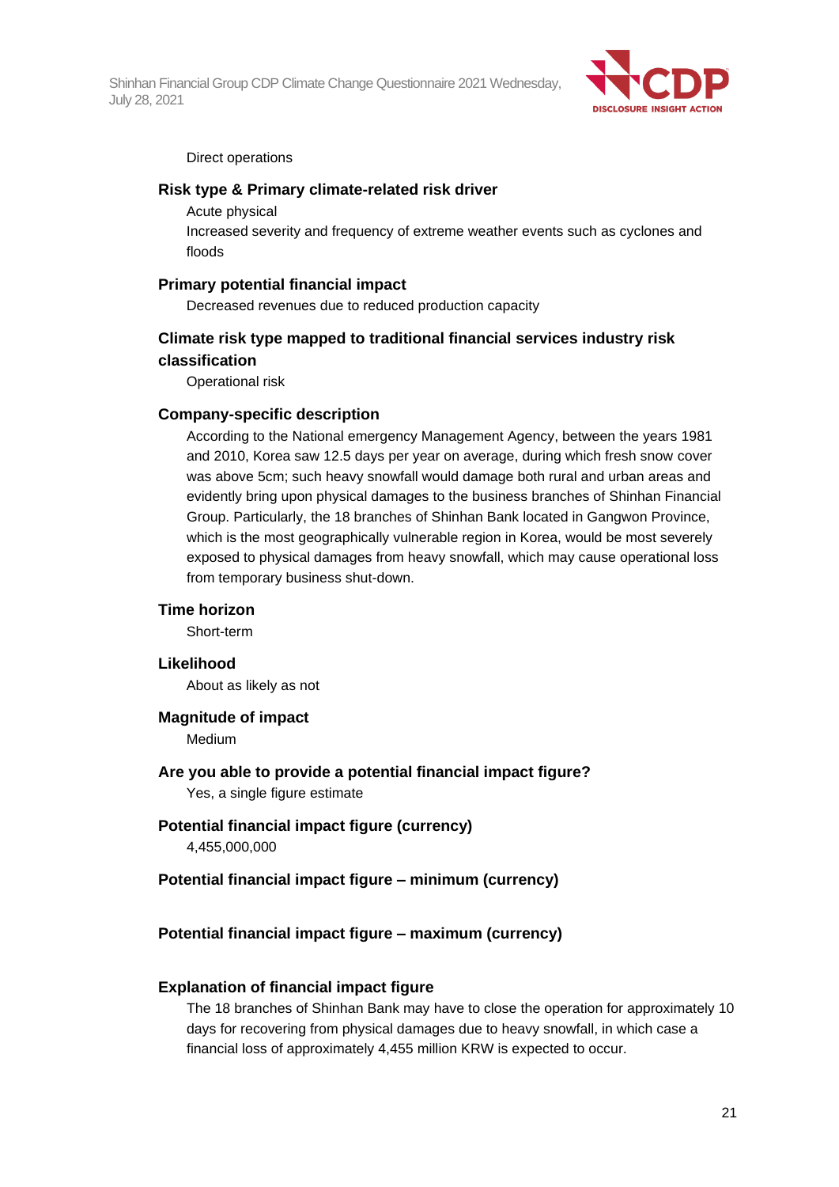Direct operations

#### Risk type & Primary climate-related risk driver

Acute physical

Increased severity and frequency of extreme weather events such as cyclones and floods

#### Primary potential financial impact

Decreased revenues due to reduced production capacity

#### Climate risk type mapped to traditional financial services industry risk classification

Operational risk

#### Company-specific description

According to the National emergency Management Agency, between the years 1981 and 2010, Korea saw 12.5 days per year on average, during which fresh snow cover was above 5cm; such heavy snowfall would damage both rural and urban areas and evidently bring upon physical damages to the business branches of Shinhan Financial Group. Particularly, the 18 branches of Shinhan Bank located in Gangwon Province, which is the most geographically vulnerable region in Korea, would be most severely exposed to physical damages from heavy snowfall, which may cause operational loss from temporary business shut-down.

#### Time horizon

Short-term

#### Likelihood

About as likely as not

#### Magnitude of impact

Medium

#### Are you able to provide a potential financial impact figure?

Yes, a single figure estimate

#### Potential financial impact figure (currency)

4,455,000,000

#### Potential financial impact figure – minimum (currency)

#### Potential financial impact figure – maximum (currency)

#### Explanation of financial impact figure

The 18 branches of Shinhan Bank may have to close the operation for approximately 10 days for recovering from physical damages due to heavy snowfall, in which case a financial loss of approximately 4,455 million KRW is expected to occur.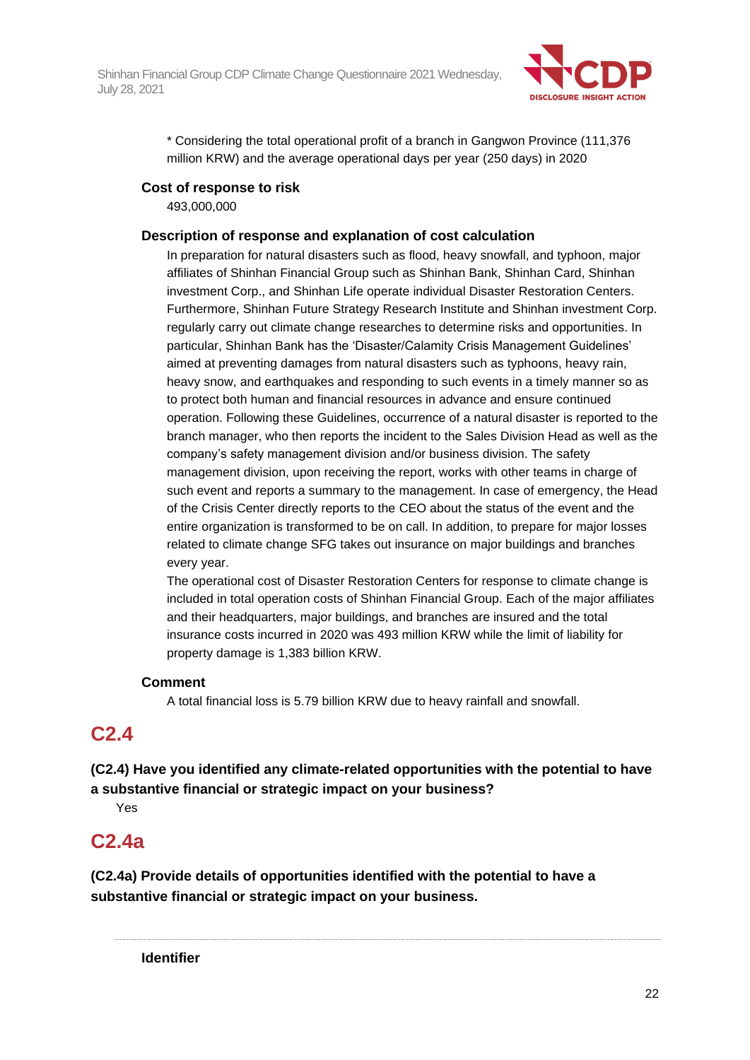* Considering the total operational profit of a branch in Gangwon Province (111,376 million KRW) and the average operational days per year (250 days) in 2020

**Cost of response to risk**

493,000,000

**Description of response and explanation of cost calculation**

In preparation for natural disasters such as flood, heavy snowfall, and typhoon, major affiliates of Shinhan Financial Group such as Shinhan Bank, Shinhan Card, Shinhan investment Corp., and Shinhan Life operate individual Disaster Restoration Centers. Furthermore, Shinhan Future Strategy Research Institute and Shinhan investment Corp. regularly carry out climate change researches to determine risks and opportunities. In particular, Shinhan Bank has the 'Disaster/Calamity Crisis Management Guidelines' aimed at preventing damages from natural disasters such as typhoons, heavy rain, heavy snow, and earthquakes and responding to such events in a timely manner so as to protect both human and financial resources in advance and ensure continued operation. Following these Guidelines, occurrence of a natural disaster is reported to the branch manager, who then reports the incident to the Sales Division Head as well as the company's safety management division and/or business division. The safety management division, upon receiving the report, works with other teams in charge of such event and reports a summary to the management. In case of emergency, the Head of the Crisis Center directly reports to the CEO about the status of the event and the entire organization is transformed to be on call. In addition, to prepare for major losses related to climate change SFG takes out insurance on major buildings and branches every year.

The operational cost of Disaster Restoration Centers for response to climate change is included in total operation costs of Shinhan Financial Group. Each of the major affiliates and their headquarters, major buildings, and branches are insured and the total insurance costs incurred in 2020 was 493 million KRW while the limit of liability for property damage is 1,383 billion KRW.

**Comment**

A total financial loss is 5.79 billion KRW due to heavy rainfall and snowfall.

## C2.4

**(C2.4) Have you identified any climate-related opportunities with the potential to have a substantive financial or strategic impact on your business?**

Yes

## C2.4a

**(C2.4a) Provide details of opportunities identified with the potential to have a substantive financial or strategic impact on your business.**

---

**Identifier**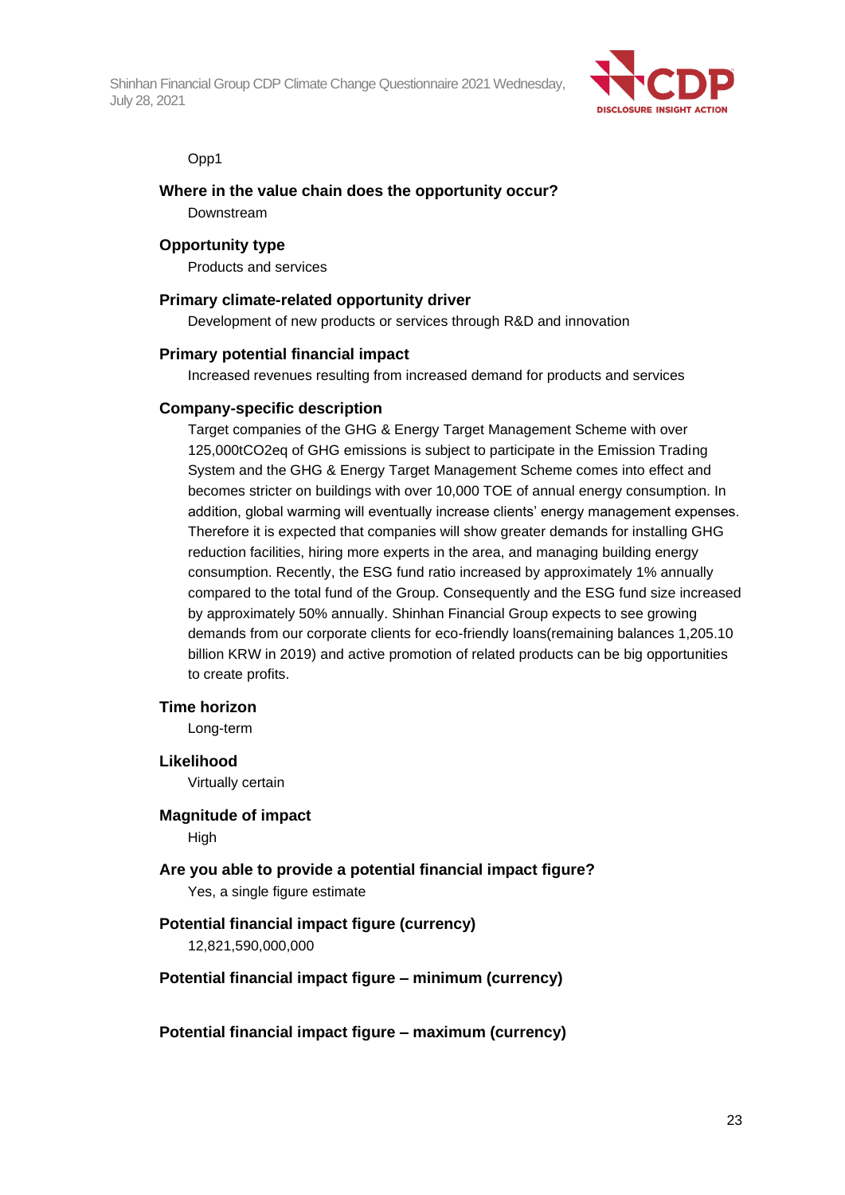Opp1

**Where in the value chain does the opportunity occur?**

Downstream

**Opportunity type**

Products and services

**Primary climate-related opportunity driver**

Development of new products or services through R&D and innovation

**Primary potential financial impact**

Increased revenues resulting from increased demand for products and services

**Company-specific description**

Target companies of the GHG & Energy Target Management Scheme with over 125,000tCO2eq of GHG emissions is subject to participate in the Emission Trading System and the GHG & Energy Target Management Scheme comes into effect and becomes stricter on buildings with over 10,000 TOE of annual energy consumption. In addition, global warming will eventually increase clients' energy management expenses. Therefore it is expected that companies will show greater demands for installing GHG reduction facilities, hiring more experts in the area, and managing building energy consumption. Recently, the ESG fund ratio increased by approximately 1% annually compared to the total fund of the Group. Consequently and the ESG fund size increased by approximately 50% annually. Shinhan Financial Group expects to see growing demands from our corporate clients for eco-friendly loans(remaining balances 1,205.10 billion KRW in 2019) and active promotion of related products can be big opportunities to create profits.

**Time horizon**

Long-term

**Likelihood**

Virtually certain

**Magnitude of impact**

High

**Are you able to provide a potential financial impact figure?**

Yes, a single figure estimate

**Potential financial impact figure (currency)**

12,821,590,000,000

**Potential financial impact figure – minimum (currency)**

**Potential financial impact figure – maximum (currency)**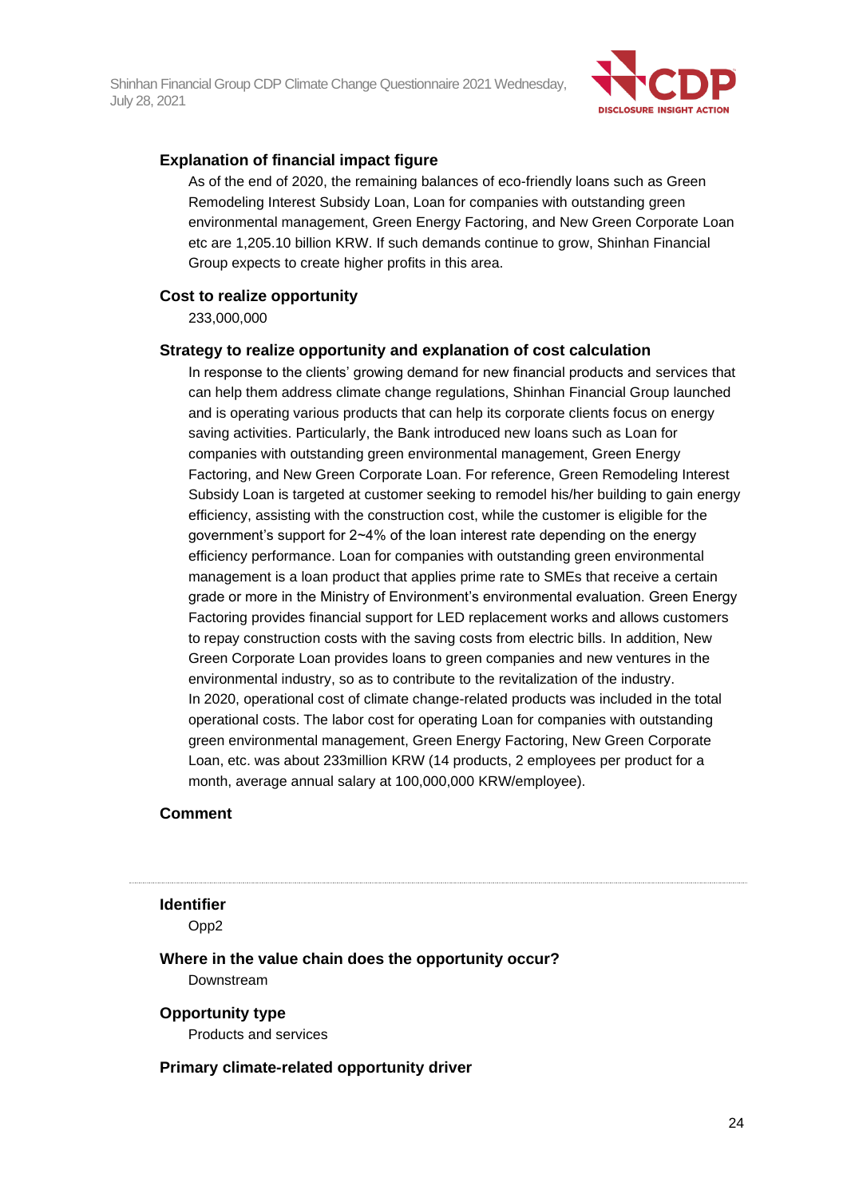### Explanation of financial impact figure

As of the end of 2020, the remaining balances of eco-friendly loans such as Green Remodeling Interest Subsidy Loan, Loan for companies with outstanding green environmental management, Green Energy Factoring, and New Green Corporate Loan etc are 1,205.10 billion KRW. If such demands continue to grow, Shinhan Financial Group expects to create higher profits in this area.

### Cost to realize opportunity

233,000,000

### Strategy to realize opportunity and explanation of cost calculation

In response to the clients' growing demand for new financial products and services that can help them address climate change regulations, Shinhan Financial Group launched and is operating various products that can help its corporate clients focus on energy saving activities. Particularly, the Bank introduced new loans such as Loan for companies with outstanding green environmental management, Green Energy Factoring, and New Green Corporate Loan. For reference, Green Remodeling Interest Subsidy Loan is targeted at customer seeking to remodel his/her building to gain energy efficiency, assisting with the construction cost, while the customer is eligible for the government's support for 2~4% of the loan interest rate depending on the energy efficiency performance. Loan for companies with outstanding green environmental management is a loan product that applies prime rate to SMEs that receive a certain grade or more in the Ministry of Environment's environmental evaluation. Green Energy Factoring provides financial support for LED replacement works and allows customers to repay construction costs with the saving costs from electric bills. In addition, New Green Corporate Loan provides loans to green companies and new ventures in the environmental industry, so as to contribute to the revitalization of the industry.

In 2020, operational cost of climate change-related products was included in the total operational costs. The labor cost for operating Loan for companies with outstanding green environmental management, Green Energy Factoring, New Green Corporate Loan, etc. was about 233million KRW (14 products, 2 employees per product for a month, average annual salary at 100,000,000 KRW/employee).

### Comment

---

### Identifier

Opp2

### Where in the value chain does the opportunity occur?

Downstream

### Opportunity type

Products and services

### Primary climate-related opportunity driver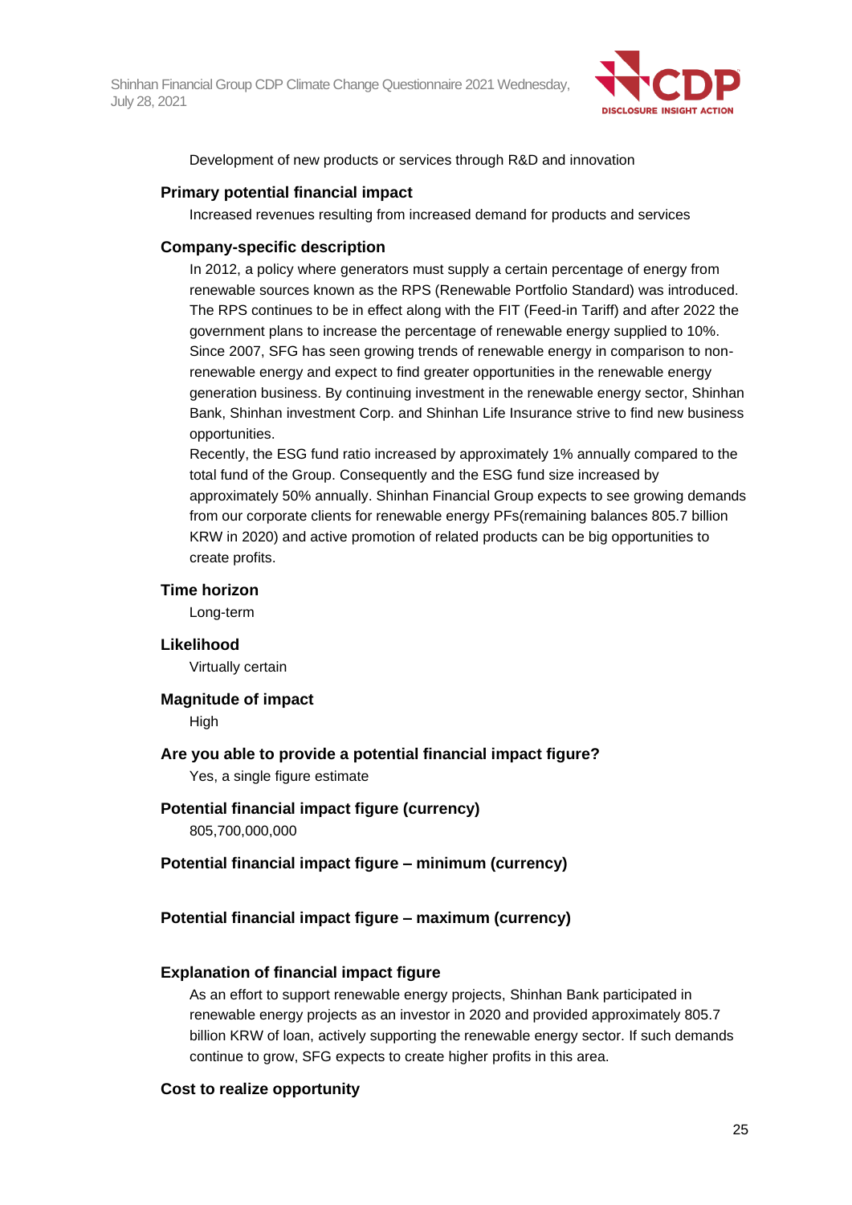Development of new products or services through R&D and innovation

### Primary potential financial impact

Increased revenues resulting from increased demand for products and services

### Company-specific description

In 2012, a policy where generators must supply a certain percentage of energy from renewable sources known as the RPS (Renewable Portfolio Standard) was introduced. The RPS continues to be in effect along with the FIT (Feed-in Tariff) and after 2022 the government plans to increase the percentage of renewable energy supplied to 10%. Since 2007, SFG has seen growing trends of renewable energy in comparison to non-renewable energy and expect to find greater opportunities in the renewable energy generation business. By continuing investment in the renewable energy sector, Shinhan Bank, Shinhan investment Corp. and Shinhan Life Insurance strive to find new business opportunities.

Recently, the ESG fund ratio increased by approximately 1% annually compared to the total fund of the Group. Consequently and the ESG fund size increased by approximately 50% annually. Shinhan Financial Group expects to see growing demands from our corporate clients for renewable energy PFs(remaining balances 805.7 billion KRW in 2020) and active promotion of related products can be big opportunities to create profits.

### Time horizon

Long-term

### Likelihood

Virtually certain

### Magnitude of impact

High

### Are you able to provide a potential financial impact figure?

Yes, a single figure estimate

### Potential financial impact figure (currency)

805,700,000,000

### Potential financial impact figure – minimum (currency)

### Potential financial impact figure – maximum (currency)

### Explanation of financial impact figure

As an effort to support renewable energy projects, Shinhan Bank participated in renewable energy projects as an investor in 2020 and provided approximately 805.7 billion KRW of loan, actively supporting the renewable energy sector. If such demands continue to grow, SFG expects to create higher profits in this area.

### Cost to realize opportunity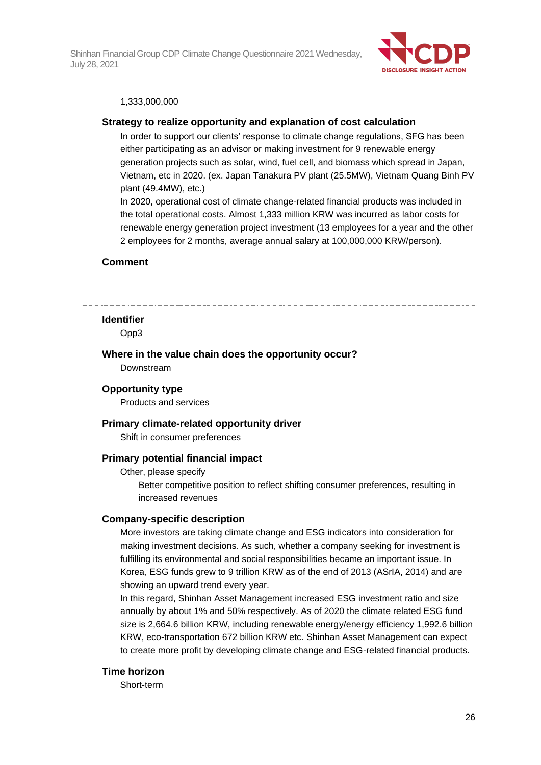1,333,000,000

**Strategy to realize opportunity and explanation of cost calculation**

In order to support our clients' response to climate change regulations, SFG has been either participating as an advisor or making investment for 9 renewable energy generation projects such as solar, wind, fuel cell, and biomass which spread in Japan, Vietnam, etc in 2020. (ex. Japan Tanakura PV plant (25.5MW), Vietnam Quang Binh PV plant (49.4MW), etc.)

In 2020, operational cost of climate change-related financial products was included in the total operational costs. Almost 1,333 million KRW was incurred as labor costs for renewable energy generation project investment (13 employees for a year and the other 2 employees for 2 months, average annual salary at 100,000,000 KRW/person).

**Comment**

---

**Identifier**

Opp3

**Where in the value chain does the opportunity occur?**

Downstream

**Opportunity type**

Products and services

**Primary climate-related opportunity driver**

Shift in consumer preferences

**Primary potential financial impact**

Other, please specify

Better competitive position to reflect shifting consumer preferences, resulting in increased revenues

**Company-specific description**

More investors are taking climate change and ESG indicators into consideration for making investment decisions. As such, whether a company seeking for investment is fulfilling its environmental and social responsibilities became an important issue. In Korea, ESG funds grew to 9 trillion KRW as of the end of 2013 (ASrIA, 2014) and are showing an upward trend every year.

In this regard, Shinhan Asset Management increased ESG investment ratio and size annually by about 1% and 50% respectively. As of 2020 the climate related ESG fund size is 2,664.6 billion KRW, including renewable energy/energy efficiency 1,992.6 billion KRW, eco-transportation 672 billion KRW etc. Shinhan Asset Management can expect to create more profit by developing climate change and ESG-related financial products.

**Time horizon**

Short-term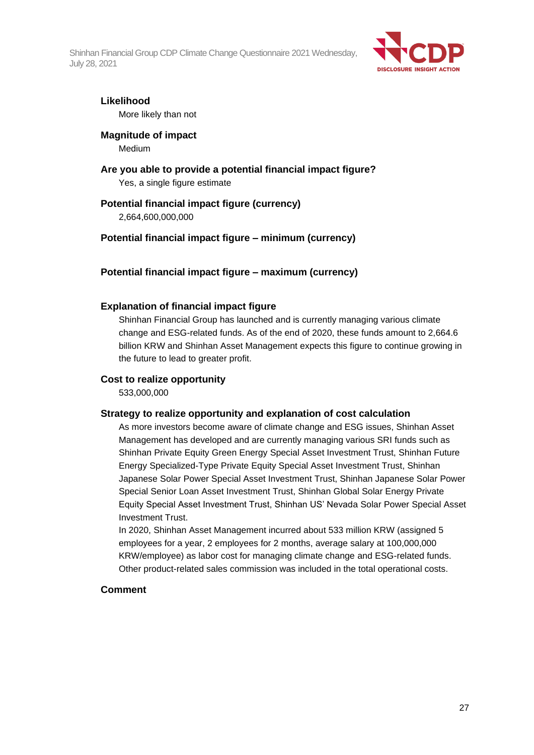**Likelihood**

More likely than not

**Magnitude of impact**

Medium

**Are you able to provide a potential financial impact figure?**

Yes, a single figure estimate

**Potential financial impact figure (currency)**

2,664,600,000,000

**Potential financial impact figure – minimum (currency)**

**Potential financial impact figure – maximum (currency)**

**Explanation of financial impact figure**

Shinhan Financial Group has launched and is currently managing various climate change and ESG-related funds. As of the end of 2020, these funds amount to 2,664.6 billion KRW and Shinhan Asset Management expects this figure to continue growing in the future to lead to greater profit.

**Cost to realize opportunity**

533,000,000

**Strategy to realize opportunity and explanation of cost calculation**

As more investors become aware of climate change and ESG issues, Shinhan Asset Management has developed and are currently managing various SRI funds such as Shinhan Private Equity Green Energy Special Asset Investment Trust, Shinhan Future Energy Specialized-Type Private Equity Special Asset Investment Trust, Shinhan Japanese Solar Power Special Asset Investment Trust, Shinhan Japanese Solar Power Special Senior Loan Asset Investment Trust, Shinhan Global Solar Energy Private Equity Special Asset Investment Trust, Shinhan US' Nevada Solar Power Special Asset Investment Trust.

In 2020, Shinhan Asset Management incurred about 533 million KRW (assigned 5 employees for a year, 2 employees for 2 months, average salary at 100,000,000 KRW/employee) as labor cost for managing climate change and ESG-related funds. Other product-related sales commission was included in the total operational costs.

**Comment**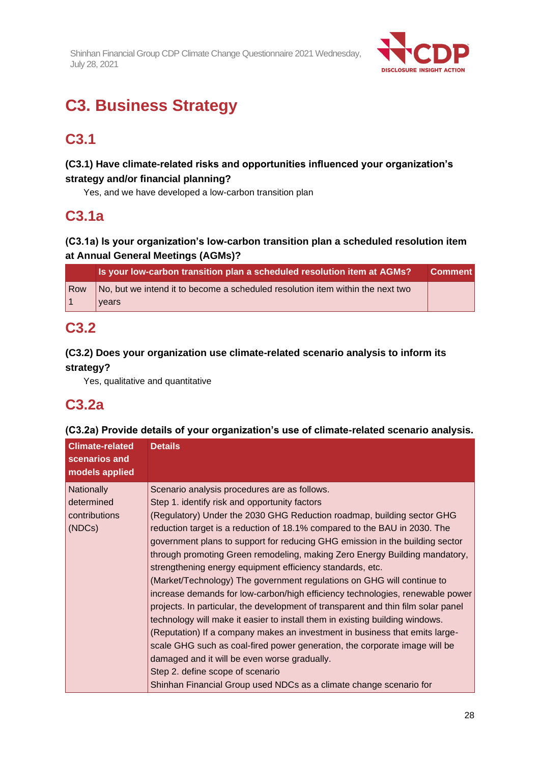# C3. Business Strategy

## C3.1

### (C3.1) Have climate-related risks and opportunities influenced your organization's strategy and/or financial planning?

Yes, and we have developed a low-carbon transition plan

## C3.1a

### (C3.1a) Is your organization's low-carbon transition plan a scheduled resolution item at Annual General Meetings (AGMs)?

| | Is your low-carbon transition plan a scheduled resolution item at AGMs? | Comment |
|---|---|---|
| Row 1 | No, but we intend it to become a scheduled resolution item within the next two years | |

## C3.2

### (C3.2) Does your organization use climate-related scenario analysis to inform its strategy?

Yes, qualitative and quantitative

## C3.2a

### (C3.2a) Provide details of your organization's use of climate-related scenario analysis.

| Climate-related scenarios and models applied | Details |
|---|---|
| Nationally determined contributions (NDCs) | Scenario analysis procedures are as follows.<br>Step 1. identify risk and opportunity factors<br>(Regulatory) Under the 2030 GHG Reduction roadmap, building sector GHG reduction target is a reduction of 18.1% compared to the BAU in 2030. The government plans to support for reducing GHG emission in the building sector through promoting Green remodeling, making Zero Energy Building mandatory, strengthening energy equipment efficiency standards, etc.<br>(Market/Technology) The government regulations on GHG will continue to increase demands for low-carbon/high efficiency technologies, renewable power projects. In particular, the development of transparent and thin film solar panel technology will make it easier to install them in existing building windows.<br>(Reputation) If a company makes an investment in business that emits large-scale GHG such as coal-fired power generation, the corporate image will be damaged and it will be even worse gradually.<br>Step 2. define scope of scenario<br>Shinhan Financial Group used NDCs as a climate change scenario for |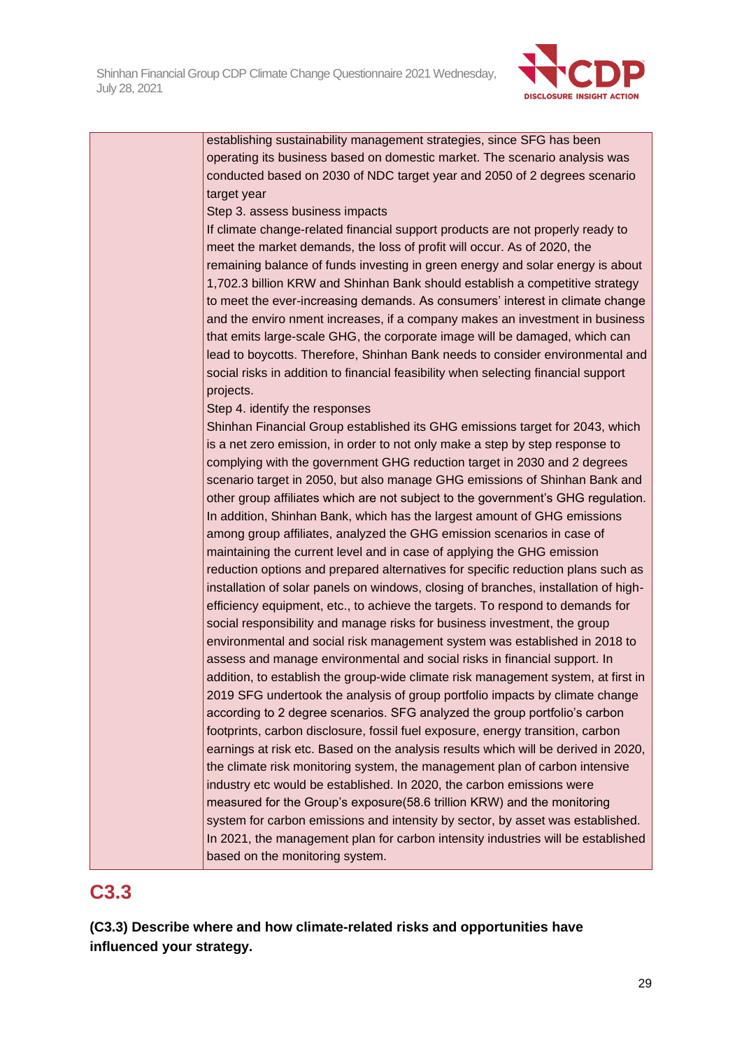| | establishing sustainability management strategies, since SFG has been operating its business based on domestic market. The scenario analysis was conducted based on 2030 of NDC target year and 2050 of 2 degrees scenario target year<br>Step 3. assess business impacts<br>If climate change-related financial support products are not properly ready to meet the market demands, the loss of profit will occur. As of 2020, the remaining balance of funds investing in green energy and solar energy is about 1,702.3 billion KRW and Shinhan Bank should establish a competitive strategy to meet the ever-increasing demands. As consumers' interest in climate change and the enviro nment increases, if a company makes an investment in business that emits large-scale GHG, the corporate image will be damaged, which can lead to boycotts. Therefore, Shinhan Bank needs to consider environmental and social risks in addition to financial feasibility when selecting financial support projects.<br>Step 4. identify the responses<br>Shinhan Financial Group established its GHG emissions target for 2043, which is a net zero emission, in order to not only make a step by step response to complying with the government GHG reduction target in 2030 and 2 degrees scenario target in 2050, but also manage GHG emissions of Shinhan Bank and other group affiliates which are not subject to the government's GHG regulation. In addition, Shinhan Bank, which has the largest amount of GHG emissions among group affiliates, analyzed the GHG emission scenarios in case of maintaining the current level and in case of applying the GHG emission reduction options and prepared alternatives for specific reduction plans such as installation of solar panels on windows, closing of branches, installation of high-efficiency equipment, etc., to achieve the targets. To respond to demands for social responsibility and manage risks for business investment, the group environmental and social risk management system was established in 2018 to assess and manage environmental and social risks in financial support. In addition, to establish the group-wide climate risk management system, at first in 2019 SFG undertook the analysis of group portfolio impacts by climate change according to 2 degree scenarios. SFG analyzed the group portfolio's carbon footprints, carbon disclosure, fossil fuel exposure, energy transition, carbon earnings at risk etc. Based on the analysis results which will be derived in 2020, the climate risk monitoring system, the management plan of carbon intensive industry etc would be established. In 2020, the carbon emissions were measured for the Group's exposure(58.6 trillion KRW) and the monitoring system for carbon emissions and intensity by sector, by asset was established. In 2021, the management plan for carbon intensity industries will be established based on the monitoring system. |
|---|---|

## C3.3

**(C3.3) Describe where and how climate-related risks and opportunities have influenced your strategy.**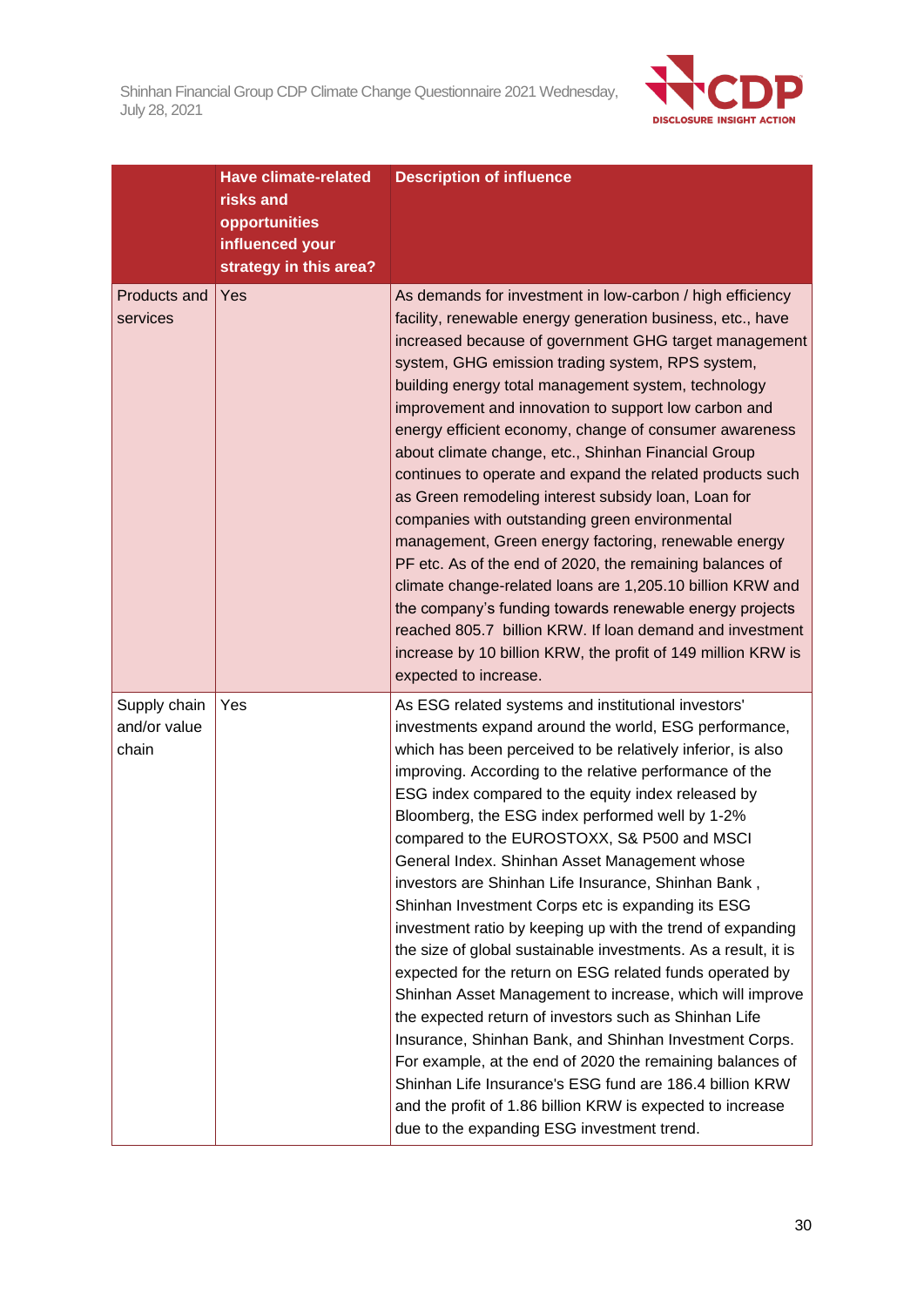| | Have climate-related risks and opportunities influenced your strategy in this area? | Description of influence |
|---|---|---|
| Products and services | Yes | As demands for investment in low-carbon / high efficiency facility, renewable energy generation business, etc., have increased because of government GHG target management system, GHG emission trading system, RPS system, building energy total management system, technology improvement and innovation to support low carbon and energy efficient economy, change of consumer awareness about climate change, etc., Shinhan Financial Group continues to operate and expand the related products such as Green remodeling interest subsidy loan, Loan for companies with outstanding green environmental management, Green energy factoring, renewable energy PF etc. As of the end of 2020, the remaining balances of climate change-related loans are 1,205.10 billion KRW and the company's funding towards renewable energy projects reached 805.7 billion KRW. If loan demand and investment increase by 10 billion KRW, the profit of 149 million KRW is expected to increase. |
| Supply chain and/or value chain | Yes | As ESG related systems and institutional investors' investments expand around the world, ESG performance, which has been perceived to be relatively inferior, is also improving. According to the relative performance of the ESG index compared to the equity index released by Bloomberg, the ESG index performed well by 1-2% compared to the EUROSTOXX, S& P500 and MSCI General Index. Shinhan Asset Management whose investors are Shinhan Life Insurance, Shinhan Bank , Shinhan Investment Corps etc is expanding its ESG investment ratio by keeping up with the trend of expanding the size of global sustainable investments. As a result, it is expected for the return on ESG related funds operated by Shinhan Asset Management to increase, which will improve the expected return of investors such as Shinhan Life Insurance, Shinhan Bank, and Shinhan Investment Corps. For example, at the end of 2020 the remaining balances of Shinhan Life Insurance's ESG fund are 186.4 billion KRW and the profit of 1.86 billion KRW is expected to increase due to the expanding ESG investment trend. |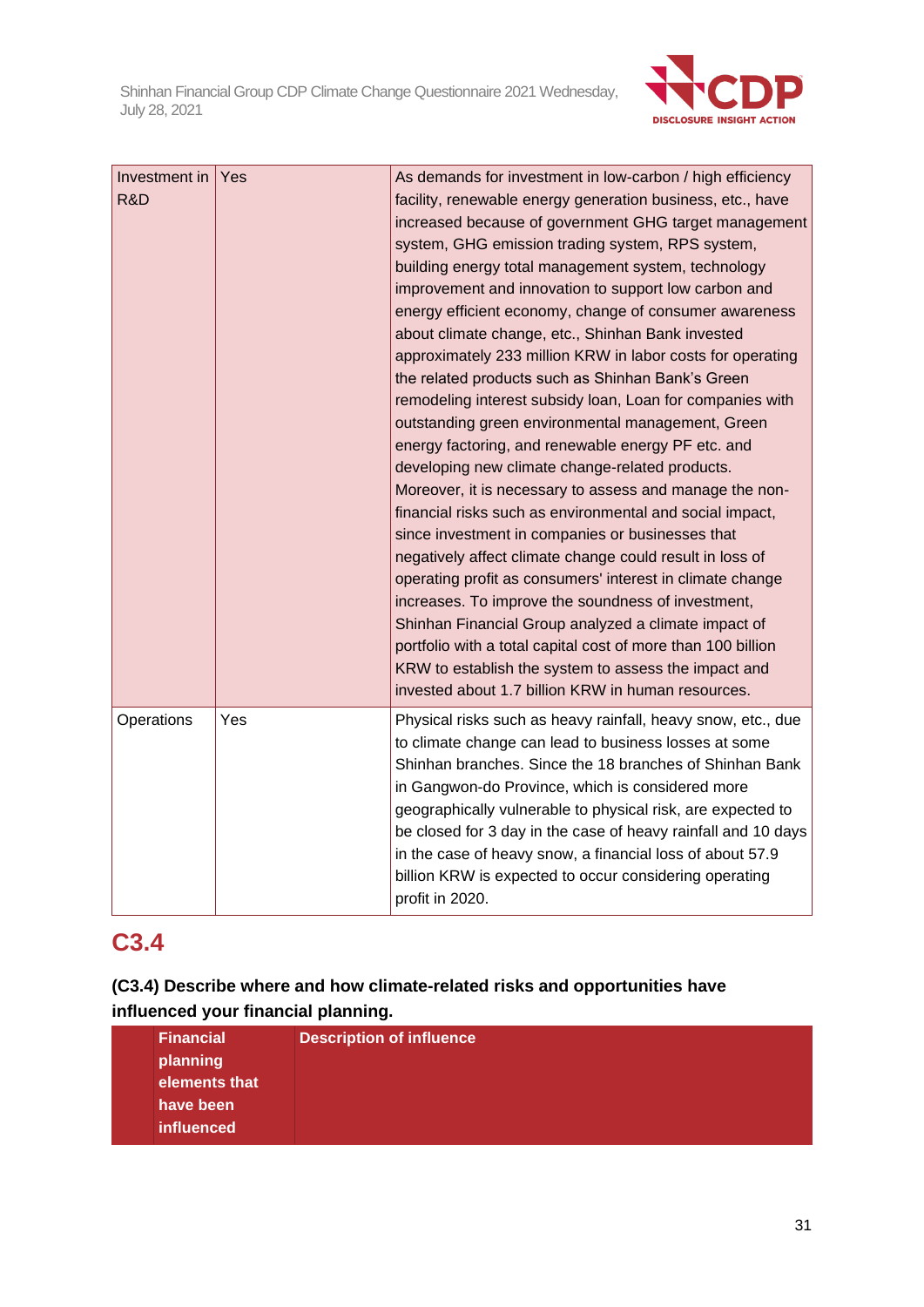| | | |
|---|---|---|
| Investment in R&D | Yes | As demands for investment in low-carbon / high efficiency facility, renewable energy generation business, etc., have increased because of government GHG target management system, GHG emission trading system, RPS system, building energy total management system, technology improvement and innovation to support low carbon and energy efficient economy, change of consumer awareness about climate change, etc., Shinhan Bank invested approximately 233 million KRW in labor costs for operating the related products such as Shinhan Bank's Green remodeling interest subsidy loan, Loan for companies with outstanding green environmental management, Green energy factoring, and renewable energy PF etc. and developing new climate change-related products. Moreover, it is necessary to assess and manage the non-financial risks such as environmental and social impact, since investment in companies or businesses that negatively affect climate change could result in loss of operating profit as consumers' interest in climate change increases. To improve the soundness of investment, Shinhan Financial Group analyzed a climate impact of portfolio with a total capital cost of more than 100 billion KRW to establish the system to assess the impact and invested about 1.7 billion KRW in human resources. |
| Operations | Yes | Physical risks such as heavy rainfall, heavy snow, etc., due to climate change can lead to business losses at some Shinhan branches. Since the 18 branches of Shinhan Bank in Gangwon-do Province, which is considered more geographically vulnerable to physical risk, are expected to be closed for 3 day in the case of heavy rainfall and 10 days in the case of heavy snow, a financial loss of about 57.9 billion KRW is expected to occur considering operating profit in 2020. |

## C3.4

**(C3.4) Describe where and how climate-related risks and opportunities have influenced your financial planning.**

| | Financial planning elements that have been influenced | Description of influence |
|---|---|---|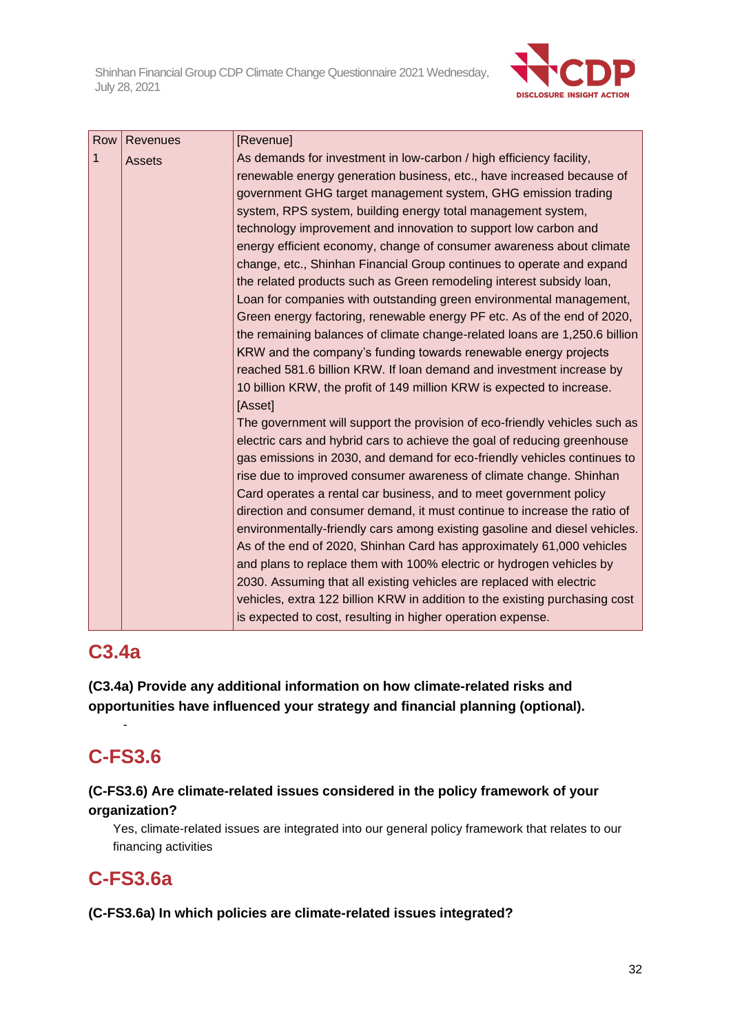| Row 1 | Revenues<br>Assets | [Revenue]<br>As demands for investment in low-carbon / high efficiency facility, renewable energy generation business, etc., have increased because of government GHG target management system, GHG emission trading system, RPS system, building energy total management system, technology improvement and innovation to support low carbon and energy efficient economy, change of consumer awareness about climate change, etc., Shinhan Financial Group continues to operate and expand the related products such as Green remodeling interest subsidy loan, Loan for companies with outstanding green environmental management, Green energy factoring, renewable energy PF etc. As of the end of 2020, the remaining balances of climate change-related loans are 1,250.6 billion KRW and the company's funding towards renewable energy projects reached 581.6 billion KRW. If loan demand and investment increase by 10 billion KRW, the profit of 149 million KRW is expected to increase.<br>[Asset]<br>The government will support the provision of eco-friendly vehicles such as electric cars and hybrid cars to achieve the goal of reducing greenhouse gas emissions in 2030, and demand for eco-friendly vehicles continues to rise due to improved consumer awareness of climate change. Shinhan Card operates a rental car business, and to meet government policy direction and consumer demand, it must continue to increase the ratio of environmentally-friendly cars among existing gasoline and diesel vehicles. As of the end of 2020, Shinhan Card has approximately 61,000 vehicles and plans to replace them with 100% electric or hydrogen vehicles by 2030. Assuming that all existing vehicles are replaced with electric vehicles, extra 122 billion KRW in addition to the existing purchasing cost is expected to cost, resulting in higher operation expense. |
|---|---|---|

## C3.4a

**(C3.4a) Provide any additional information on how climate-related risks and opportunities have influenced your strategy and financial planning (optional).**

-

## C-FS3.6

**(C-FS3.6) Are climate-related issues considered in the policy framework of your organization?**

Yes, climate-related issues are integrated into our general policy framework that relates to our financing activities

## C-FS3.6a

**(C-FS3.6a) In which policies are climate-related issues integrated?**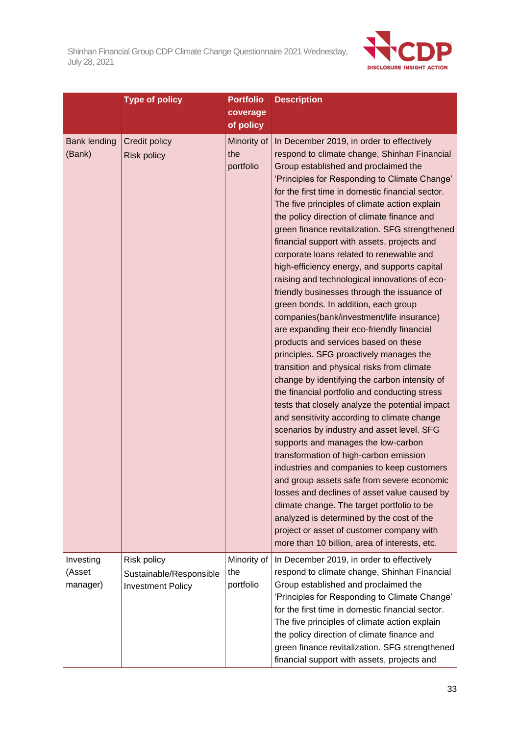| | Type of policy | Portfolio coverage of policy | Description |
|---|---|---|---|
| Bank lending (Bank) | Credit policy<br>Risk policy | Minority of the portfolio | In December 2019, in order to effectively respond to climate change, Shinhan Financial Group established and proclaimed the 'Principles for Responding to Climate Change' for the first time in domestic financial sector. The five principles of climate action explain the policy direction of climate finance and green finance revitalization. SFG strengthened financial support with assets, projects and corporate loans related to renewable and high-efficiency energy, and supports capital raising and technological innovations of eco-friendly businesses through the issuance of green bonds. In addition, each group companies(bank/investment/life insurance) are expanding their eco-friendly financial products and services based on these principles. SFG proactively manages the transition and physical risks from climate change by identifying the carbon intensity of the financial portfolio and conducting stress tests that closely analyze the potential impact and sensitivity according to climate change scenarios by industry and asset level. SFG supports and manages the low-carbon transformation of high-carbon emission industries and companies to keep customers and group assets safe from severe economic losses and declines of asset value caused by climate change. The target portfolio to be analyzed is determined by the cost of the project or asset of customer company with more than 10 billion, area of interests, etc. |
| Investing (Asset manager) | Risk policy<br>Sustainable/Responsible Investment Policy | Minority of the portfolio | In December 2019, in order to effectively respond to climate change, Shinhan Financial Group established and proclaimed the 'Principles for Responding to Climate Change' for the first time in domestic financial sector. The five principles of climate action explain the policy direction of climate finance and green finance revitalization. SFG strengthened financial support with assets, projects and |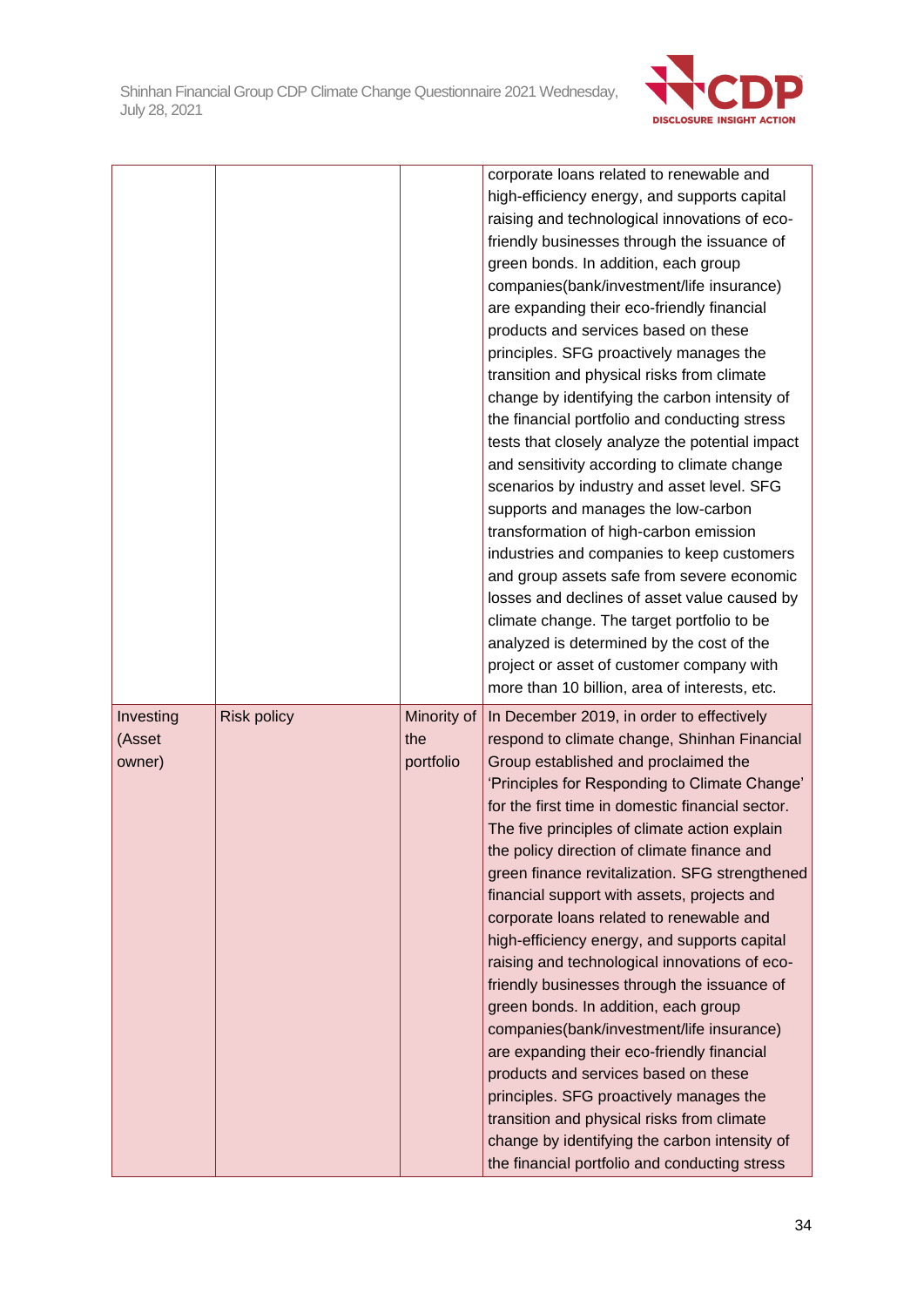| | | | |
|---|---|---|---|
| | | | corporate loans related to renewable and high-efficiency energy, and supports capital raising and technological innovations of eco-friendly businesses through the issuance of green bonds. In addition, each group companies(bank/investment/life insurance) are expanding their eco-friendly financial products and services based on these principles. SFG proactively manages the transition and physical risks from climate change by identifying the carbon intensity of the financial portfolio and conducting stress tests that closely analyze the potential impact and sensitivity according to climate change scenarios by industry and asset level. SFG supports and manages the low-carbon transformation of high-carbon emission industries and companies to keep customers and group assets safe from severe economic losses and declines of asset value caused by climate change. The target portfolio to be analyzed is determined by the cost of the project or asset of customer company with more than 10 billion, area of interests, etc. |
| Investing (Asset owner) | Risk policy | Minority of the portfolio | In December 2019, in order to effectively respond to climate change, Shinhan Financial Group established and proclaimed the 'Principles for Responding to Climate Change' for the first time in domestic financial sector. The five principles of climate action explain the policy direction of climate finance and green finance revitalization. SFG strengthened financial support with assets, projects and corporate loans related to renewable and high-efficiency energy, and supports capital raising and technological innovations of eco-friendly businesses through the issuance of green bonds. In addition, each group companies(bank/investment/life insurance) are expanding their eco-friendly financial products and services based on these principles. SFG proactively manages the transition and physical risks from climate change by identifying the carbon intensity of the financial portfolio and conducting stress |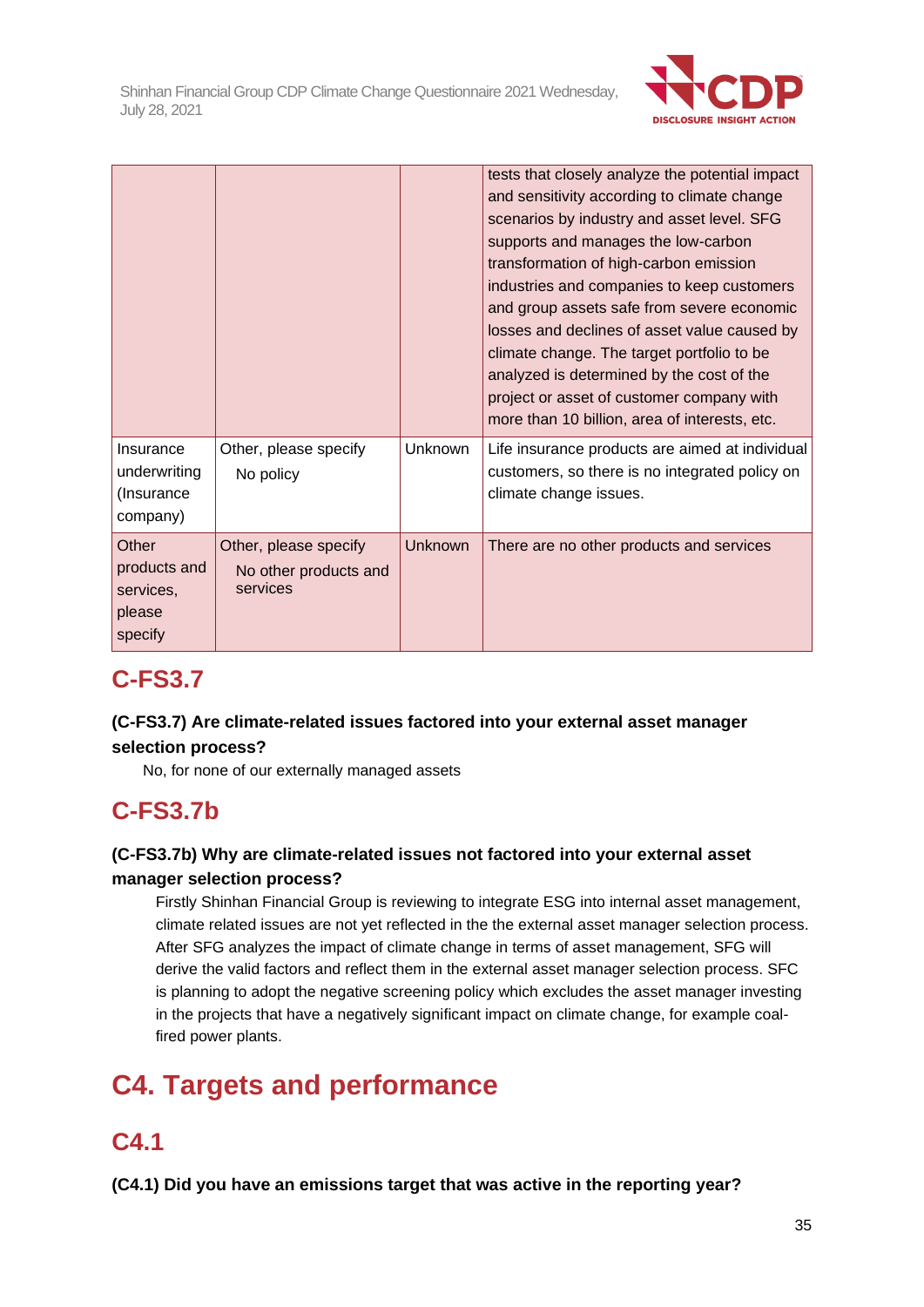|  |  |  | tests that closely analyze the potential impact and sensitivity according to climate change scenarios by industry and asset level. SFG supports and manages the low-carbon transformation of high-carbon emission industries and companies to keep customers and group assets safe from severe economic losses and declines of asset value caused by climate change. The target portfolio to be analyzed is determined by the cost of the project or asset of customer company with more than 10 billion, area of interests, etc. |
|---|---|---|---|
| Insurance underwriting (Insurance company) | Other, please specify<br>No policy | Unknown | Life insurance products are aimed at individual customers, so there is no integrated policy on climate change issues. |
| Other products and services, please specify | Other, please specify<br>No other products and services | Unknown | There are no other products and services |

## C-FS3.7

**(C-FS3.7) Are climate-related issues factored into your external asset manager selection process?**

No, for none of our externally managed assets

## C-FS3.7b

**(C-FS3.7b) Why are climate-related issues not factored into your external asset manager selection process?**

Firstly Shinhan Financial Group is reviewing to integrate ESG into internal asset management, climate related issues are not yet reflected in the the external asset manager selection process. After SFG analyzes the impact of climate change in terms of asset management, SFG will derive the valid factors and reflect them in the external asset manager selection process. SFC is planning to adopt the negative screening policy which excludes the asset manager investing in the projects that have a negatively significant impact on climate change, for example coal-fired power plants.

# C4. Targets and performance

## C4.1

**(C4.1) Did you have an emissions target that was active in the reporting year?**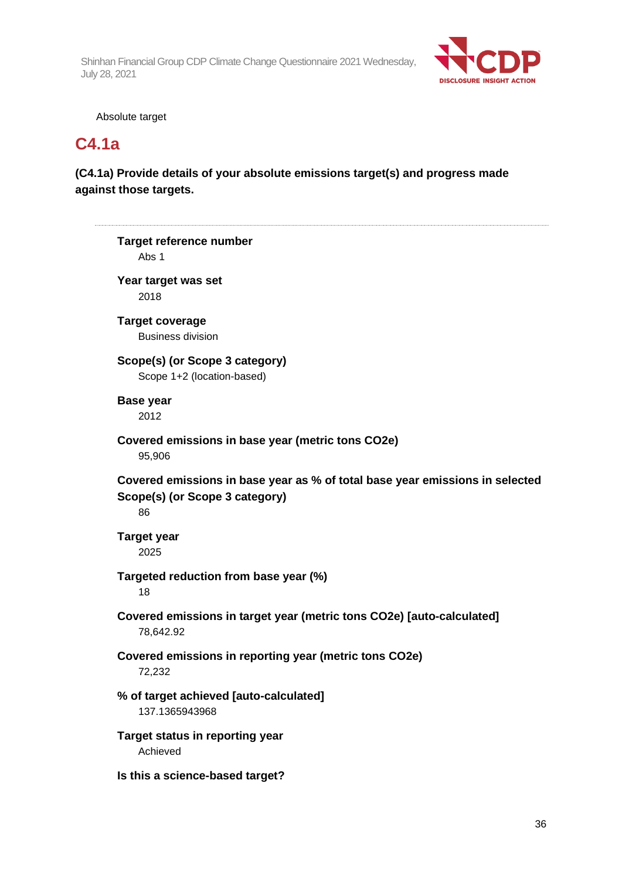Absolute target

## C4.1a

**(C4.1a) Provide details of your absolute emissions target(s) and progress made against those targets.**

---

**Target reference number**
Abs 1

**Year target was set**
2018

**Target coverage**
Business division

**Scope(s) (or Scope 3 category)**
Scope 1+2 (location-based)

**Base year**
2012

**Covered emissions in base year (metric tons CO2e)**
95,906

**Covered emissions in base year as % of total base year emissions in selected Scope(s) (or Scope 3 category)**
86

**Target year**
2025

**Targeted reduction from base year (%)**
18

**Covered emissions in target year (metric tons CO2e) [auto-calculated]**
78,642.92

**Covered emissions in reporting year (metric tons CO2e)**
72,232

**% of target achieved [auto-calculated]**
137.1365943968

**Target status in reporting year**
Achieved

**Is this a science-based target?**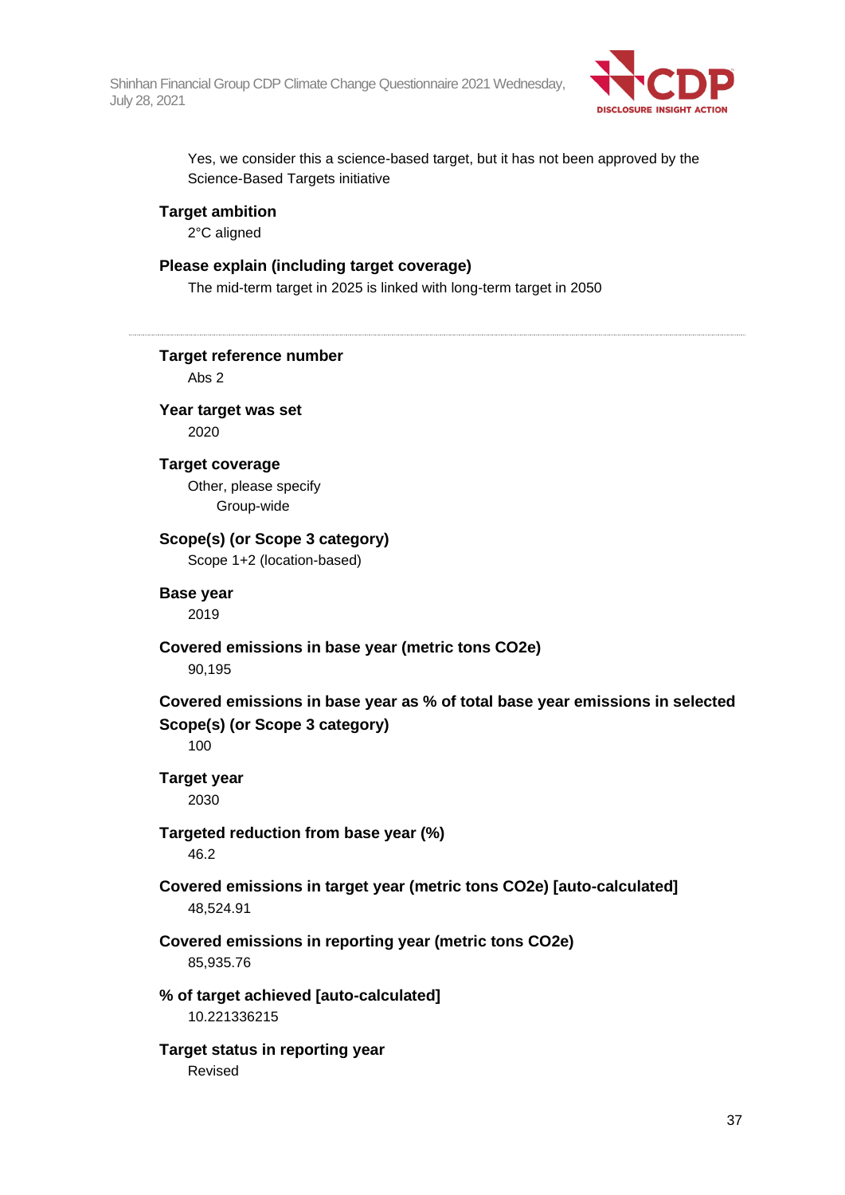Yes, we consider this a science-based target, but it has not been approved by the Science-Based Targets initiative

**Target ambition**

2°C aligned

**Please explain (including target coverage)**

The mid-term target in 2025 is linked with long-term target in 2050

---

**Target reference number**

Abs 2

**Year target was set**

2020

**Target coverage**

Other, please specify

Group-wide

**Scope(s) (or Scope 3 category)**

Scope 1+2 (location-based)

**Base year**

2019

**Covered emissions in base year (metric tons CO2e)**

90,195

**Covered emissions in base year as % of total base year emissions in selected Scope(s) (or Scope 3 category)**

100

**Target year**

2030

**Targeted reduction from base year (%)**

46.2

**Covered emissions in target year (metric tons CO2e) [auto-calculated]**

48,524.91

**Covered emissions in reporting year (metric tons CO2e)**

85,935.76

**% of target achieved [auto-calculated]**

10.221336215

**Target status in reporting year**

Revised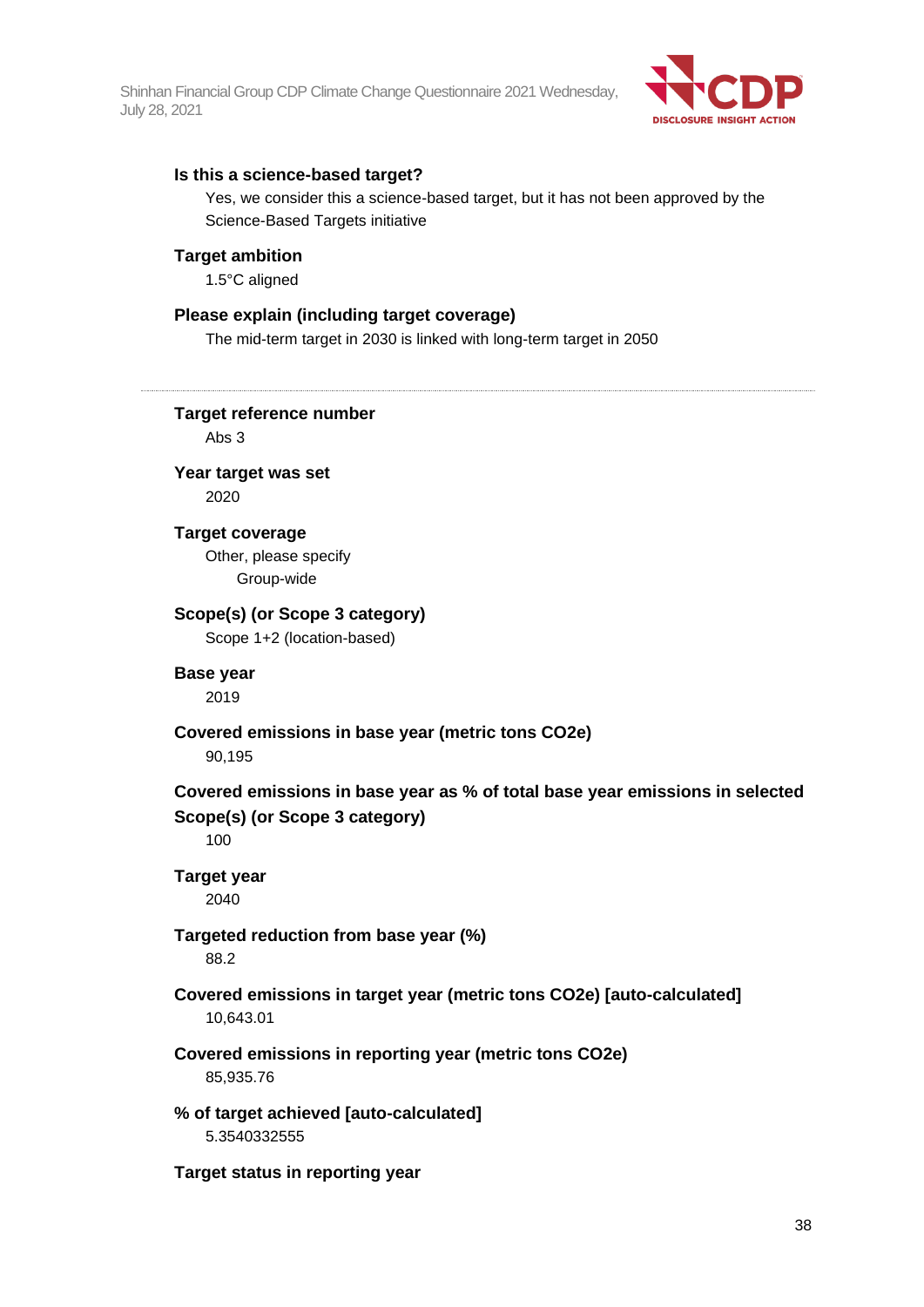**Is this a science-based target?**

Yes, we consider this a science-based target, but it has not been approved by the Science-Based Targets initiative

**Target ambition**

1.5°C aligned

**Please explain (including target coverage)**

The mid-term target in 2030 is linked with long-term target in 2050

---

**Target reference number**

Abs 3

**Year target was set**

2020

**Target coverage**

Other, please specify

Group-wide

**Scope(s) (or Scope 3 category)**

Scope 1+2 (location-based)

**Base year**

2019

**Covered emissions in base year (metric tons CO2e)**

90,195

**Covered emissions in base year as % of total base year emissions in selected Scope(s) (or Scope 3 category)**

100

**Target year**

2040

**Targeted reduction from base year (%)**

88.2

**Covered emissions in target year (metric tons CO2e) [auto-calculated]**

10,643.01

**Covered emissions in reporting year (metric tons CO2e)**

85,935.76

**% of target achieved [auto-calculated]**

5.3540332555

**Target status in reporting year**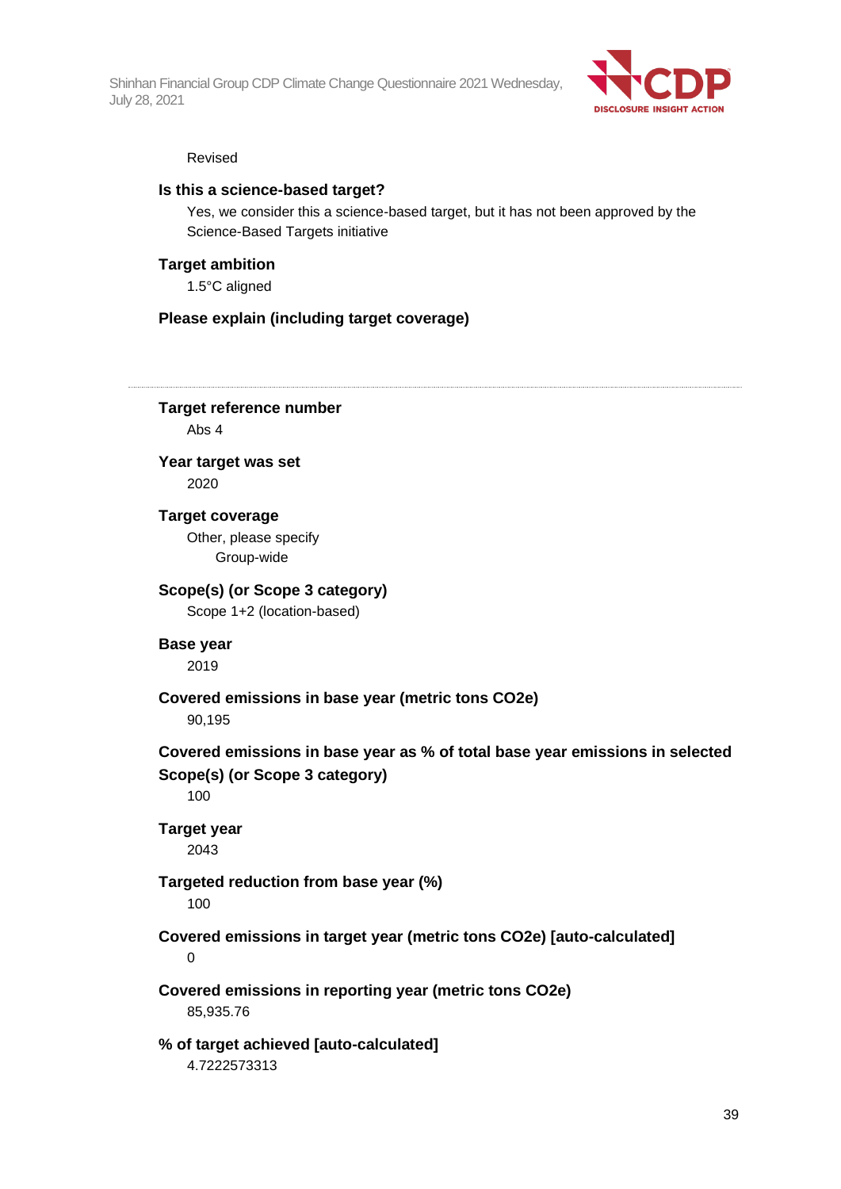Revised

**Is this a science-based target?**

Yes, we consider this a science-based target, but it has not been approved by the Science-Based Targets initiative

**Target ambition**

1.5°C aligned

**Please explain (including target coverage)**

---

**Target reference number**

Abs 4

**Year target was set**

2020

**Target coverage**

Other, please specify

Group-wide

**Scope(s) (or Scope 3 category)**

Scope 1+2 (location-based)

**Base year**

2019

**Covered emissions in base year (metric tons CO2e)**

90,195

**Covered emissions in base year as % of total base year emissions in selected Scope(s) (or Scope 3 category)**

100

**Target year**

2043

**Targeted reduction from base year (%)**

100

**Covered emissions in target year (metric tons CO2e) [auto-calculated]**

0

**Covered emissions in reporting year (metric tons CO2e)**

85,935.76

**% of target achieved [auto-calculated]**

4.7222573313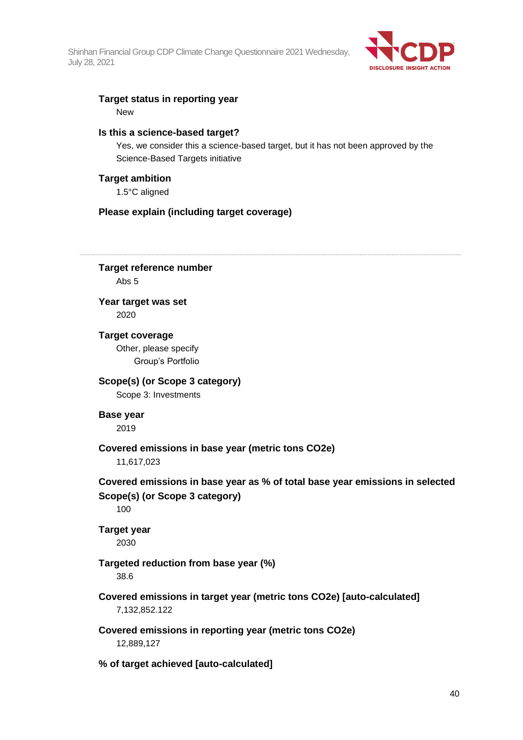**Target status in reporting year**

New

**Is this a science-based target?**

Yes, we consider this a science-based target, but it has not been approved by the Science-Based Targets initiative

**Target ambition**

1.5°C aligned

**Please explain (including target coverage)**

---

**Target reference number**

Abs 5

**Year target was set**

2020

**Target coverage**

Other, please specify

Group's Portfolio

**Scope(s) (or Scope 3 category)**

Scope 3: Investments

**Base year**

2019

**Covered emissions in base year (metric tons CO2e)**

11,617,023

**Covered emissions in base year as % of total base year emissions in selected Scope(s) (or Scope 3 category)**

100

**Target year**

2030

**Targeted reduction from base year (%)**

38.6

**Covered emissions in target year (metric tons CO2e) [auto-calculated]**

7,132,852.122

**Covered emissions in reporting year (metric tons CO2e)**

12,889,127

**% of target achieved [auto-calculated]**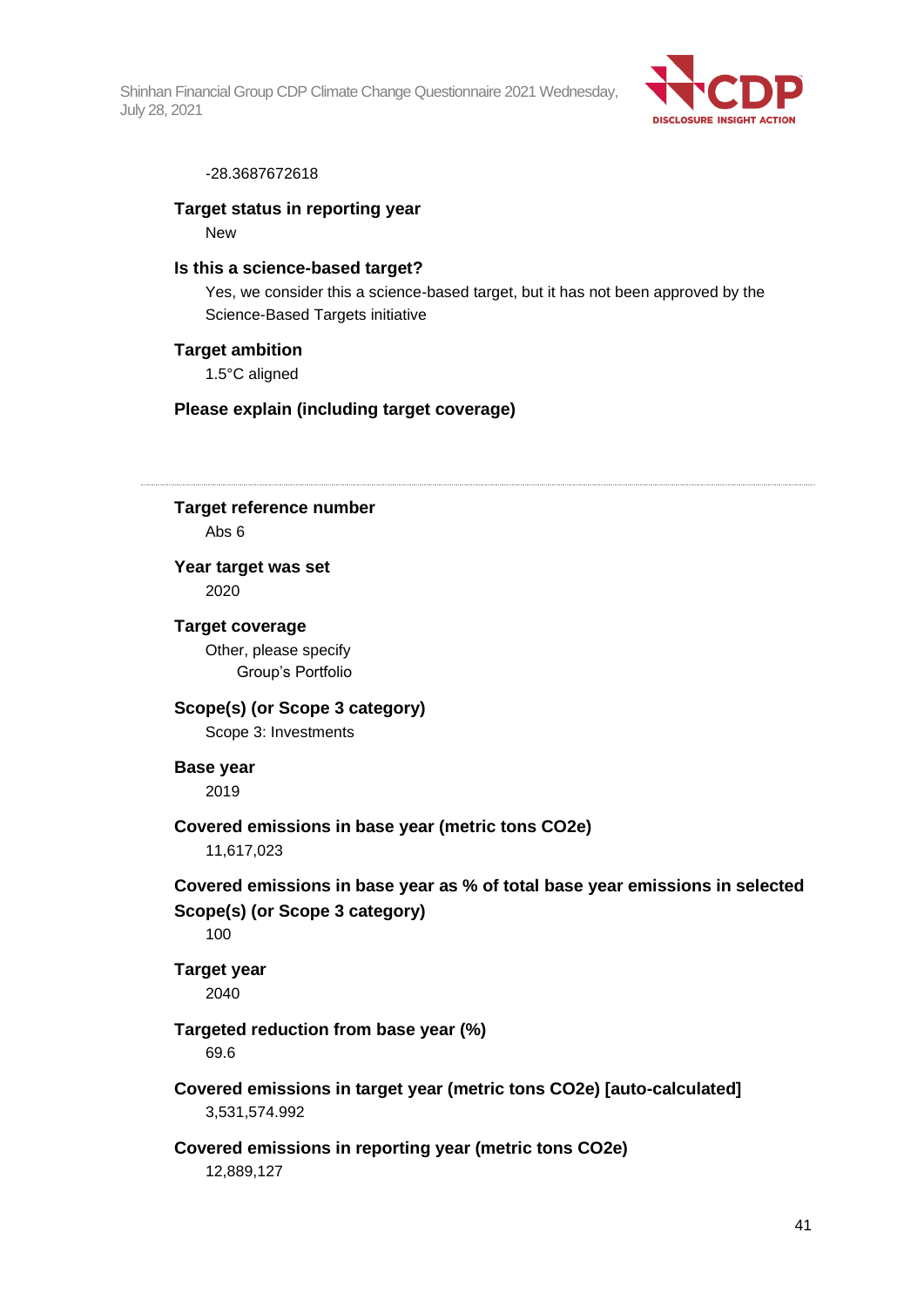-28.3687672618

**Target status in reporting year**

New

**Is this a science-based target?**

Yes, we consider this a science-based target, but it has not been approved by the Science-Based Targets initiative

**Target ambition**

1.5°C aligned

**Please explain (including target coverage)**

---

**Target reference number**

Abs 6

**Year target was set**

2020

**Target coverage**

Other, please specify

Group's Portfolio

**Scope(s) (or Scope 3 category)**

Scope 3: Investments

**Base year**

2019

**Covered emissions in base year (metric tons CO2e)**

11,617,023

**Covered emissions in base year as % of total base year emissions in selected Scope(s) (or Scope 3 category)**

100

**Target year**

2040

**Targeted reduction from base year (%)**

69.6

**Covered emissions in target year (metric tons CO2e) [auto-calculated]**

3,531,574.992

**Covered emissions in reporting year (metric tons CO2e)**

12,889,127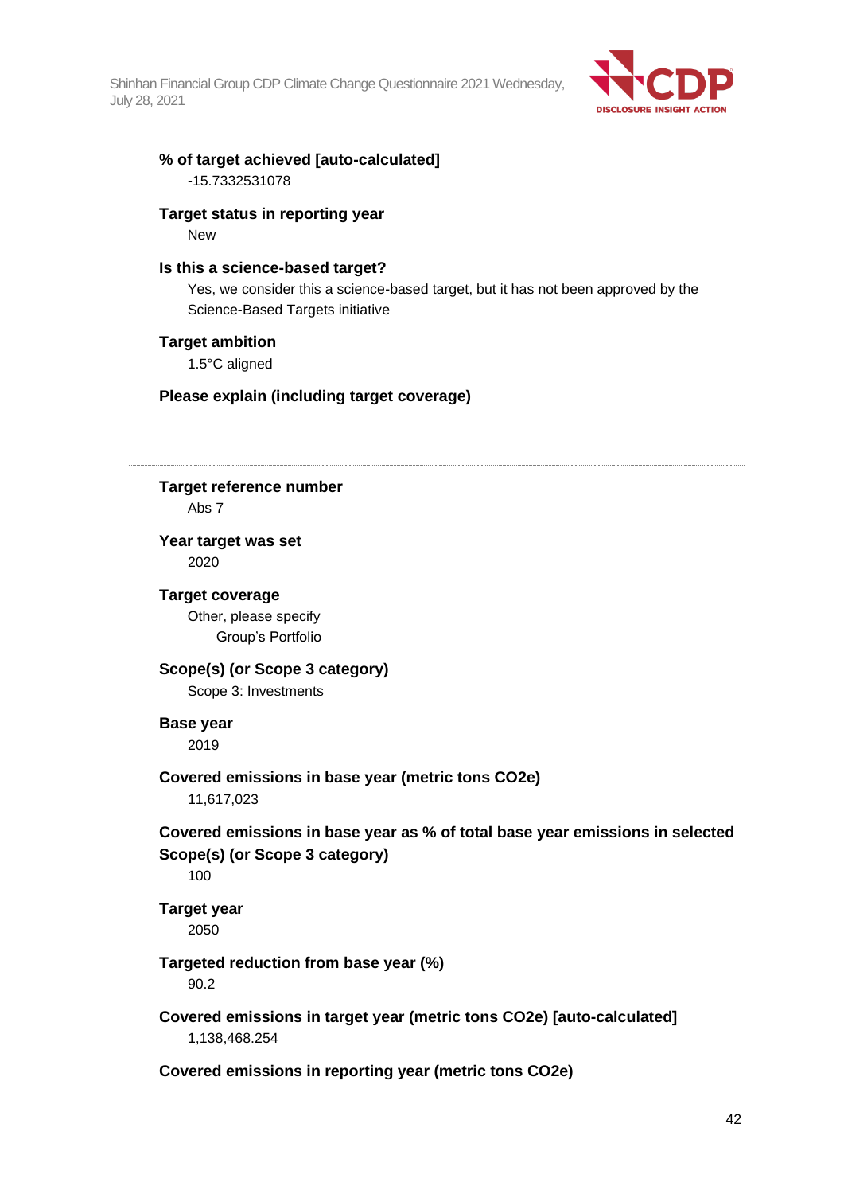**% of target achieved [auto-calculated]**

-15.7332531078

**Target status in reporting year**

New

**Is this a science-based target?**

Yes, we consider this a science-based target, but it has not been approved by the Science-Based Targets initiative

**Target ambition**

1.5°C aligned

**Please explain (including target coverage)**

---

**Target reference number**

Abs 7

**Year target was set**

2020

**Target coverage**

Other, please specify

Group's Portfolio

**Scope(s) (or Scope 3 category)**

Scope 3: Investments

**Base year**

2019

**Covered emissions in base year (metric tons CO2e)**

11,617,023

**Covered emissions in base year as % of total base year emissions in selected Scope(s) (or Scope 3 category)**

100

**Target year**

2050

**Targeted reduction from base year (%)**

90.2

**Covered emissions in target year (metric tons CO2e) [auto-calculated]**

1,138,468.254

**Covered emissions in reporting year (metric tons CO2e)**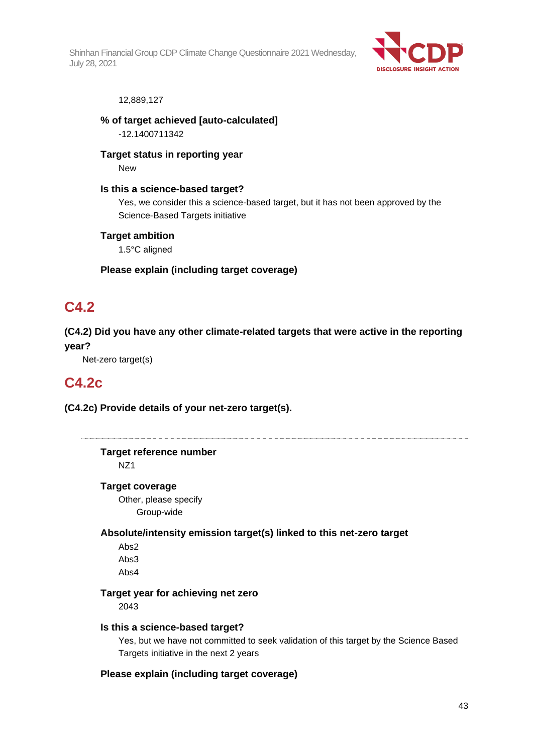12,889,127

**% of target achieved [auto-calculated]**

-12.1400711342

**Target status in reporting year**

New

**Is this a science-based target?**

Yes, we consider this a science-based target, but it has not been approved by the Science-Based Targets initiative

**Target ambition**

1.5°C aligned

**Please explain (including target coverage)**

## C4.2

**(C4.2) Did you have any other climate-related targets that were active in the reporting year?**

Net-zero target(s)

## C4.2c

**(C4.2c) Provide details of your net-zero target(s).**

---

**Target reference number**

NZ1

**Target coverage**

Other, please specify

Group-wide

**Absolute/intensity emission target(s) linked to this net-zero target**

Abs2
Abs3
Abs4

**Target year for achieving net zero**

2043

**Is this a science-based target?**

Yes, but we have not committed to seek validation of this target by the Science Based Targets initiative in the next 2 years

**Please explain (including target coverage)**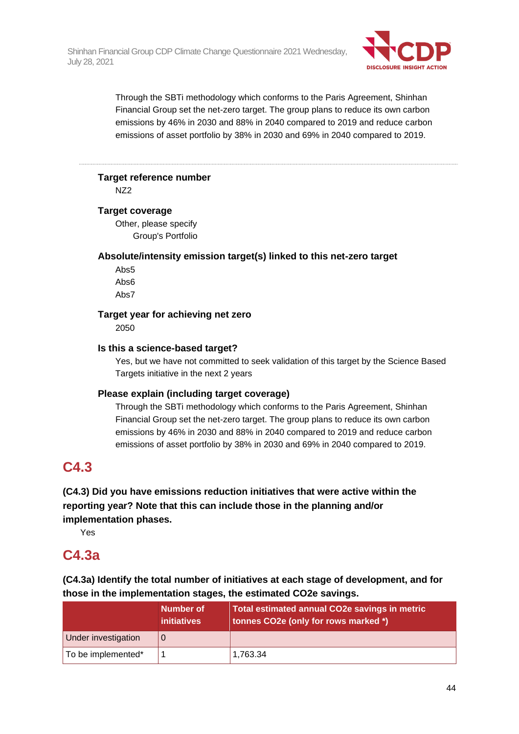Through the SBTi methodology which conforms to the Paris Agreement, Shinhan Financial Group set the net-zero target. The group plans to reduce its own carbon emissions by 46% in 2030 and 88% in 2040 compared to 2019 and reduce carbon emissions of asset portfolio by 38% in 2030 and 69% in 2040 compared to 2019.

---

**Target reference number**

NZ2

**Target coverage**

Other, please specify

Group's Portfolio

**Absolute/intensity emission target(s) linked to this net-zero target**

Abs5
Abs6
Abs7

**Target year for achieving net zero**

2050

**Is this a science-based target?**

Yes, but we have not committed to seek validation of this target by the Science Based Targets initiative in the next 2 years

**Please explain (including target coverage)**

Through the SBTi methodology which conforms to the Paris Agreement, Shinhan Financial Group set the net-zero target. The group plans to reduce its own carbon emissions by 46% in 2030 and 88% in 2040 compared to 2019 and reduce carbon emissions of asset portfolio by 38% in 2030 and 69% in 2040 compared to 2019.

## C4.3

**(C4.3) Did you have emissions reduction initiatives that were active within the reporting year? Note that this can include those in the planning and/or implementation phases.**

Yes

## C4.3a

**(C4.3a) Identify the total number of initiatives at each stage of development, and for those in the implementation stages, the estimated CO2e savings.**

| | Number of initiatives | Total estimated annual CO2e savings in metric tonnes CO2e (only for rows marked *) |
|---|---|---|
| Under investigation | 0 | |
| To be implemented* | 1 | 1,763.34 |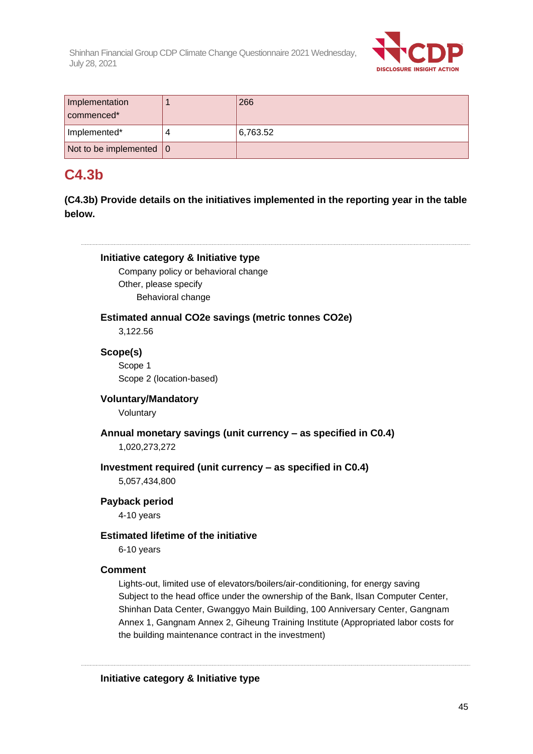| Implementation commenced* | 1 | 266 |
|---|---|---|
| Implemented* | 4 | 6,763.52 |
| Not to be implemented | 0 | |

## C4.3b

**(C4.3b) Provide details on the initiatives implemented in the reporting year in the table below.**

---

**Initiative category & Initiative type**

Company policy or behavioral change

Other, please specify

Behavioral change

**Estimated annual CO2e savings (metric tonnes CO2e)**

3,122.56

**Scope(s)**

Scope 1

Scope 2 (location-based)

**Voluntary/Mandatory**

Voluntary

**Annual monetary savings (unit currency – as specified in C0.4)**

1,020,273,272

**Investment required (unit currency – as specified in C0.4)**

5,057,434,800

**Payback period**

4-10 years

**Estimated lifetime of the initiative**

6-10 years

**Comment**

Lights-out, limited use of elevators/boilers/air-conditioning, for energy saving Subject to the head office under the ownership of the Bank, Ilsan Computer Center, Shinhan Data Center, Gwanggyo Main Building, 100 Anniversary Center, Gangnam Annex 1, Gangnam Annex 2, Giheung Training Institute (Appropriated labor costs for the building maintenance contract in the investment)

---

**Initiative category & Initiative type**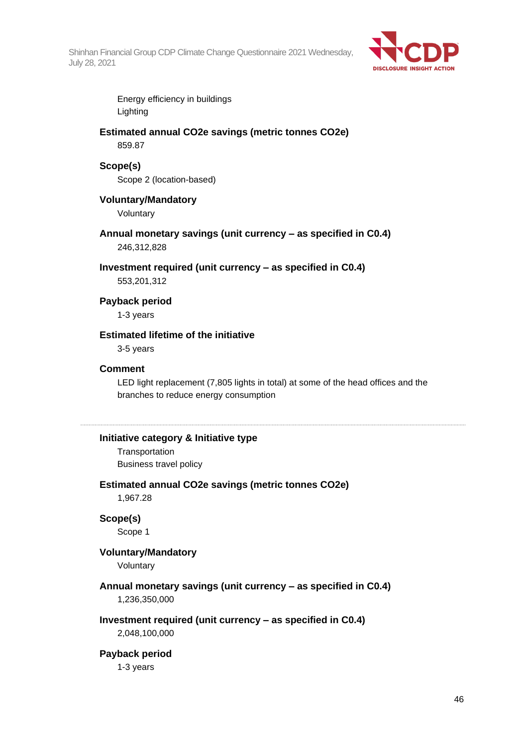Energy efficiency in buildings
Lighting

**Estimated annual CO2e savings (metric tonnes CO2e)**
859.87

**Scope(s)**
Scope 2 (location-based)

**Voluntary/Mandatory**
Voluntary

**Annual monetary savings (unit currency – as specified in C0.4)**
246,312,828

**Investment required (unit currency – as specified in C0.4)**
553,201,312

**Payback period**
1-3 years

**Estimated lifetime of the initiative**
3-5 years

**Comment**
LED light replacement (7,805 lights in total) at some of the head offices and the branches to reduce energy consumption

---

**Initiative category & Initiative type**
Transportation
Business travel policy

**Estimated annual CO2e savings (metric tonnes CO2e)**
1,967.28

**Scope(s)**
Scope 1

**Voluntary/Mandatory**
Voluntary

**Annual monetary savings (unit currency – as specified in C0.4)**
1,236,350,000

**Investment required (unit currency – as specified in C0.4)**
2,048,100,000

**Payback period**
1-3 years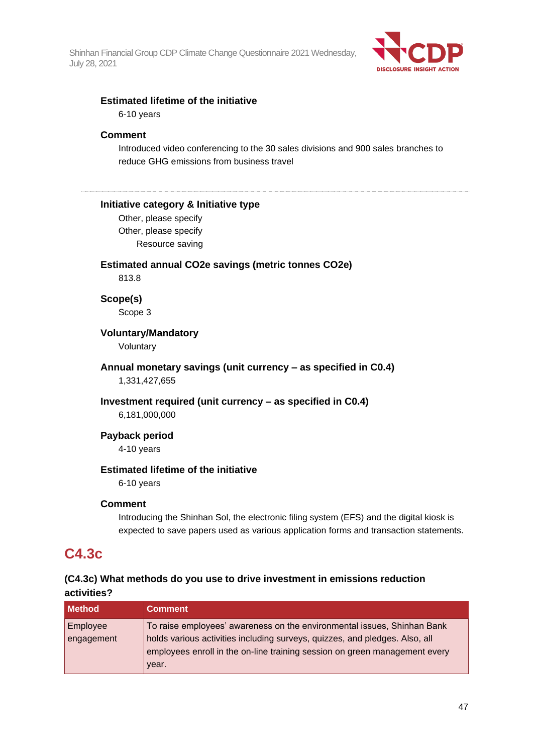**Estimated lifetime of the initiative**

6-10 years

**Comment**

Introduced video conferencing to the 30 sales divisions and 900 sales branches to reduce GHG emissions from business travel

---

**Initiative category & Initiative type**

Other, please specify
Other, please specify
Resource saving

**Estimated annual CO2e savings (metric tonnes CO2e)**

813.8

**Scope(s)**

Scope 3

**Voluntary/Mandatory**

Voluntary

**Annual monetary savings (unit currency – as specified in C0.4)**

1,331,427,655

**Investment required (unit currency – as specified in C0.4)**

6,181,000,000

**Payback period**

4-10 years

**Estimated lifetime of the initiative**

6-10 years

**Comment**

Introducing the Shinhan Sol, the electronic filing system (EFS) and the digital kiosk is expected to save papers used as various application forms and transaction statements.

## C4.3c

**(C4.3c) What methods do you use to drive investment in emissions reduction activities?**

| Method | Comment |
| --- | --- |
| Employee engagement | To raise employees' awareness on the environmental issues, Shinhan Bank holds various activities including surveys, quizzes, and pledges. Also, all employees enroll in the on-line training session on green management every year. |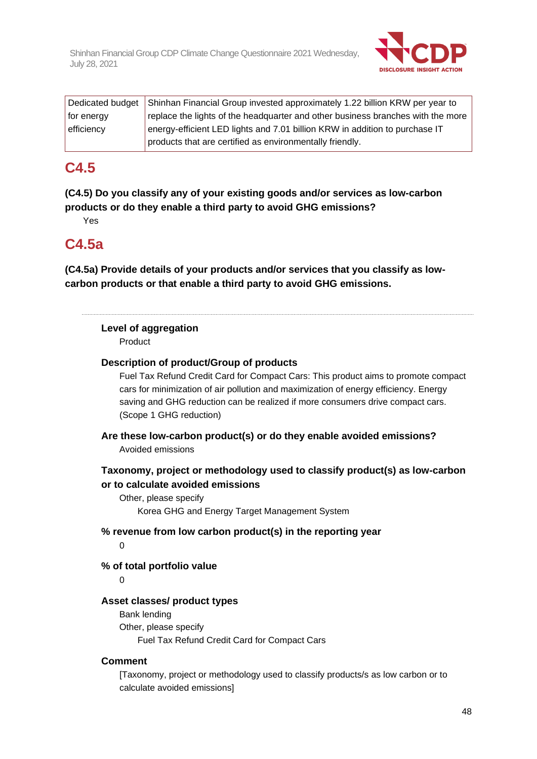| Dedicated budget for energy efficiency | Shinhan Financial Group invested approximately 1.22 billion KRW per year to replace the lights of the headquarter and other business branches with the more energy-efficient LED lights and 7.01 billion KRW in addition to purchase IT products that are certified as environmentally friendly. |
|---|---|

## C4.5

**(C4.5) Do you classify any of your existing goods and/or services as low-carbon products or do they enable a third party to avoid GHG emissions?**

Yes

## C4.5a

**(C4.5a) Provide details of your products and/or services that you classify as low-carbon products or that enable a third party to avoid GHG emissions.**

---

**Level of aggregation**

Product

**Description of product/Group of products**

Fuel Tax Refund Credit Card for Compact Cars: This product aims to promote compact cars for minimization of air pollution and maximization of energy efficiency. Energy saving and GHG reduction can be realized if more consumers drive compact cars. (Scope 1 GHG reduction)

**Are these low-carbon product(s) or do they enable avoided emissions?**

Avoided emissions

**Taxonomy, project or methodology used to classify product(s) as low-carbon or to calculate avoided emissions**

Other, please specify

Korea GHG and Energy Target Management System

**% revenue from low carbon product(s) in the reporting year**

0

**% of total portfolio value**

0

**Asset classes/ product types**

Bank lending

Other, please specify

Fuel Tax Refund Credit Card for Compact Cars

**Comment**

[Taxonomy, project or methodology used to classify products/s as low carbon or to calculate avoided emissions]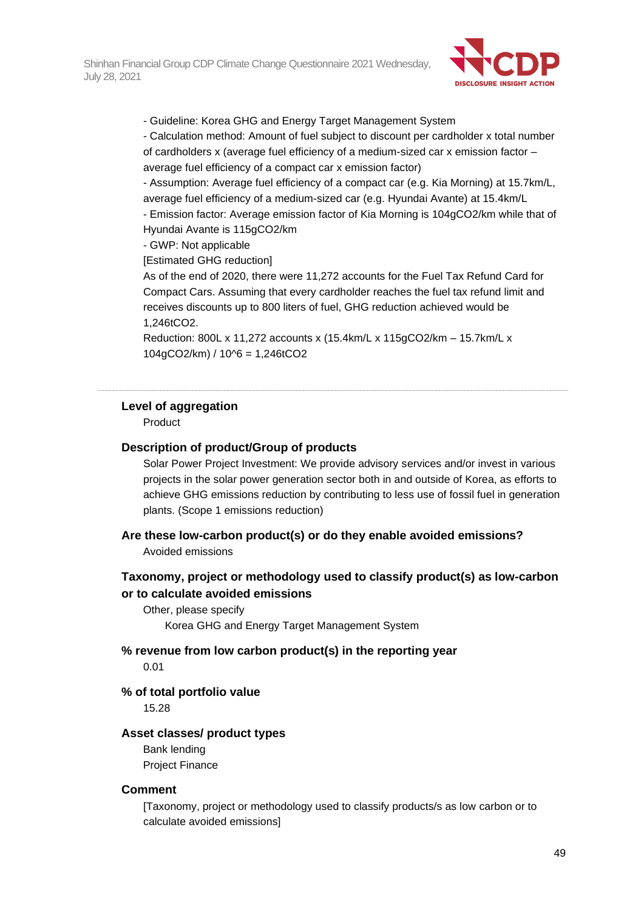- Guideline: Korea GHG and Energy Target Management System
- Calculation method: Amount of fuel subject to discount per cardholder x total number of cardholders x (average fuel efficiency of a medium-sized car x emission factor – average fuel efficiency of a compact car x emission factor)
- Assumption: Average fuel efficiency of a compact car (e.g. Kia Morning) at 15.7km/L, average fuel efficiency of a medium-sized car (e.g. Hyundai Avante) at 15.4km/L
- Emission factor: Average emission factor of Kia Morning is 104gCO2/km while that of Hyundai Avante is 115gCO2/km
- GWP: Not applicable

[Estimated GHG reduction]

As of the end of 2020, there were 11,272 accounts for the Fuel Tax Refund Card for Compact Cars. Assuming that every cardholder reaches the fuel tax refund limit and receives discounts up to 800 liters of fuel, GHG reduction achieved would be 1,246tCO2.

Reduction: 800L x 11,272 accounts x (15.4km/L x 115gCO2/km – 15.7km/L x 104gCO2/km) / 10^6 = 1,246tCO2

---

#### Level of aggregation

Product

#### Description of product/Group of products

Solar Power Project Investment: We provide advisory services and/or invest in various projects in the solar power generation sector both in and outside of Korea, as efforts to achieve GHG emissions reduction by contributing to less use of fossil fuel in generation plants. (Scope 1 emissions reduction)

#### Are these low-carbon product(s) or do they enable avoided emissions?

Avoided emissions

#### Taxonomy, project or methodology used to classify product(s) as low-carbon or to calculate avoided emissions

Other, please specify

Korea GHG and Energy Target Management System

#### % revenue from low carbon product(s) in the reporting year

0.01

#### % of total portfolio value

15.28

#### Asset classes/ product types

Bank lending

Project Finance

#### Comment

[Taxonomy, project or methodology used to classify products/s as low carbon or to calculate avoided emissions]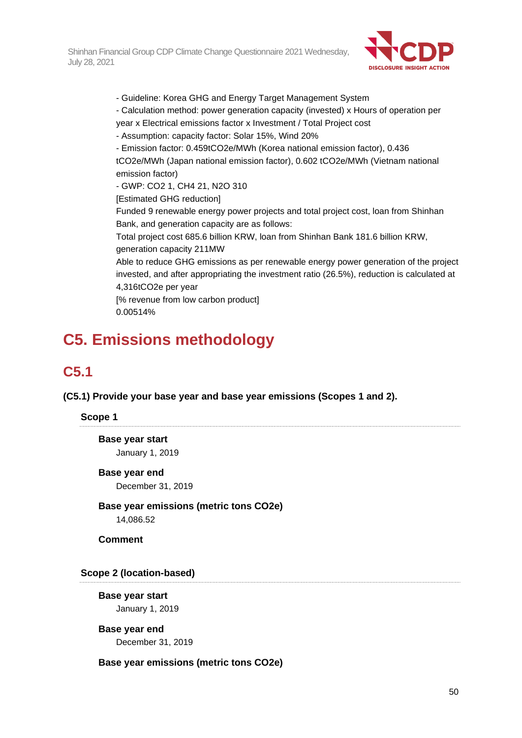- Guideline: Korea GHG and Energy Target Management System
- Calculation method: power generation capacity (invested) x Hours of operation per year x Electrical emissions factor x Investment / Total Project cost
- Assumption: capacity factor: Solar 15%, Wind 20%
- Emission factor: 0.459tCO2e/MWh (Korea national emission factor), 0.436 tCO2e/MWh (Japan national emission factor), 0.602 tCO2e/MWh (Vietnam national emission factor)
- GWP: CO2 1, CH4 21, N2O 310

[Estimated GHG reduction]
Funded 9 renewable energy power projects and total project cost, loan from Shinhan Bank, and generation capacity are as follows:
Total project cost 685.6 billion KRW, loan from Shinhan Bank 181.6 billion KRW, generation capacity 211MW
Able to reduce GHG emissions as per renewable energy power generation of the project invested, and after appropriating the investment ratio (26.5%), reduction is calculated at 4,316tCO2e per year
[% revenue from low carbon product]
0.00514%

# C5. Emissions methodology

## C5.1

**(C5.1) Provide your base year and base year emissions (Scopes 1 and 2).**

### Scope 1

**Base year start**
January 1, 2019

**Base year end**
December 31, 2019

**Base year emissions (metric tons CO2e)**
14,086.52

**Comment**

### Scope 2 (location-based)

**Base year start**
January 1, 2019

**Base year end**
December 31, 2019

**Base year emissions (metric tons CO2e)**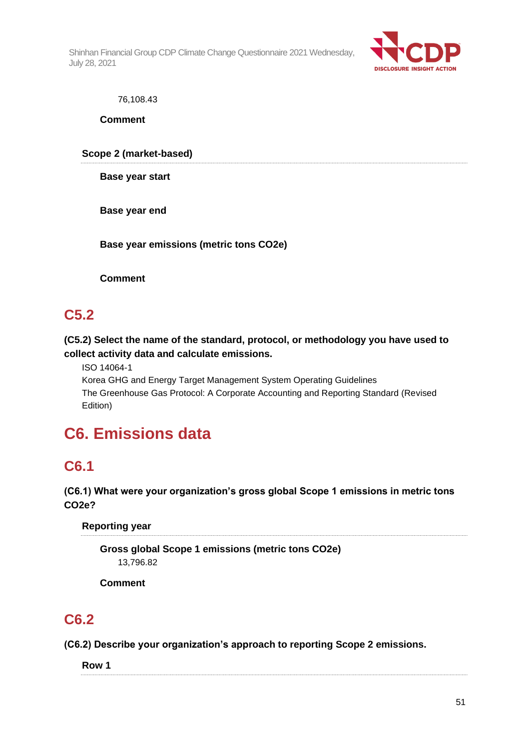76,108.43

**Comment**

**Scope 2 (market-based)**

**Base year start**

**Base year end**

**Base year emissions (metric tons CO2e)**

**Comment**

## C5.2

**(C5.2) Select the name of the standard, protocol, or methodology you have used to collect activity data and calculate emissions.**

ISO 14064-1
Korea GHG and Energy Target Management System Operating Guidelines
The Greenhouse Gas Protocol: A Corporate Accounting and Reporting Standard (Revised Edition)

# C6. Emissions data

## C6.1

**(C6.1) What were your organization's gross global Scope 1 emissions in metric tons CO2e?**

**Reporting year**

**Gross global Scope 1 emissions (metric tons CO2e)**
13,796.82

**Comment**

## C6.2

**(C6.2) Describe your organization's approach to reporting Scope 2 emissions.**

**Row 1**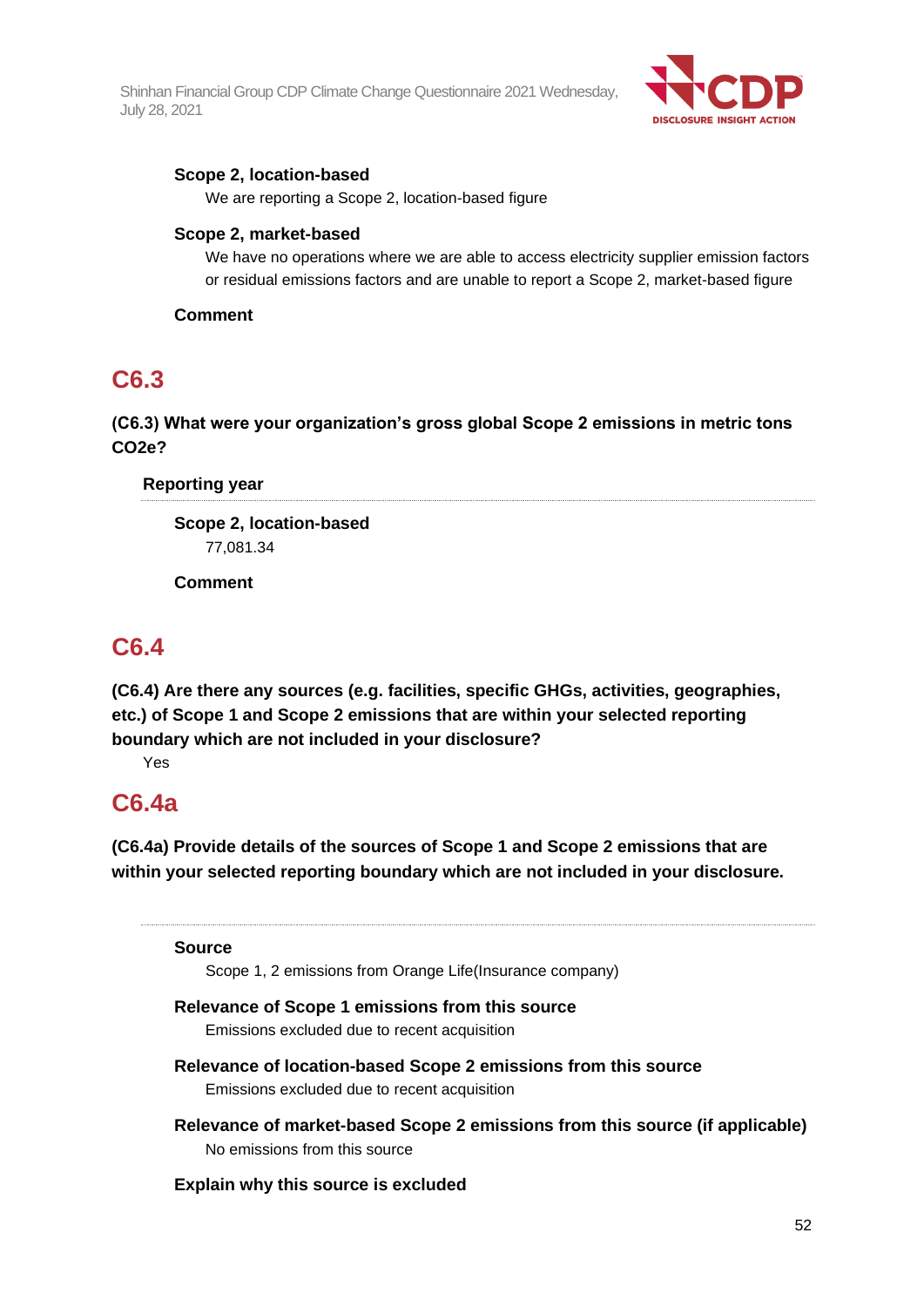**Scope 2, location-based**

We are reporting a Scope 2, location-based figure

**Scope 2, market-based**

We have no operations where we are able to access electricity supplier emission factors or residual emissions factors and are unable to report a Scope 2, market-based figure

**Comment**

## C6.3

**(C6.3) What were your organization's gross global Scope 2 emissions in metric tons CO2e?**

**Reporting year**

**Scope 2, location-based**

77,081.34

**Comment**

## C6.4

**(C6.4) Are there any sources (e.g. facilities, specific GHGs, activities, geographies, etc.) of Scope 1 and Scope 2 emissions that are within your selected reporting boundary which are not included in your disclosure?**

Yes

## C6.4a

**(C6.4a) Provide details of the sources of Scope 1 and Scope 2 emissions that are within your selected reporting boundary which are not included in your disclosure.**

**Source**

Scope 1, 2 emissions from Orange Life(Insurance company)

**Relevance of Scope 1 emissions from this source**

Emissions excluded due to recent acquisition

**Relevance of location-based Scope 2 emissions from this source**

Emissions excluded due to recent acquisition

**Relevance of market-based Scope 2 emissions from this source (if applicable)**

No emissions from this source

**Explain why this source is excluded**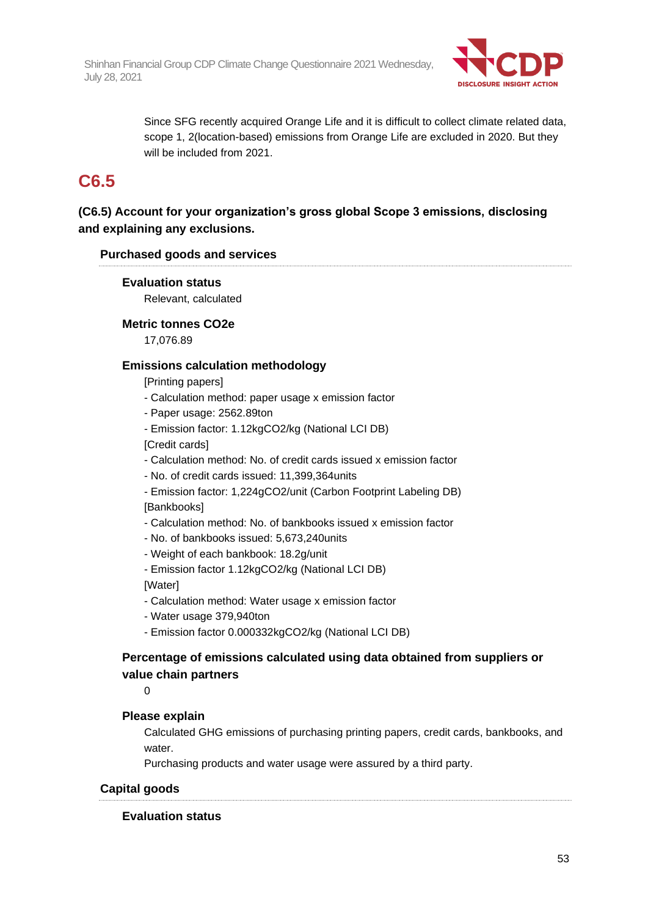Since SFG recently acquired Orange Life and it is difficult to collect climate related data, scope 1, 2(location-based) emissions from Orange Life are excluded in 2020. But they will be included from 2021.

## C6.5

### (C6.5) Account for your organization's gross global Scope 3 emissions, disclosing and explaining any exclusions.

#### Purchased goods and services

**Evaluation status**

Relevant, calculated

**Metric tonnes CO2e**

17,076.89

**Emissions calculation methodology**

[Printing papers]
- Calculation method: paper usage x emission factor
- Paper usage: 2562.89ton
- Emission factor: 1.12kgCO2/kg (National LCI DB)

[Credit cards]
- Calculation method: No. of credit cards issued x emission factor
- No. of credit cards issued: 11,399,364units
- Emission factor: 1,224gCO2/unit (Carbon Footprint Labeling DB)

[Bankbooks]
- Calculation method: No. of bankbooks issued x emission factor
- No. of bankbooks issued: 5,673,240units
- Weight of each bankbook: 18.2g/unit
- Emission factor 1.12kgCO2/kg (National LCI DB)

[Water]
- Calculation method: Water usage x emission factor
- Water usage 379,940ton
- Emission factor 0.000332kgCO2/kg (National LCI DB)

**Percentage of emissions calculated using data obtained from suppliers or value chain partners**

0

**Please explain**

Calculated GHG emissions of purchasing printing papers, credit cards, bankbooks, and water.
Purchasing products and water usage were assured by a third party.

#### Capital goods

**Evaluation status**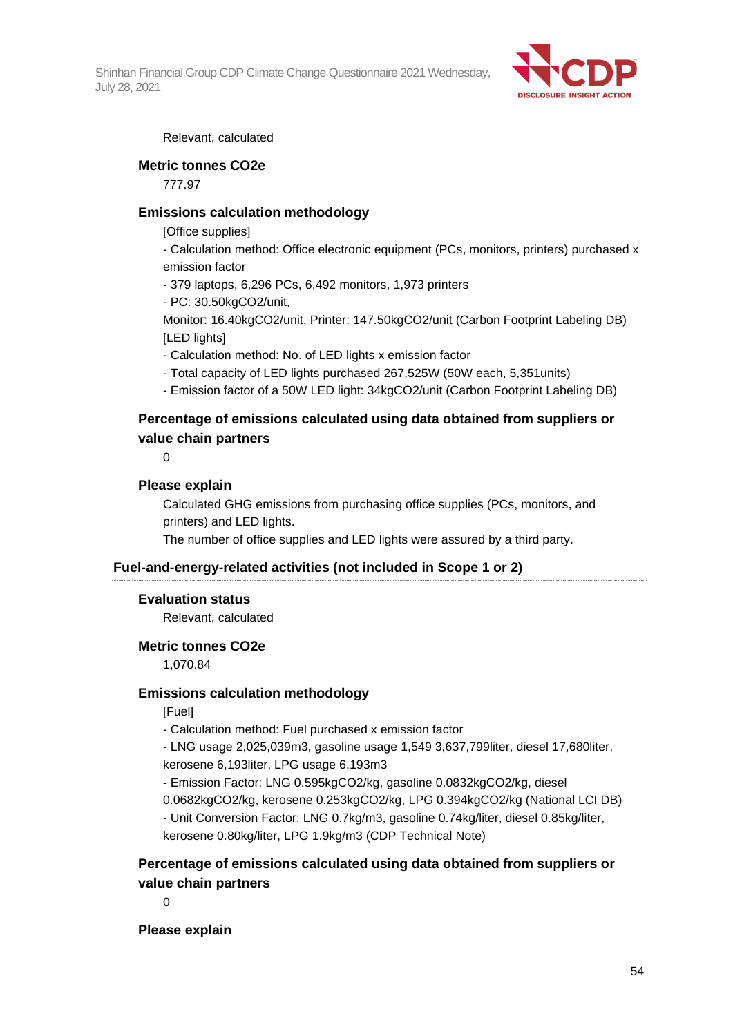Relevant, calculated

**Metric tonnes CO2e**

777.97

**Emissions calculation methodology**

[Office supplies]

- Calculation method: Office electronic equipment (PCs, monitors, printers) purchased x emission factor
- 379 laptops, 6,296 PCs, 6,492 monitors, 1,973 printers
- PC: 30.50kgCO2/unit,

Monitor: 16.40kgCO2/unit, Printer: 147.50kgCO2/unit (Carbon Footprint Labeling DB)

[LED lights]

- Calculation method: No. of LED lights x emission factor
- Total capacity of LED lights purchased 267,525W (50W each, 5,351units)
- Emission factor of a 50W LED light: 34kgCO2/unit (Carbon Footprint Labeling DB)

**Percentage of emissions calculated using data obtained from suppliers or value chain partners**

0

**Please explain**

Calculated GHG emissions from purchasing office supplies (PCs, monitors, and printers) and LED lights.

The number of office supplies and LED lights were assured by a third party.

### Fuel-and-energy-related activities (not included in Scope 1 or 2)

**Evaluation status**

Relevant, calculated

**Metric tonnes CO2e**

1,070.84

**Emissions calculation methodology**

[Fuel]

- Calculation method: Fuel purchased x emission factor
- LNG usage 2,025,039m3, gasoline usage 1,549 3,637,799liter, diesel 17,680liter, kerosene 6,193liter, LPG usage 6,193m3
- Emission Factor: LNG 0.595kgCO2/kg, gasoline 0.0832kgCO2/kg, diesel 0.0682kgCO2/kg, kerosene 0.253kgCO2/kg, LPG 0.394kgCO2/kg (National LCI DB)
- Unit Conversion Factor: LNG 0.7kg/m3, gasoline 0.74kg/liter, diesel 0.85kg/liter, kerosene 0.80kg/liter, LPG 1.9kg/m3 (CDP Technical Note)

**Percentage of emissions calculated using data obtained from suppliers or value chain partners**

0

**Please explain**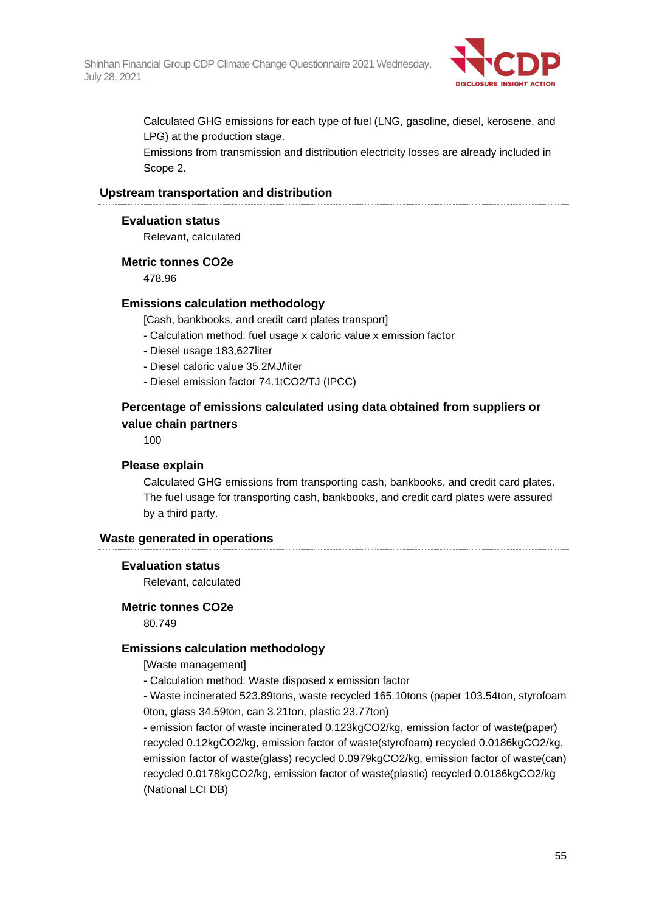Calculated GHG emissions for each type of fuel (LNG, gasoline, diesel, kerosene, and LPG) at the production stage.
Emissions from transmission and distribution electricity losses are already included in Scope 2.

### Upstream transportation and distribution

**Evaluation status**

Relevant, calculated

**Metric tonnes CO2e**

478.96

**Emissions calculation methodology**

[Cash, bankbooks, and credit card plates transport]
- Calculation method: fuel usage x caloric value x emission factor
- Diesel usage 183,627liter
- Diesel caloric value 35.2MJ/liter
- Diesel emission factor 74.1tCO2/TJ (IPCC)

**Percentage of emissions calculated using data obtained from suppliers or value chain partners**

100

**Please explain**

Calculated GHG emissions from transporting cash, bankbooks, and credit card plates. The fuel usage for transporting cash, bankbooks, and credit card plates were assured by a third party.

### Waste generated in operations

**Evaluation status**

Relevant, calculated

**Metric tonnes CO2e**

80.749

**Emissions calculation methodology**

[Waste management]
- Calculation method: Waste disposed x emission factor
- Waste incinerated 523.89tons, waste recycled 165.10tons (paper 103.54ton, styrofoam 0ton, glass 34.59ton, can 3.21ton, plastic 23.77ton)
- emission factor of waste incinerated 0.123kgCO2/kg, emission factor of waste(paper) recycled 0.12kgCO2/kg, emission factor of waste(styrofoam) recycled 0.0186kgCO2/kg, emission factor of waste(glass) recycled 0.0979kgCO2/kg, emission factor of waste(can) recycled 0.0178kgCO2/kg, emission factor of waste(plastic) recycled 0.0186kgCO2/kg (National LCI DB)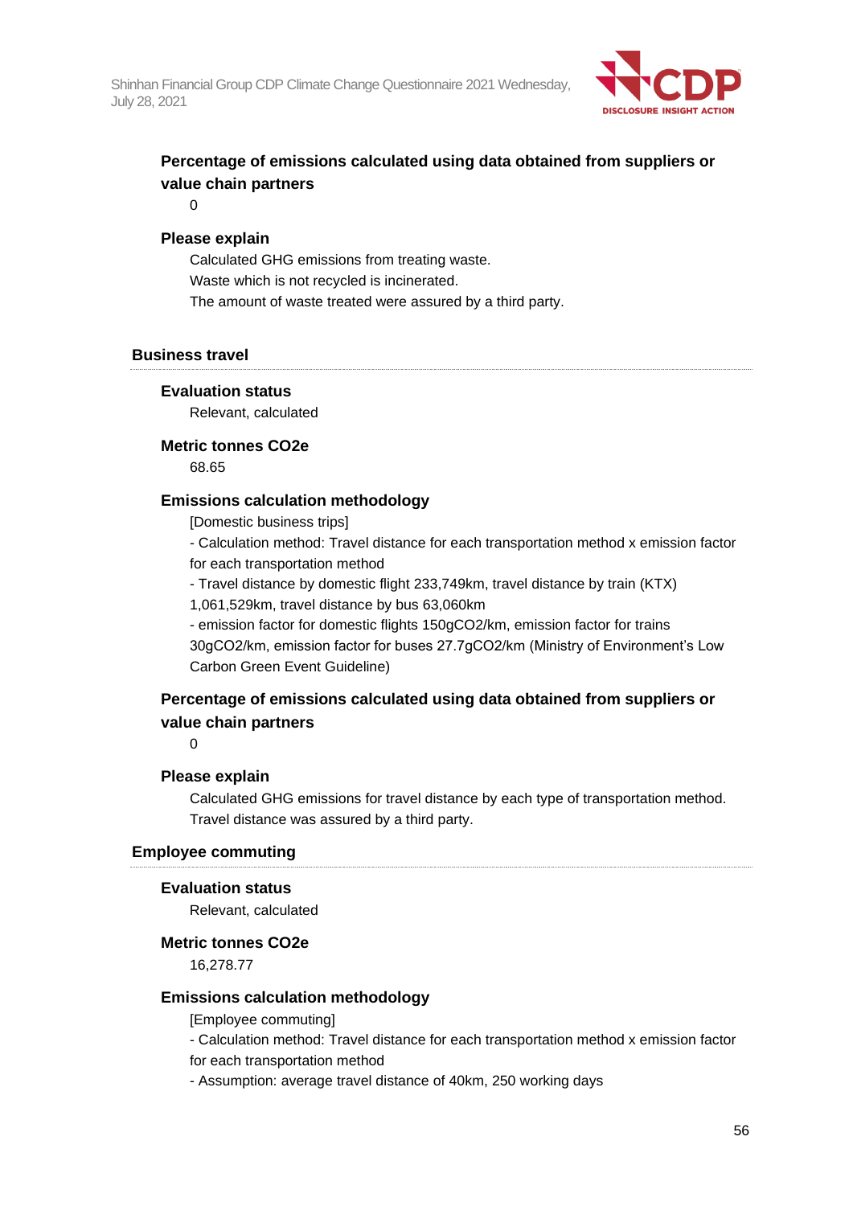#### Percentage of emissions calculated using data obtained from suppliers or value chain partners

0

#### Please explain

Calculated GHG emissions from treating waste.
Waste which is not recycled is incinerated.
The amount of waste treated were assured by a third party.

### Business travel

#### Evaluation status

Relevant, calculated

#### Metric tonnes CO2e

68.65

#### Emissions calculation methodology

[Domestic business trips]

- Calculation method: Travel distance for each transportation method x emission factor for each transportation method
- Travel distance by domestic flight 233,749km, travel distance by train (KTX) 1,061,529km, travel distance by bus 63,060km
- emission factor for domestic flights 150gCO2/km, emission factor for trains 30gCO2/km, emission factor for buses 27.7gCO2/km (Ministry of Environment's Low Carbon Green Event Guideline)

#### Percentage of emissions calculated using data obtained from suppliers or value chain partners

0

#### Please explain

Calculated GHG emissions for travel distance by each type of transportation method.
Travel distance was assured by a third party.

### Employee commuting

#### Evaluation status

Relevant, calculated

#### Metric tonnes CO2e

16,278.77

#### Emissions calculation methodology

[Employee commuting]

- Calculation method: Travel distance for each transportation method x emission factor for each transportation method
- Assumption: average travel distance of 40km, 250 working days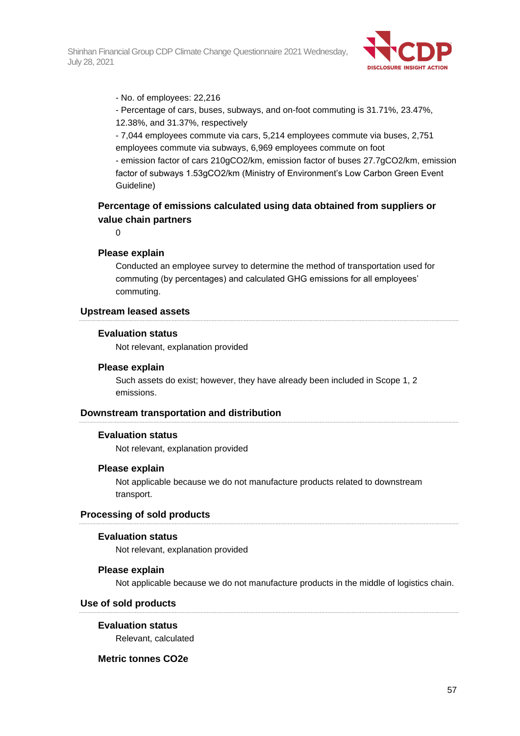- No. of employees: 22,216
- Percentage of cars, buses, subways, and on-foot commuting is 31.71%, 23.47%, 12.38%, and 31.37%, respectively
- 7,044 employees commute via cars, 5,214 employees commute via buses, 2,751 employees commute via subways, 6,969 employees commute on foot
- emission factor of cars 210gCO2/km, emission factor of buses 27.7gCO2/km, emission factor of subways 1.53gCO2/km (Ministry of Environment's Low Carbon Green Event Guideline)

### Percentage of emissions calculated using data obtained from suppliers or value chain partners

0

### Please explain

Conducted an employee survey to determine the method of transportation used for commuting (by percentages) and calculated GHG emissions for all employees' commuting.

## Upstream leased assets

### Evaluation status

Not relevant, explanation provided

### Please explain

Such assets do exist; however, they have already been included in Scope 1, 2 emissions.

## Downstream transportation and distribution

### Evaluation status

Not relevant, explanation provided

### Please explain

Not applicable because we do not manufacture products related to downstream transport.

## Processing of sold products

### Evaluation status

Not relevant, explanation provided

### Please explain

Not applicable because we do not manufacture products in the middle of logistics chain.

## Use of sold products

### Evaluation status

Relevant, calculated

### Metric tonnes CO2e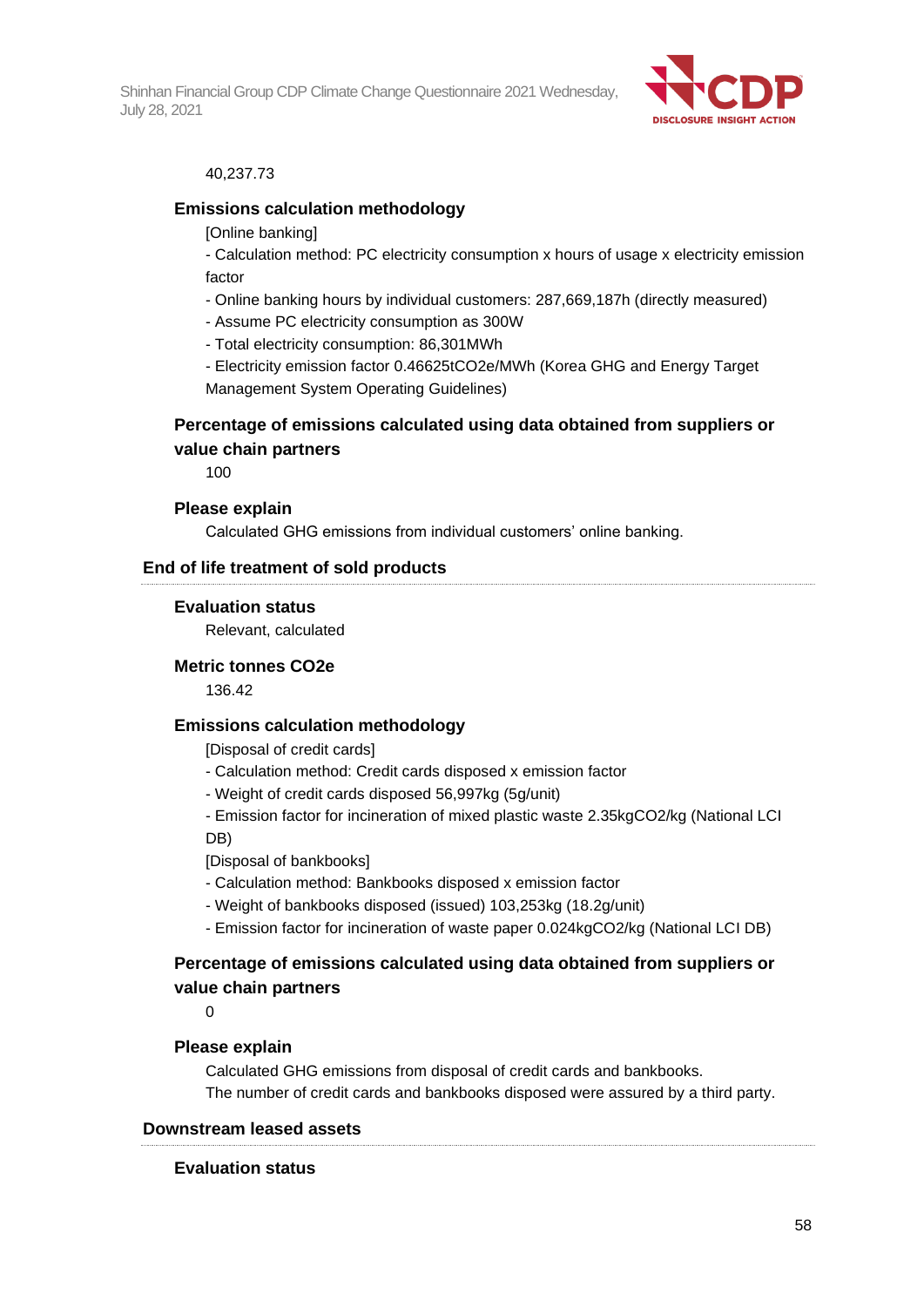40,237.73

### Emissions calculation methodology

[Online banking]

- Calculation method: PC electricity consumption x hours of usage x electricity emission factor
- Online banking hours by individual customers: 287,669,187h (directly measured)
- Assume PC electricity consumption as 300W
- Total electricity consumption: 86,301MWh
- Electricity emission factor 0.46625tCO2e/MWh (Korea GHG and Energy Target Management System Operating Guidelines)

### Percentage of emissions calculated using data obtained from suppliers or value chain partners

100

### Please explain

Calculated GHG emissions from individual customers' online banking.

## End of life treatment of sold products

### Evaluation status

Relevant, calculated

### Metric tonnes CO2e

136.42

### Emissions calculation methodology

[Disposal of credit cards]

- Calculation method: Credit cards disposed x emission factor
- Weight of credit cards disposed 56,997kg (5g/unit)
- Emission factor for incineration of mixed plastic waste 2.35kgCO2/kg (National LCI DB)

[Disposal of bankbooks]

- Calculation method: Bankbooks disposed x emission factor
- Weight of bankbooks disposed (issued) 103,253kg (18.2g/unit)
- Emission factor for incineration of waste paper 0.024kgCO2/kg (National LCI DB)

### Percentage of emissions calculated using data obtained from suppliers or value chain partners

0

### Please explain

Calculated GHG emissions from disposal of credit cards and bankbooks.
The number of credit cards and bankbooks disposed were assured by a third party.

## Downstream leased assets

### Evaluation status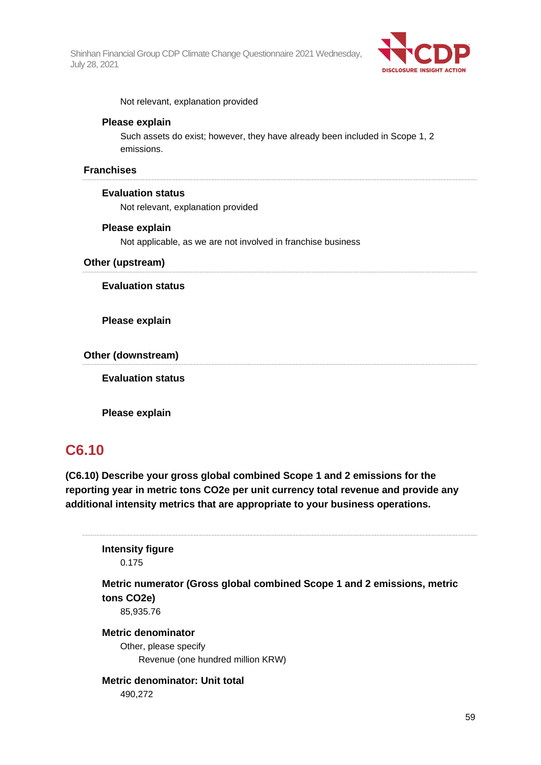Not relevant, explanation provided

**Please explain**

Such assets do exist; however, they have already been included in Scope 1, 2 emissions.

**Franchises**

**Evaluation status**

Not relevant, explanation provided

**Please explain**

Not applicable, as we are not involved in franchise business

**Other (upstream)**

**Evaluation status**

**Please explain**

**Other (downstream)**

**Evaluation status**

**Please explain**

## C6.10

**(C6.10) Describe your gross global combined Scope 1 and 2 emissions for the reporting year in metric tons CO2e per unit currency total revenue and provide any additional intensity metrics that are appropriate to your business operations.**

**Intensity figure**

0.175

**Metric numerator (Gross global combined Scope 1 and 2 emissions, metric tons CO2e)**

85,935.76

**Metric denominator**

Other, please specify

Revenue (one hundred million KRW)

**Metric denominator: Unit total**

490,272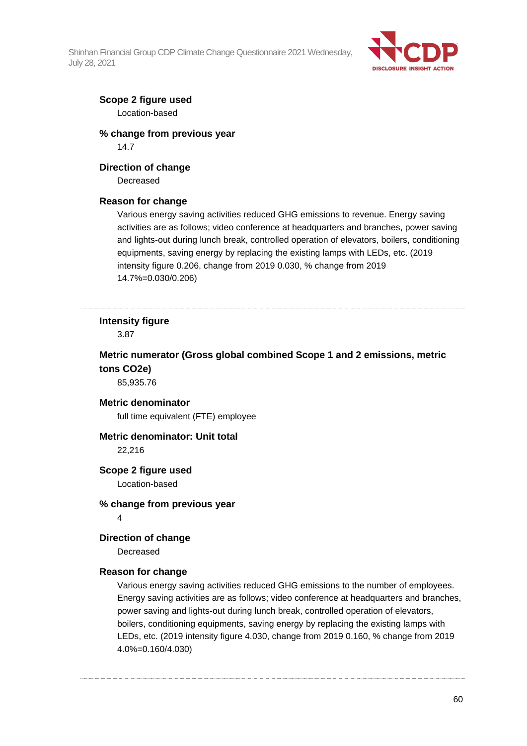### Scope 2 figure used

Location-based

### % change from previous year

14.7

### Direction of change

Decreased

### Reason for change

Various energy saving activities reduced GHG emissions to revenue. Energy saving activities are as follows; video conference at headquarters and branches, power saving and lights-out during lunch break, controlled operation of elevators, boilers, conditioning equipments, saving energy by replacing the existing lamps with LEDs, etc. (2019 intensity figure 0.206, change from 2019 0.030, % change from 2019 14.7%=0.030/0.206)

---

### Intensity figure

3.87

### Metric numerator (Gross global combined Scope 1 and 2 emissions, metric tons CO2e)

85,935.76

### Metric denominator

full time equivalent (FTE) employee

### Metric denominator: Unit total

22,216

### Scope 2 figure used

Location-based

### % change from previous year

4

### Direction of change

Decreased

### Reason for change

Various energy saving activities reduced GHG emissions to the number of employees. Energy saving activities are as follows; video conference at headquarters and branches, power saving and lights-out during lunch break, controlled operation of elevators, boilers, conditioning equipments, saving energy by replacing the existing lamps with LEDs, etc. (2019 intensity figure 4.030, change from 2019 0.160, % change from 2019 4.0%=0.160/4.030)

---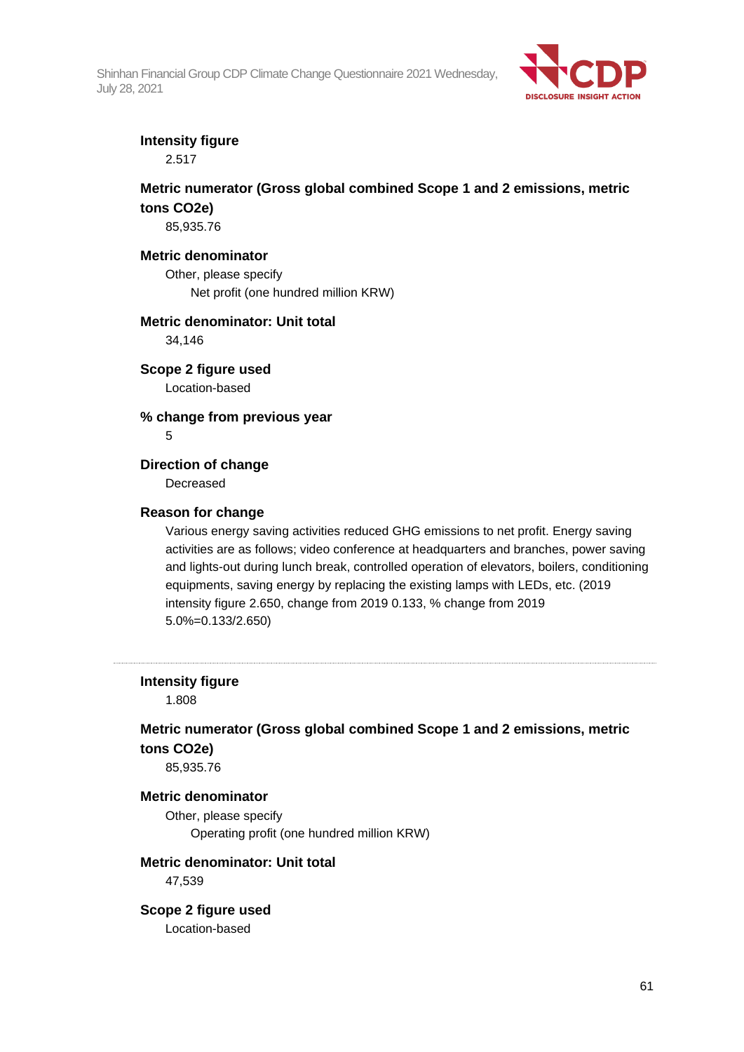**Intensity figure**

2.517

**Metric numerator (Gross global combined Scope 1 and 2 emissions, metric tons CO2e)**

85,935.76

**Metric denominator**

Other, please specify

Net profit (one hundred million KRW)

**Metric denominator: Unit total**

34,146

**Scope 2 figure used**

Location-based

**% change from previous year**

5

**Direction of change**

Decreased

**Reason for change**

Various energy saving activities reduced GHG emissions to net profit. Energy saving activities are as follows; video conference at headquarters and branches, power saving and lights-out during lunch break, controlled operation of elevators, boilers, conditioning equipments, saving energy by replacing the existing lamps with LEDs, etc. (2019 intensity figure 2.650, change from 2019 0.133, % change from 2019 5.0%=0.133/2.650)

---

**Intensity figure**

1.808

**Metric numerator (Gross global combined Scope 1 and 2 emissions, metric tons CO2e)**

85,935.76

**Metric denominator**

Other, please specify

Operating profit (one hundred million KRW)

**Metric denominator: Unit total**

47,539

**Scope 2 figure used**

Location-based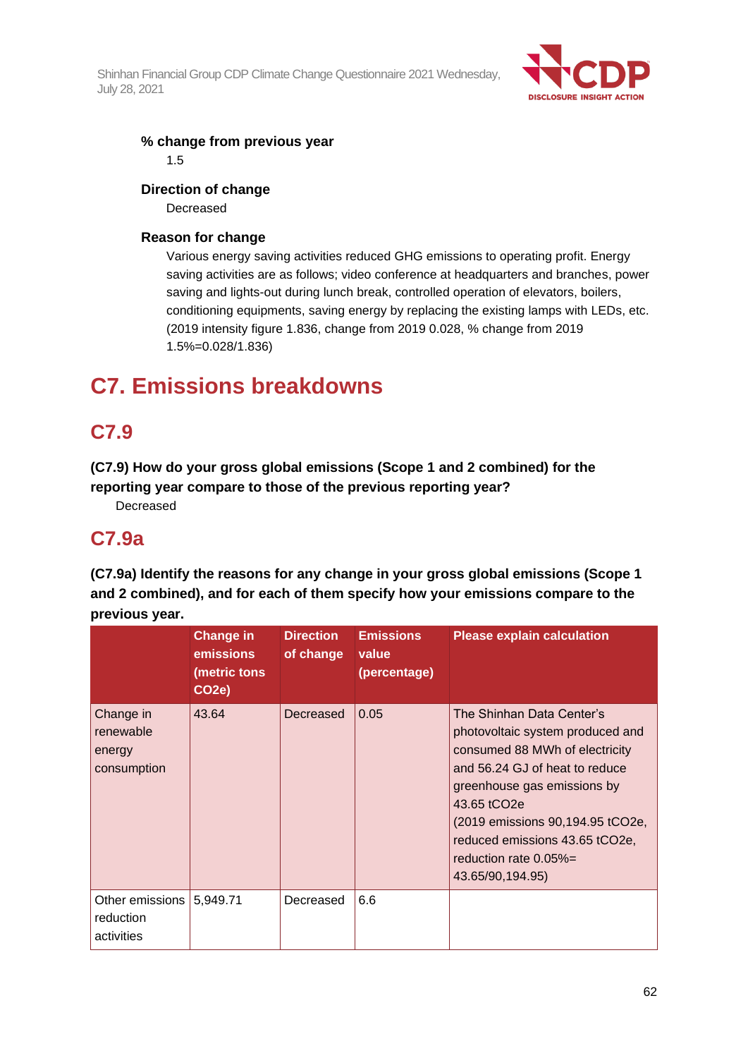**% change from previous year**

1.5

**Direction of change**

Decreased

**Reason for change**

Various energy saving activities reduced GHG emissions to operating profit. Energy saving activities are as follows; video conference at headquarters and branches, power saving and lights-out during lunch break, controlled operation of elevators, boilers, conditioning equipments, saving energy by replacing the existing lamps with LEDs, etc. (2019 intensity figure 1.836, change from 2019 0.028, % change from 2019 1.5%=0.028/1.836)

# C7. Emissions breakdowns

## C7.9

**(C7.9) How do your gross global emissions (Scope 1 and 2 combined) for the reporting year compare to those of the previous reporting year?**

Decreased

## C7.9a

**(C7.9a) Identify the reasons for any change in your gross global emissions (Scope 1 and 2 combined), and for each of them specify how your emissions compare to the previous year.**

| | Change in emissions (metric tons CO2e) | Direction of change | Emissions value (percentage) | Please explain calculation |
|---|---|---|---|---|
| Change in renewable energy consumption | 43.64 | Decreased | 0.05 | The Shinhan Data Center's photovoltaic system produced and consumed 88 MWh of electricity and 56.24 GJ of heat to reduce greenhouse gas emissions by 43.65 tCO2e (2019 emissions 90,194.95 tCO2e, reduced emissions 43.65 tCO2e, reduction rate 0.05%= 43.65/90,194.95) |
| Other emissions reduction activities | 5,949.71 | Decreased | 6.6 | |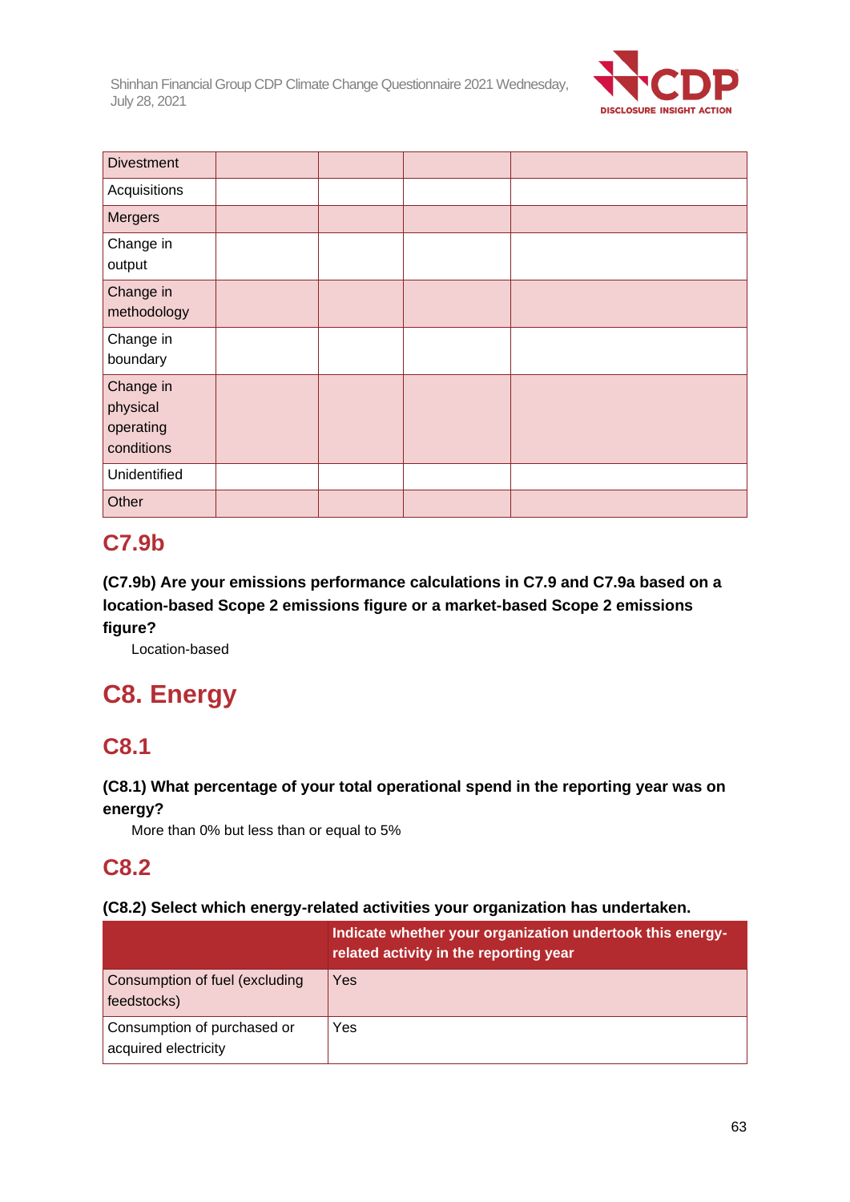| | | | | |
|---|---|---|---|---|
| Divestment | | | | |
| Acquisitions | | | | |
| Mergers | | | | |
| Change in output | | | | |
| Change in methodology | | | | |
| Change in boundary | | | | |
| Change in physical operating conditions | | | | |
| Unidentified | | | | |
| Other | | | | |

## C7.9b

**(C7.9b) Are your emissions performance calculations in C7.9 and C7.9a based on a location-based Scope 2 emissions figure or a market-based Scope 2 emissions figure?**

Location-based

# C8. Energy

## C8.1

**(C8.1) What percentage of your total operational spend in the reporting year was on energy?**

More than 0% but less than or equal to 5%

## C8.2

**(C8.2) Select which energy-related activities your organization has undertaken.**

| | Indicate whether your organization undertook this energy-related activity in the reporting year |
|---|---|
| Consumption of fuel (excluding feedstocks) | Yes |
| Consumption of purchased or acquired electricity | Yes |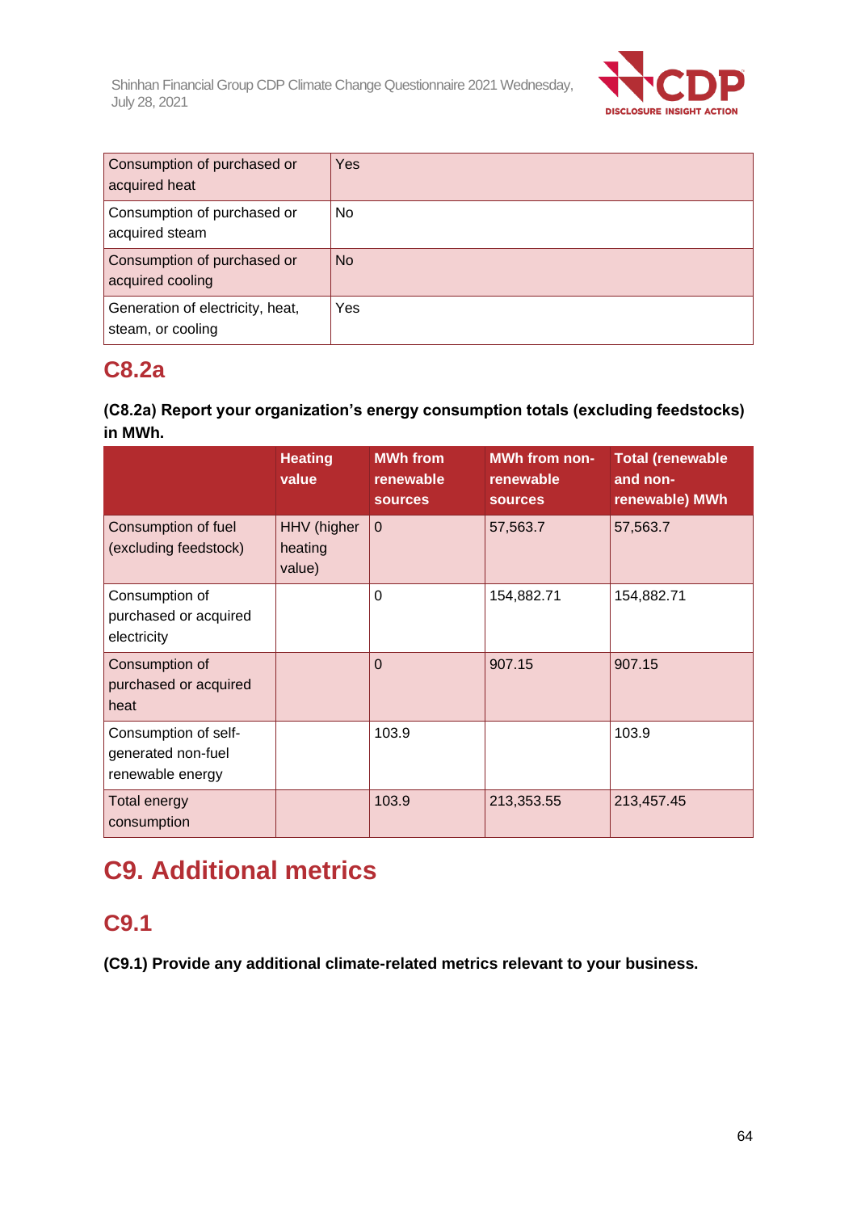| Consumption of purchased or acquired heat | Yes |
|---|---|
| Consumption of purchased or acquired steam | No |
| Consumption of purchased or acquired cooling | No |
| Generation of electricity, heat, steam, or cooling | Yes |

## C8.2a

**(C8.2a) Report your organization's energy consumption totals (excluding feedstocks) in MWh.**

| | Heating value | MWh from renewable sources | MWh from non-renewable sources | Total (renewable and non-renewable) MWh |
|---|---|---|---|---|
| Consumption of fuel (excluding feedstock) | HHV (higher heating value) | 0 | 57,563.7 | 57,563.7 |
| Consumption of purchased or acquired electricity | | 0 | 154,882.71 | 154,882.71 |
| Consumption of purchased or acquired heat | | 0 | 907.15 | 907.15 |
| Consumption of self-generated non-fuel renewable energy | | 103.9 | | 103.9 |
| Total energy consumption | | 103.9 | 213,353.55 | 213,457.45 |

# C9. Additional metrics

## C9.1

**(C9.1) Provide any additional climate-related metrics relevant to your business.**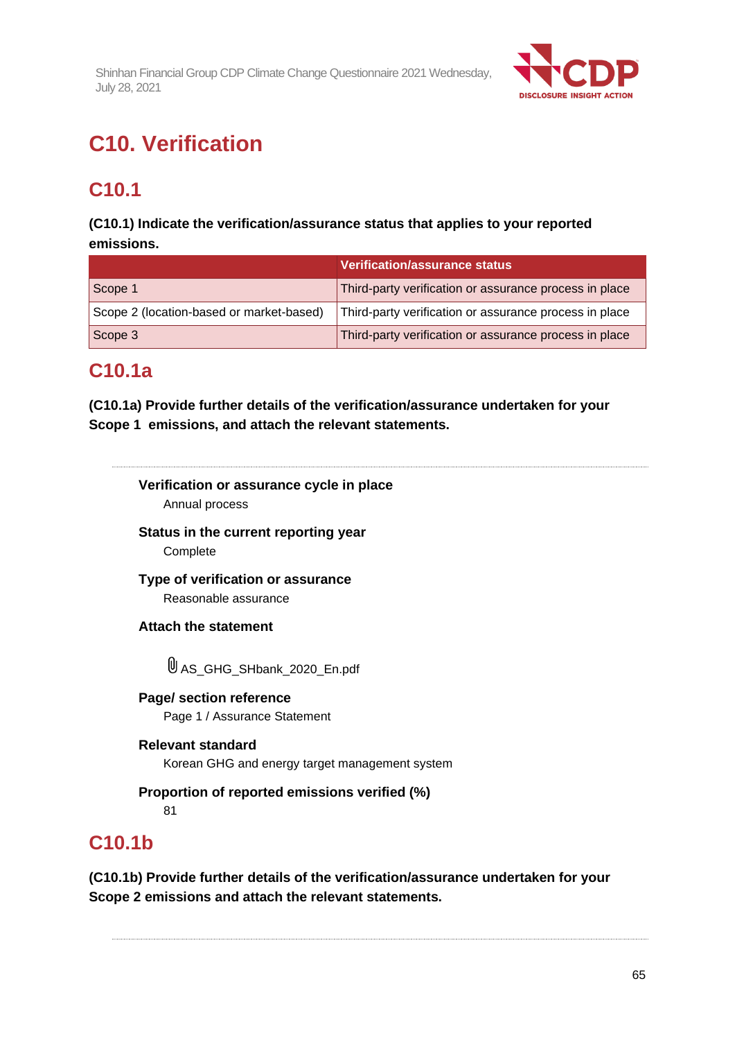# C10. Verification

## C10.1

**(C10.1) Indicate the verification/assurance status that applies to your reported emissions.**

| | Verification/assurance status |
|---|---|
| Scope 1 | Third-party verification or assurance process in place |
| Scope 2 (location-based or market-based) | Third-party verification or assurance process in place |
| Scope 3 | Third-party verification or assurance process in place |

## C10.1a

**(C10.1a) Provide further details of the verification/assurance undertaken for your Scope 1 emissions, and attach the relevant statements.**

**Verification or assurance cycle in place**

Annual process

**Status in the current reporting year**

Complete

**Type of verification or assurance**

Reasonable assurance

**Attach the statement**

AS_GHG_SHbank_2020_En.pdf

**Page/ section reference**

Page 1 / Assurance Statement

**Relevant standard**

Korean GHG and energy target management system

**Proportion of reported emissions verified (%)**

81

## C10.1b

**(C10.1b) Provide further details of the verification/assurance undertaken for your Scope 2 emissions and attach the relevant statements.**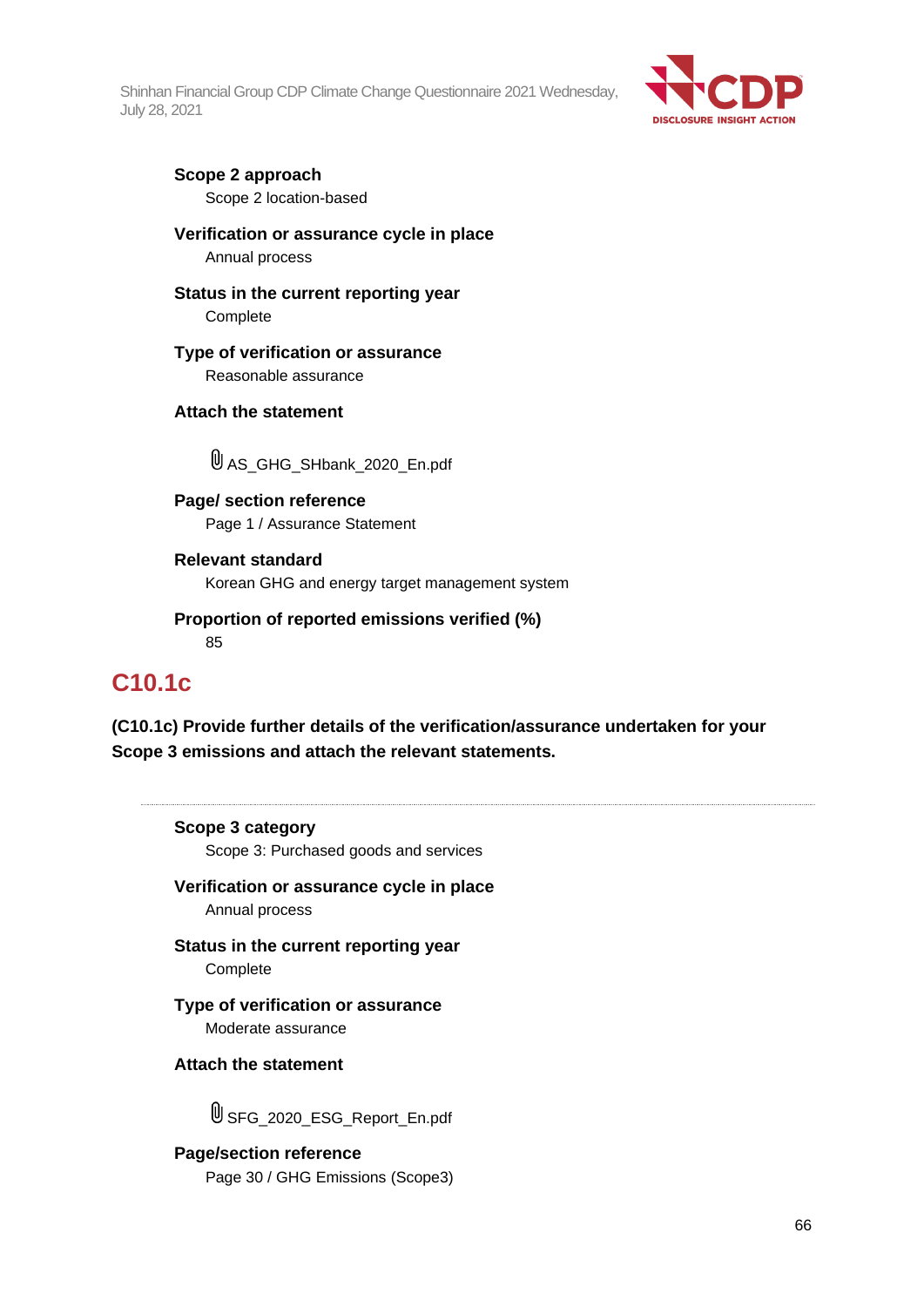**Scope 2 approach**
Scope 2 location-based

**Verification or assurance cycle in place**
Annual process

**Status in the current reporting year**
Complete

**Type of verification or assurance**
Reasonable assurance

**Attach the statement**

AS_GHG_SHbank_2020_En.pdf

**Page/ section reference**
Page 1 / Assurance Statement

**Relevant standard**
Korean GHG and energy target management system

**Proportion of reported emissions verified (%)**
85

## C10.1c

**(C10.1c) Provide further details of the verification/assurance undertaken for your Scope 3 emissions and attach the relevant statements.**

---

**Scope 3 category**
Scope 3: Purchased goods and services

**Verification or assurance cycle in place**
Annual process

**Status in the current reporting year**
Complete

**Type of verification or assurance**
Moderate assurance

**Attach the statement**

SFG_2020_ESG_Report_En.pdf

**Page/section reference**
Page 30 / GHG Emissions (Scope3)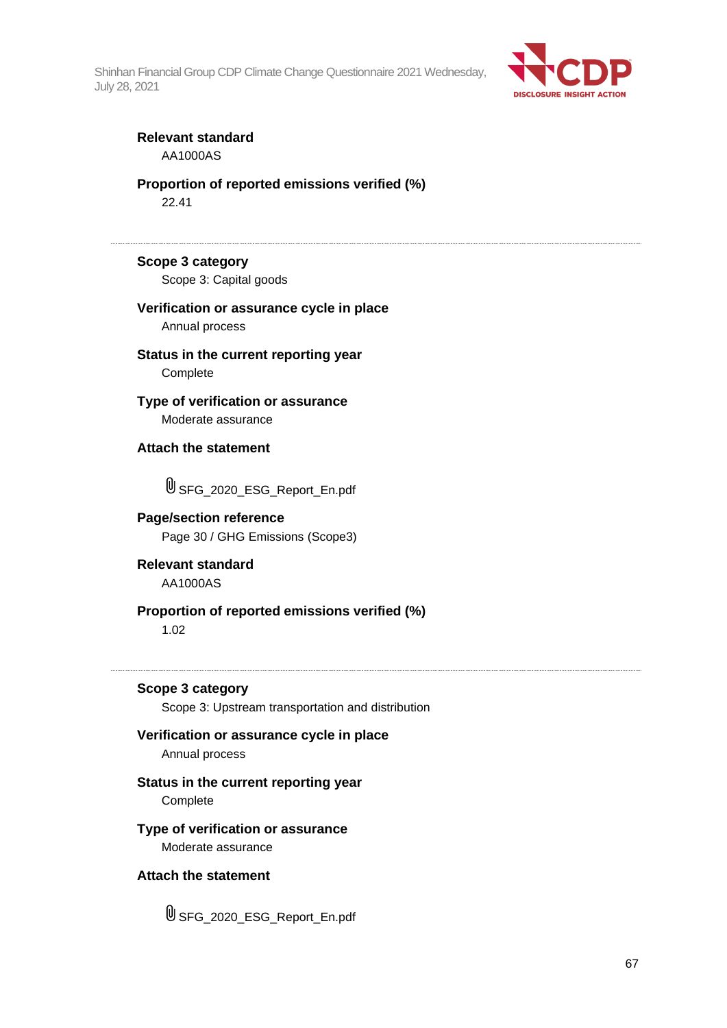**Relevant standard**
AA1000AS

**Proportion of reported emissions verified (%)**
22.41

---

**Scope 3 category**
Scope 3: Capital goods

**Verification or assurance cycle in place**
Annual process

**Status in the current reporting year**
Complete

**Type of verification or assurance**
Moderate assurance

**Attach the statement**

SFG_2020_ESG_Report_En.pdf

**Page/section reference**
Page 30 / GHG Emissions (Scope3)

**Relevant standard**
AA1000AS

**Proportion of reported emissions verified (%)**
1.02

---

**Scope 3 category**
Scope 3: Upstream transportation and distribution

**Verification or assurance cycle in place**
Annual process

**Status in the current reporting year**
Complete

**Type of verification or assurance**
Moderate assurance

**Attach the statement**

SFG_2020_ESG_Report_En.pdf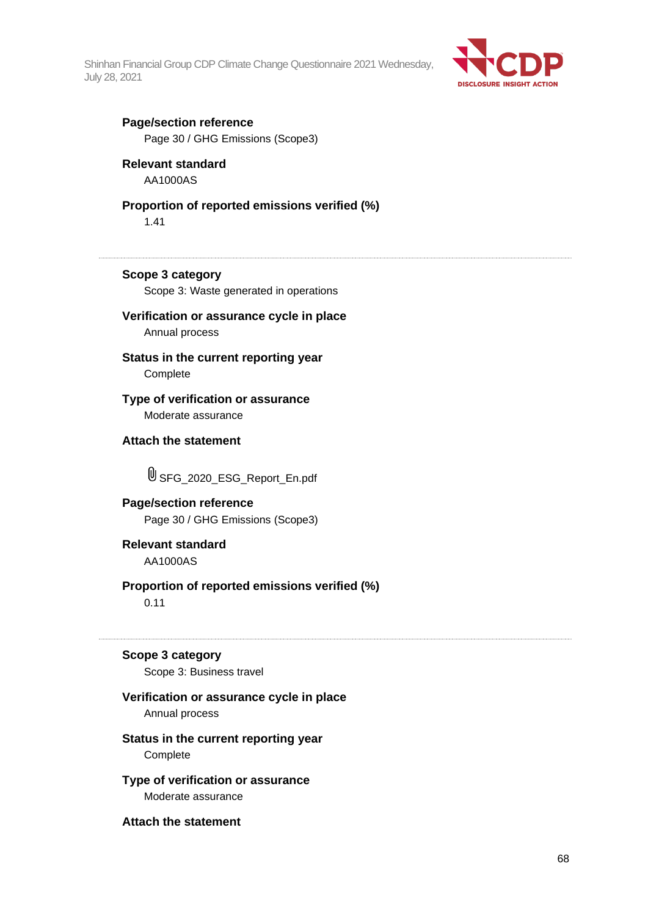**Page/section reference**

Page 30 / GHG Emissions (Scope3)

**Relevant standard**

AA1000AS

**Proportion of reported emissions verified (%)**

1.41

---

**Scope 3 category**

Scope 3: Waste generated in operations

**Verification or assurance cycle in place**

Annual process

**Status in the current reporting year**

Complete

**Type of verification or assurance**

Moderate assurance

**Attach the statement**

SFG_2020_ESG_Report_En.pdf

**Page/section reference**

Page 30 / GHG Emissions (Scope3)

**Relevant standard**

AA1000AS

**Proportion of reported emissions verified (%)**

0.11

---

**Scope 3 category**

Scope 3: Business travel

**Verification or assurance cycle in place**

Annual process

**Status in the current reporting year**

Complete

**Type of verification or assurance**

Moderate assurance

**Attach the statement**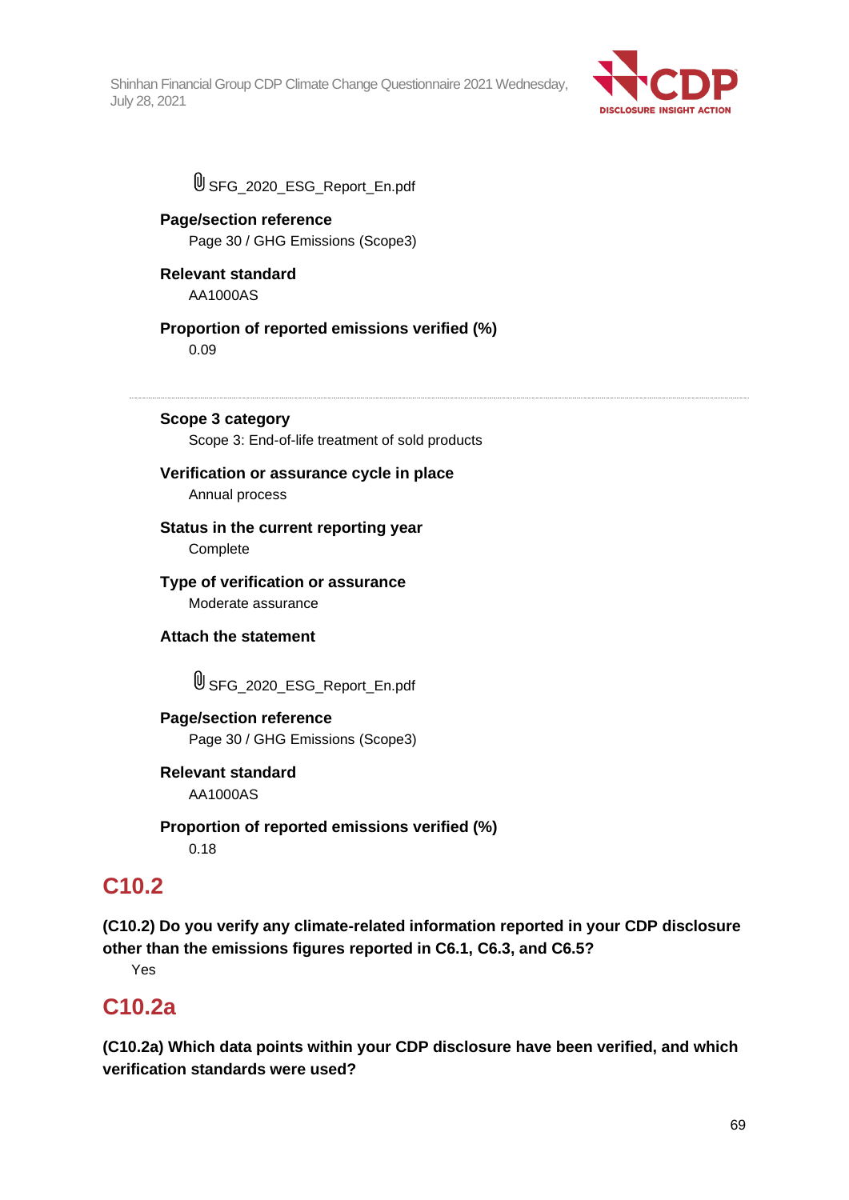SFG_2020_ESG_Report_En.pdf

**Page/section reference**
Page 30 / GHG Emissions (Scope3)

**Relevant standard**
AA1000AS

**Proportion of reported emissions verified (%)**
0.09

---

**Scope 3 category**
Scope 3: End-of-life treatment of sold products

**Verification or assurance cycle in place**
Annual process

**Status in the current reporting year**
Complete

**Type of verification or assurance**
Moderate assurance

**Attach the statement**

SFG_2020_ESG_Report_En.pdf

**Page/section reference**
Page 30 / GHG Emissions (Scope3)

**Relevant standard**
AA1000AS

**Proportion of reported emissions verified (%)**
0.18

## C10.2

**(C10.2) Do you verify any climate-related information reported in your CDP disclosure other than the emissions figures reported in C6.1, C6.3, and C6.5?**

Yes

## C10.2a

**(C10.2a) Which data points within your CDP disclosure have been verified, and which verification standards were used?**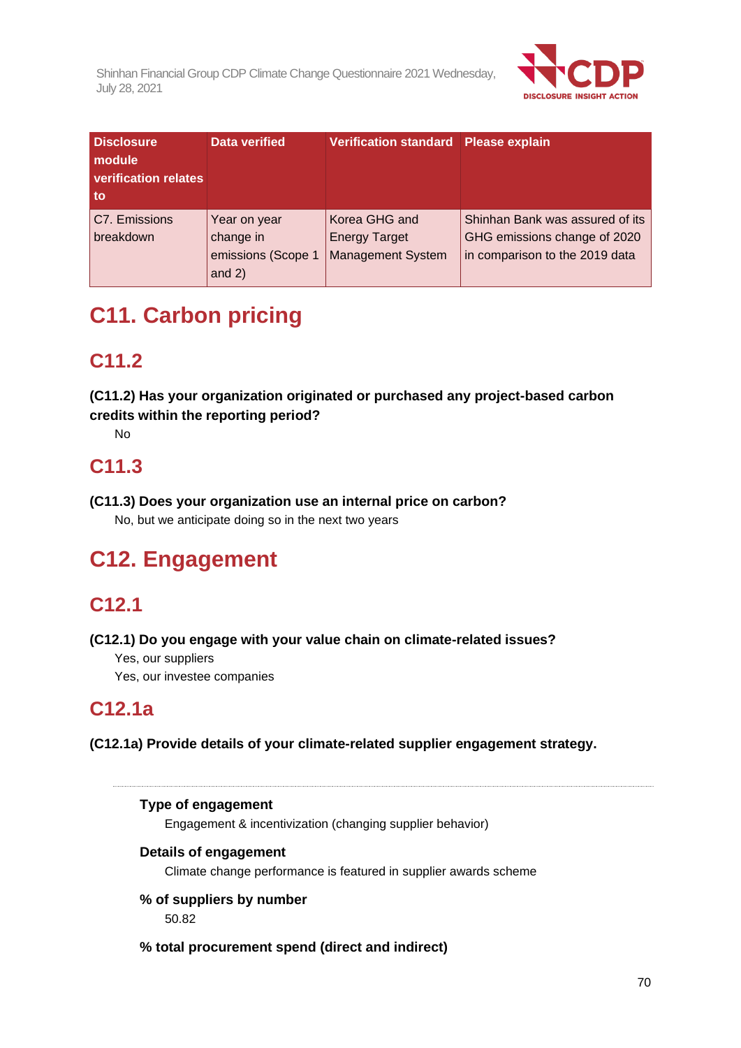| Disclosure module verification relates to | Data verified | Verification standard | Please explain |
|---|---|---|---|
| C7. Emissions breakdown | Year on year change in emissions (Scope 1 and 2) | Korea GHG and Energy Target Management System | Shinhan Bank was assured of its GHG emissions change of 2020 in comparison to the 2019 data |

# C11. Carbon pricing

## C11.2

**(C11.2) Has your organization originated or purchased any project-based carbon credits within the reporting period?**

No

## C11.3

**(C11.3) Does your organization use an internal price on carbon?**

No, but we anticipate doing so in the next two years

# C12. Engagement

## C12.1

**(C12.1) Do you engage with your value chain on climate-related issues?**

Yes, our suppliers

Yes, our investee companies

## C12.1a

**(C12.1a) Provide details of your climate-related supplier engagement strategy.**

---

**Type of engagement**

Engagement & incentivization (changing supplier behavior)

**Details of engagement**

Climate change performance is featured in supplier awards scheme

**% of suppliers by number**

50.82

**% total procurement spend (direct and indirect)**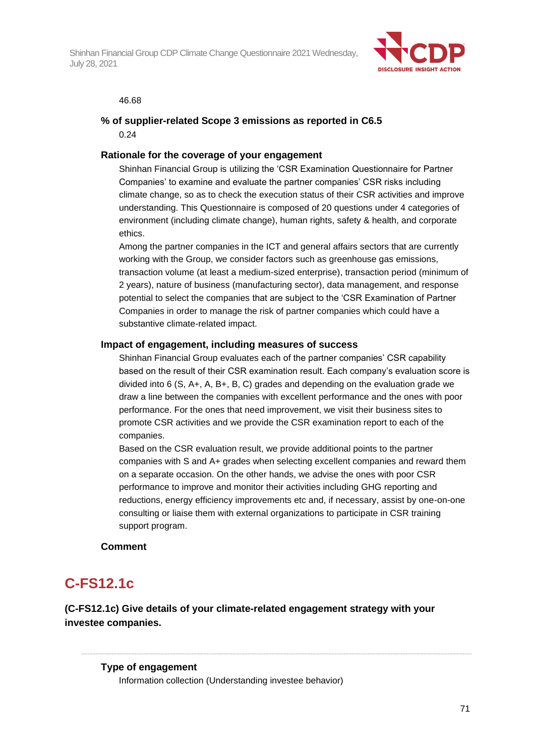46.68

**% of supplier-related Scope 3 emissions as reported in C6.5**

0.24

**Rationale for the coverage of your engagement**

Shinhan Financial Group is utilizing the 'CSR Examination Questionnaire for Partner Companies' to examine and evaluate the partner companies' CSR risks including climate change, so as to check the execution status of their CSR activities and improve understanding. This Questionnaire is composed of 20 questions under 4 categories of environment (including climate change), human rights, safety & health, and corporate ethics.

Among the partner companies in the ICT and general affairs sectors that are currently working with the Group, we consider factors such as greenhouse gas emissions, transaction volume (at least a medium-sized enterprise), transaction period (minimum of 2 years), nature of business (manufacturing sector), data management, and response potential to select the companies that are subject to the 'CSR Examination of Partner Companies in order to manage the risk of partner companies which could have a substantive climate-related impact.

**Impact of engagement, including measures of success**

Shinhan Financial Group evaluates each of the partner companies' CSR capability based on the result of their CSR examination result. Each company's evaluation score is divided into 6 (S, A+, A, B+, B, C) grades and depending on the evaluation grade we draw a line between the companies with excellent performance and the ones with poor performance. For the ones that need improvement, we visit their business sites to promote CSR activities and we provide the CSR examination report to each of the companies.

Based on the CSR evaluation result, we provide additional points to the partner companies with S and A+ grades when selecting excellent companies and reward them on a separate occasion. On the other hands, we advise the ones with poor CSR performance to improve and monitor their activities including GHG reporting and reductions, energy efficiency improvements etc and, if necessary, assist by one-on-one consulting or liaise them with external organizations to participate in CSR training support program.

**Comment**

## C-FS12.1c

**(C-FS12.1c) Give details of your climate-related engagement strategy with your investee companies.**

**Type of engagement**

Information collection (Understanding investee behavior)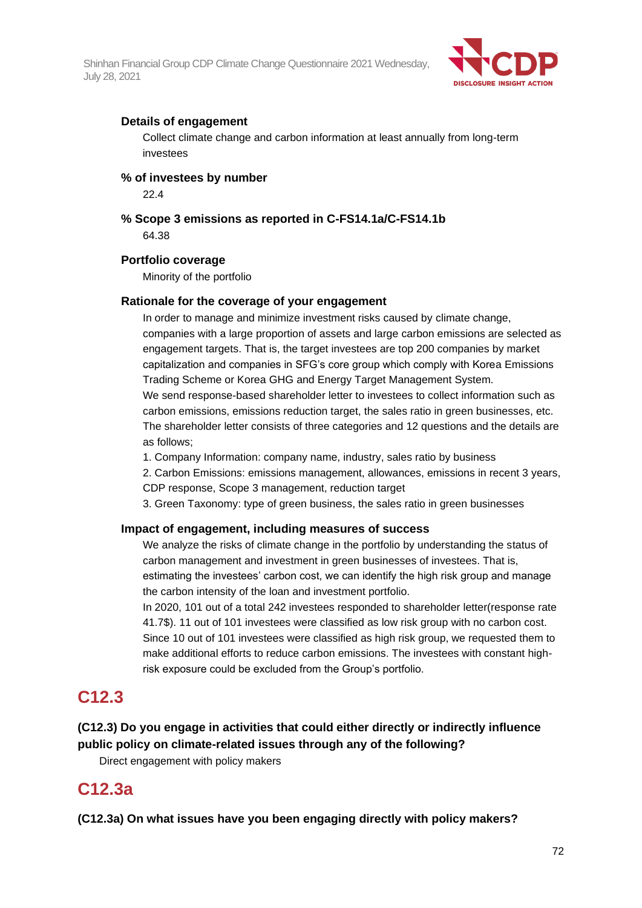**Details of engagement**

Collect climate change and carbon information at least annually from long-term investees

**% of investees by number**

22.4

**% Scope 3 emissions as reported in C-FS14.1a/C-FS14.1b**

64.38

**Portfolio coverage**

Minority of the portfolio

**Rationale for the coverage of your engagement**

In order to manage and minimize investment risks caused by climate change, companies with a large proportion of assets and large carbon emissions are selected as engagement targets. That is, the target investees are top 200 companies by market capitalization and companies in SFG's core group which comply with Korea Emissions Trading Scheme or Korea GHG and Energy Target Management System.

We send response-based shareholder letter to investees to collect information such as carbon emissions, emissions reduction target, the sales ratio in green businesses, etc. The shareholder letter consists of three categories and 12 questions and the details are as follows;

1. Company Information: company name, industry, sales ratio by business
2. Carbon Emissions: emissions management, allowances, emissions in recent 3 years, CDP response, Scope 3 management, reduction target
3. Green Taxonomy: type of green business, the sales ratio in green businesses

**Impact of engagement, including measures of success**

We analyze the risks of climate change in the portfolio by understanding the status of carbon management and investment in green businesses of investees. That is, estimating the investees' carbon cost, we can identify the high risk group and manage the carbon intensity of the loan and investment portfolio.

In 2020, 101 out of a total 242 investees responded to shareholder letter(response rate 41.7$). 11 out of 101 investees were classified as low risk group with no carbon cost. Since 10 out of 101 investees were classified as high risk group, we requested them to make additional efforts to reduce carbon emissions. The investees with constant high-risk exposure could be excluded from the Group's portfolio.

## C12.3

**(C12.3) Do you engage in activities that could either directly or indirectly influence public policy on climate-related issues through any of the following?**

Direct engagement with policy makers

## C12.3a

**(C12.3a) On what issues have you been engaging directly with policy makers?**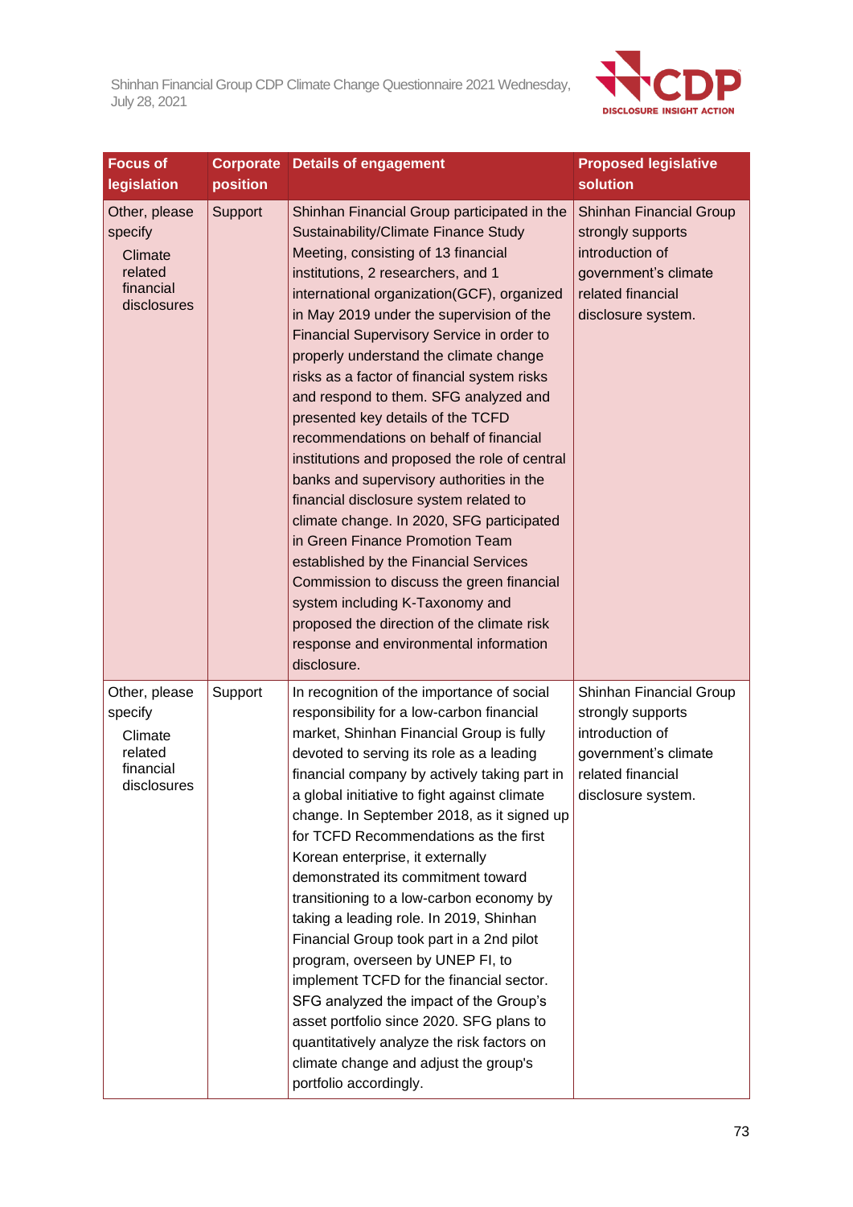| Focus of legislation | Corporate position | Details of engagement | Proposed legislative solution |
|---|---|---|---|
| Other, please specify<br>Climate related financial disclosures | Support | Shinhan Financial Group participated in the Sustainability/Climate Finance Study Meeting, consisting of 13 financial institutions, 2 researchers, and 1 international organization(GCF), organized in May 2019 under the supervision of the Financial Supervisory Service in order to properly understand the climate change risks as a factor of financial system risks and respond to them. SFG analyzed and presented key details of the TCFD recommendations on behalf of financial institutions and proposed the role of central banks and supervisory authorities in the financial disclosure system related to climate change. In 2020, SFG participated in Green Finance Promotion Team established by the Financial Services Commission to discuss the green financial system including K-Taxonomy and proposed the direction of the climate risk response and environmental information disclosure. | Shinhan Financial Group strongly supports introduction of government's climate related financial disclosure system. |
| Other, please specify<br>Climate related financial disclosures | Support | In recognition of the importance of social responsibility for a low-carbon financial market, Shinhan Financial Group is fully devoted to serving its role as a leading financial company by actively taking part in a global initiative to fight against climate change. In September 2018, as it signed up for TCFD Recommendations as the first Korean enterprise, it externally demonstrated its commitment toward transitioning to a low-carbon economy by taking a leading role. In 2019, Shinhan Financial Group took part in a 2nd pilot program, overseen by UNEP FI, to implement TCFD for the financial sector. SFG analyzed the impact of the Group's asset portfolio since 2020. SFG plans to quantitatively analyze the risk factors on climate change and adjust the group's portfolio accordingly. | Shinhan Financial Group strongly supports introduction of government's climate related financial disclosure system. |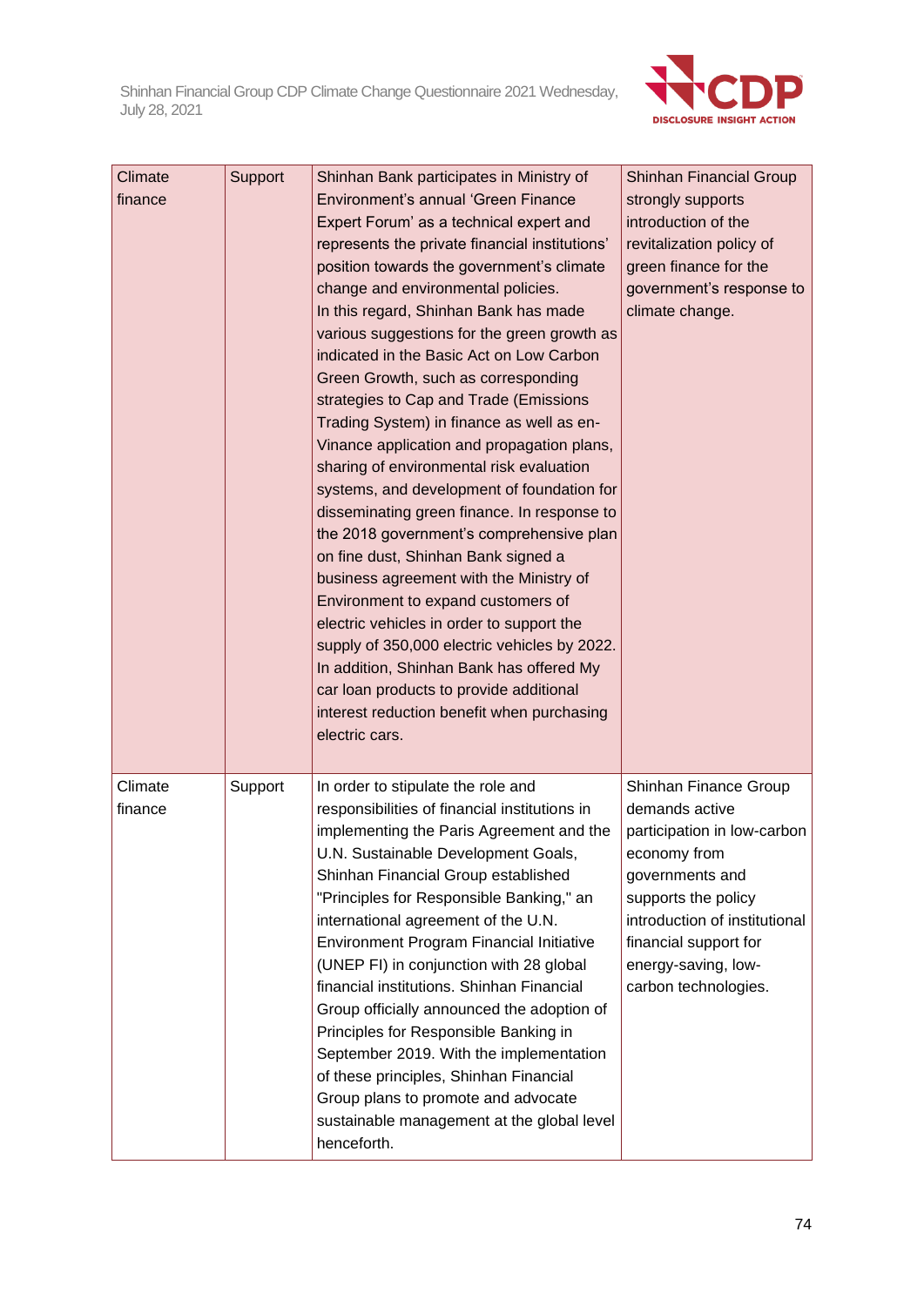| Climate finance | Support | Shinhan Bank participates in Ministry of Environment's annual 'Green Finance Expert Forum' as a technical expert and represents the private financial institutions' position towards the government's climate change and environmental policies. In this regard, Shinhan Bank has made various suggestions for the green growth as indicated in the Basic Act on Low Carbon Green Growth, such as corresponding strategies to Cap and Trade (Emissions Trading System) in finance as well as en-Vinance application and propagation plans, sharing of environmental risk evaluation systems, and development of foundation for disseminating green finance. In response to the 2018 government's comprehensive plan on fine dust, Shinhan Bank signed a business agreement with the Ministry of Environment to expand customers of electric vehicles in order to support the supply of 350,000 electric vehicles by 2022. In addition, Shinhan Bank has offered My car loan products to provide additional interest reduction benefit when purchasing electric cars. | Shinhan Financial Group strongly supports introduction of the revitalization policy of green finance for the government's response to climate change. |
|---|---|---|---|
| Climate finance | Support | In order to stipulate the role and responsibilities of financial institutions in implementing the Paris Agreement and the U.N. Sustainable Development Goals, Shinhan Financial Group established "Principles for Responsible Banking," an international agreement of the U.N. Environment Program Financial Initiative (UNEP FI) in conjunction with 28 global financial institutions. Shinhan Financial Group officially announced the adoption of Principles for Responsible Banking in September 2019. With the implementation of these principles, Shinhan Financial Group plans to promote and advocate sustainable management at the global level henceforth. | Shinhan Finance Group demands active participation in low-carbon economy from governments and supports the policy introduction of institutional financial support for energy-saving, low-carbon technologies. |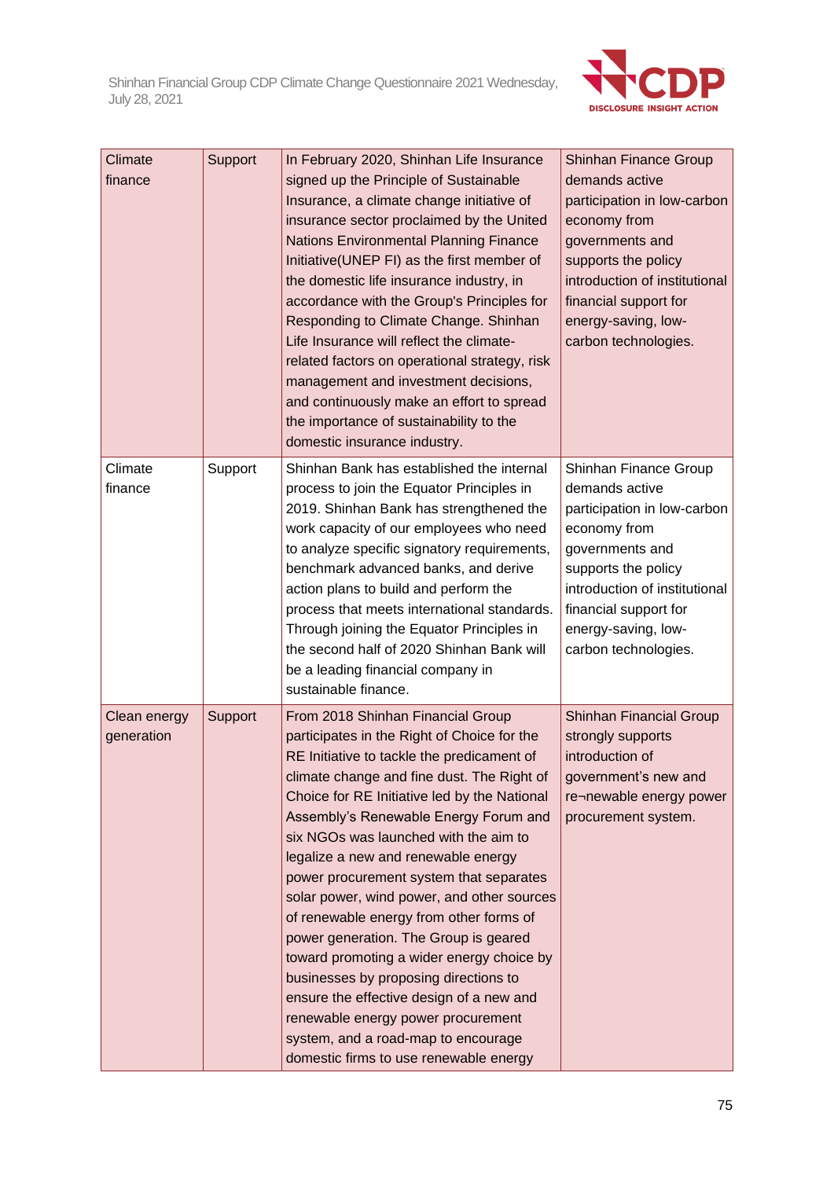| Climate finance | Support | In February 2020, Shinhan Life Insurance signed up the Principle of Sustainable Insurance, a climate change initiative of insurance sector proclaimed by the United Nations Environmental Planning Finance Initiative(UNEP FI) as the first member of the domestic life insurance industry, in accordance with the Group's Principles for Responding to Climate Change. Shinhan Life Insurance will reflect the climate-related factors on operational strategy, risk management and investment decisions, and continuously make an effort to spread the importance of sustainability to the domestic insurance industry. | Shinhan Finance Group demands active participation in low-carbon economy from governments and supports the policy introduction of institutional financial support for energy-saving, low-carbon technologies. |
|---|---|---|---|
| Climate finance | Support | Shinhan Bank has established the internal process to join the Equator Principles in 2019. Shinhan Bank has strengthened the work capacity of our employees who need to analyze specific signatory requirements, benchmark advanced banks, and derive action plans to build and perform the process that meets international standards. Through joining the Equator Principles in the second half of 2020 Shinhan Bank will be a leading financial company in sustainable finance. | Shinhan Finance Group demands active participation in low-carbon economy from governments and supports the policy introduction of institutional financial support for energy-saving, low-carbon technologies. |
| Clean energy generation | Support | From 2018 Shinhan Financial Group participates in the Right of Choice for the RE Initiative to tackle the predicament of climate change and fine dust. The Right of Choice for RE Initiative led by the National Assembly's Renewable Energy Forum and six NGOs was launched with the aim to legalize a new and renewable energy power procurement system that separates solar power, wind power, and other sources of renewable energy from other forms of power generation. The Group is geared toward promoting a wider energy choice by businesses by proposing directions to ensure the effective design of a new and renewable energy power procurement system, and a road-map to encourage domestic firms to use renewable energy | Shinhan Financial Group strongly supports introduction of government's new and re¬newable energy power procurement system. |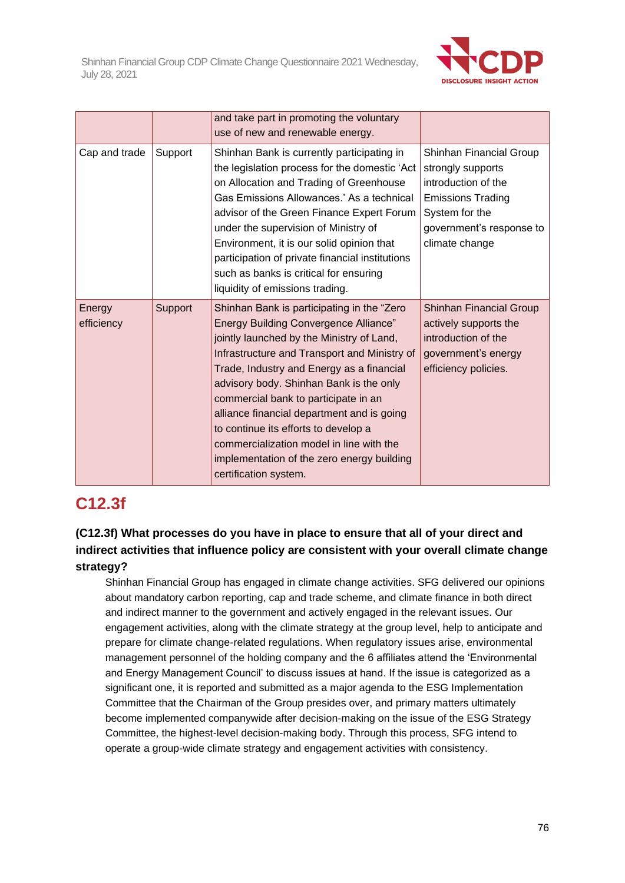| | | and take part in promoting the voluntary use of new and renewable energy. | |
|---|---|---|---|
| Cap and trade | Support | Shinhan Bank is currently participating in the legislation process for the domestic 'Act on Allocation and Trading of Greenhouse Gas Emissions Allowances.' As a technical advisor of the Green Finance Expert Forum under the supervision of Ministry of Environment, it is our solid opinion that participation of private financial institutions such as banks is critical for ensuring liquidity of emissions trading. | Shinhan Financial Group strongly supports introduction of the Emissions Trading System for the government's response to climate change |
| Energy efficiency | Support | Shinhan Bank is participating in the "Zero Energy Building Convergence Alliance" jointly launched by the Ministry of Land, Infrastructure and Transport and Ministry of Trade, Industry and Energy as a financial advisory body. Shinhan Bank is the only commercial bank to participate in an alliance financial department and is going to continue its efforts to develop a commercialization model in line with the implementation of the zero energy building certification system. | Shinhan Financial Group actively supports the introduction of the government's energy efficiency policies. |

## C12.3f

### (C12.3f) What processes do you have in place to ensure that all of your direct and indirect activities that influence policy are consistent with your overall climate change strategy?

Shinhan Financial Group has engaged in climate change activities. SFG delivered our opinions about mandatory carbon reporting, cap and trade scheme, and climate finance in both direct and indirect manner to the government and actively engaged in the relevant issues. Our engagement activities, along with the climate strategy at the group level, help to anticipate and prepare for climate change-related regulations. When regulatory issues arise, environmental management personnel of the holding company and the 6 affiliates attend the 'Environmental and Energy Management Council' to discuss issues at hand. If the issue is categorized as a significant one, it is reported and submitted as a major agenda to the ESG Implementation Committee that the Chairman of the Group presides over, and primary matters ultimately become implemented companywide after decision-making on the issue of the ESG Strategy Committee, the highest-level decision-making body. Through this process, SFG intend to operate a group-wide climate strategy and engagement activities with consistency.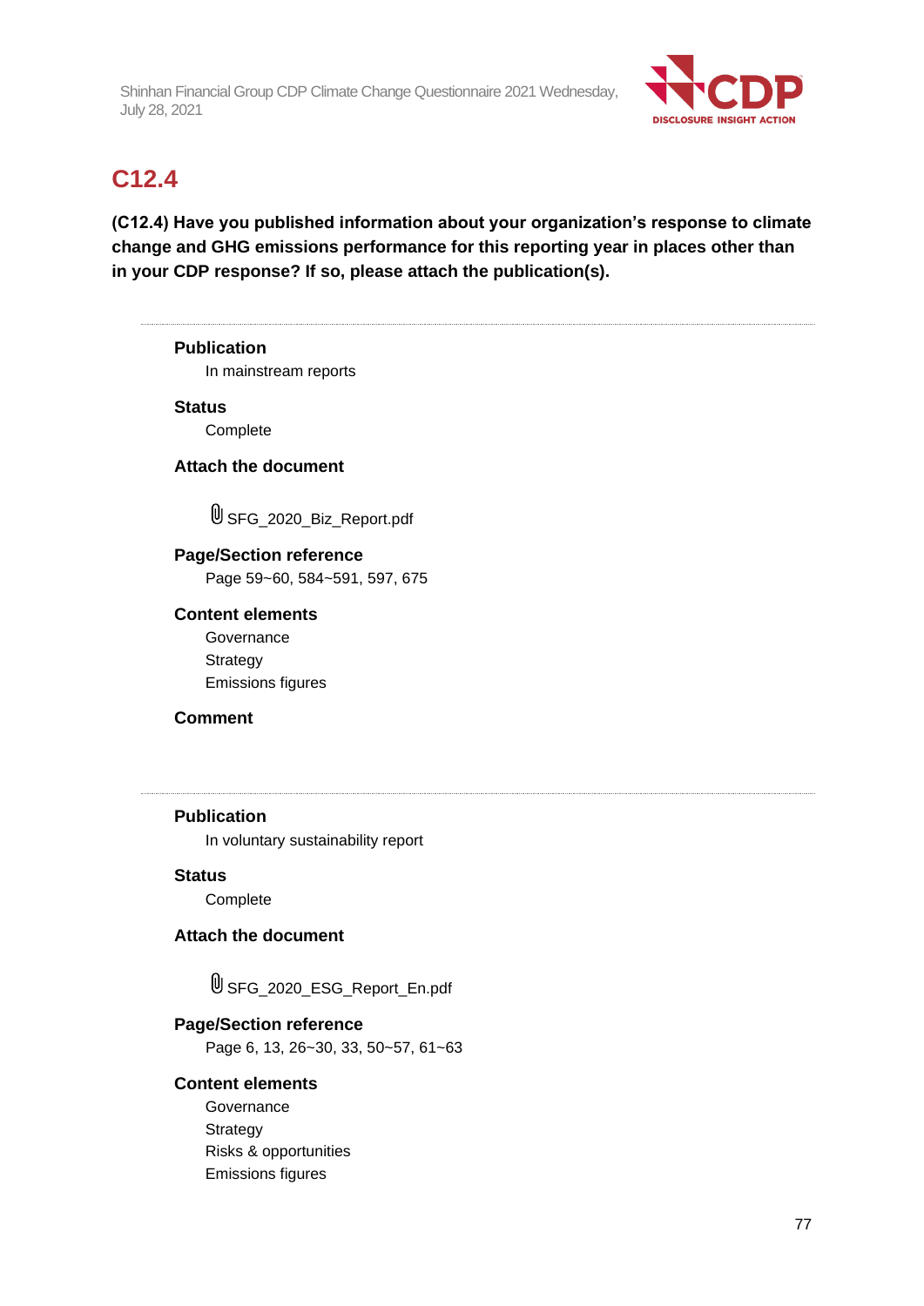## C12.4

**(C12.4) Have you published information about your organization's response to climate change and GHG emissions performance for this reporting year in places other than in your CDP response? If so, please attach the publication(s).**

---

**Publication**

In mainstream reports

**Status**

Complete

**Attach the document**

SFG_2020_Biz_Report.pdf

**Page/Section reference**

Page 59~60, 584~591, 597, 675

**Content elements**

Governance
Strategy
Emissions figures

**Comment**

---

**Publication**

In voluntary sustainability report

**Status**

Complete

**Attach the document**

SFG_2020_ESG_Report_En.pdf

**Page/Section reference**

Page 6, 13, 26~30, 33, 50~57, 61~63

**Content elements**

Governance
Strategy
Risks & opportunities
Emissions figures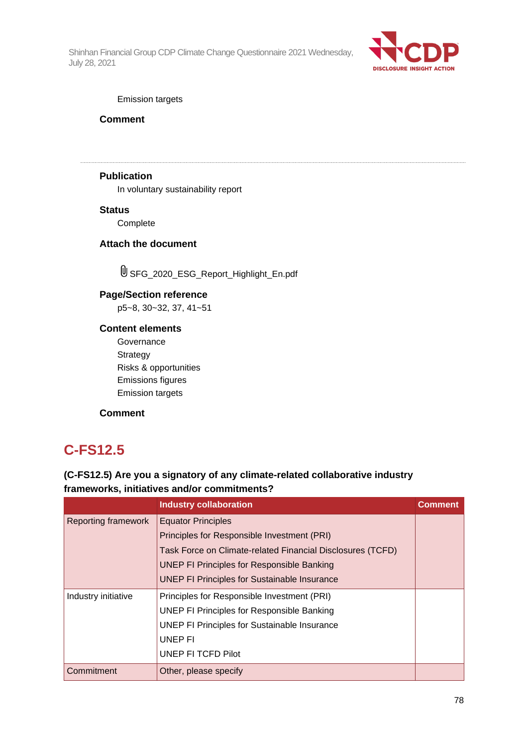Emission targets

**Comment**

---

**Publication**

In voluntary sustainability report

**Status**

Complete

**Attach the document**

SFG_2020_ESG_Report_Highlight_En.pdf

**Page/Section reference**

p5~8, 30~32, 37, 41~51

**Content elements**

Governance
Strategy
Risks & opportunities
Emissions figures
Emission targets

**Comment**

## C-FS12.5

**(C-FS12.5) Are you a signatory of any climate-related collaborative industry frameworks, initiatives and/or commitments?**

| | Industry collaboration | Comment |
|---|---|---|
| Reporting framework | Equator Principles<br>Principles for Responsible Investment (PRI)<br>Task Force on Climate-related Financial Disclosures (TCFD)<br>UNEP FI Principles for Responsible Banking<br>UNEP FI Principles for Sustainable Insurance | |
| Industry initiative | Principles for Responsible Investment (PRI)<br>UNEP FI Principles for Responsible Banking<br>UNEP FI Principles for Sustainable Insurance<br>UNEP FI<br>UNEP FI TCFD Pilot | |
| Commitment | Other, please specify | |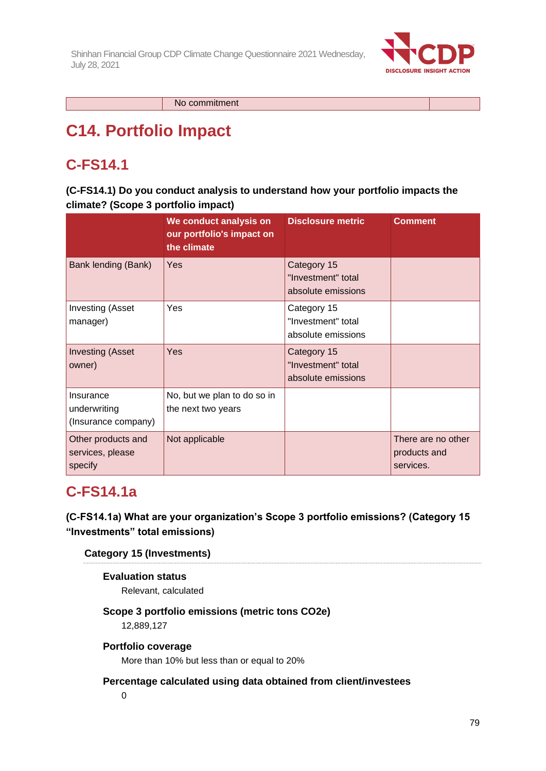| | No commitment | |
|---|---|---|

# C14. Portfolio Impact

## C-FS14.1

**(C-FS14.1) Do you conduct analysis to understand how your portfolio impacts the climate? (Scope 3 portfolio impact)**

| | We conduct analysis on our portfolio's impact on the climate | Disclosure metric | Comment |
|---|---|---|---|
| Bank lending (Bank) | Yes | Category 15 "Investment" total absolute emissions | |
| Investing (Asset manager) | Yes | Category 15 "Investment" total absolute emissions | |
| Investing (Asset owner) | Yes | Category 15 "Investment" total absolute emissions | |
| Insurance underwriting (Insurance company) | No, but we plan to do so in the next two years | | |
| Other products and services, please specify | Not applicable | | There are no other products and services. |

## C-FS14.1a

**(C-FS14.1a) What are your organization's Scope 3 portfolio emissions? (Category 15 "Investments" total emissions)**

**Category 15 (Investments)**

**Evaluation status**

Relevant, calculated

**Scope 3 portfolio emissions (metric tons CO2e)**

12,889,127

**Portfolio coverage**

More than 10% but less than or equal to 20%

**Percentage calculated using data obtained from client/investees**

0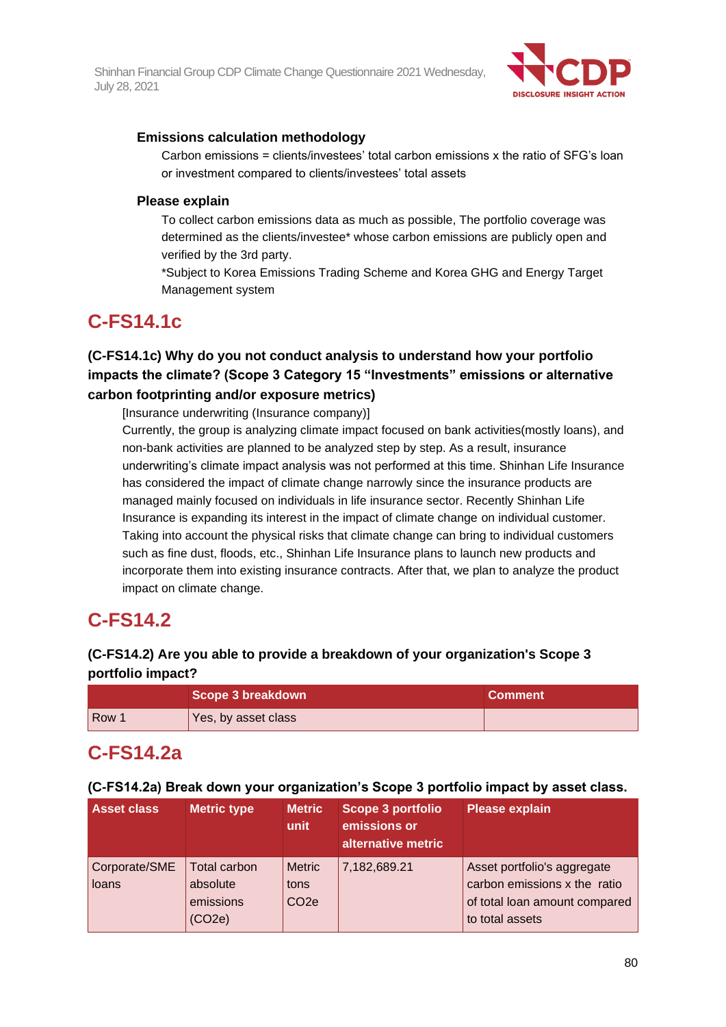**Emissions calculation methodology**

Carbon emissions = clients/investees' total carbon emissions x the ratio of SFG's loan or investment compared to clients/investees' total assets

**Please explain**

To collect carbon emissions data as much as possible, The portfolio coverage was determined as the clients/investee* whose carbon emissions are publicly open and verified by the 3rd party.

*Subject to Korea Emissions Trading Scheme and Korea GHG and Energy Target Management system

## C-FS14.1c

### (C-FS14.1c) Why do you not conduct analysis to understand how your portfolio impacts the climate? (Scope 3 Category 15 "Investments" emissions or alternative carbon footprinting and/or exposure metrics)

[Insurance underwriting (Insurance company)]

Currently, the group is analyzing climate impact focused on bank activities(mostly loans), and non-bank activities are planned to be analyzed step by step. As a result, insurance underwriting's climate impact analysis was not performed at this time. Shinhan Life Insurance has considered the impact of climate change narrowly since the insurance products are managed mainly focused on individuals in life insurance sector. Recently Shinhan Life Insurance is expanding its interest in the impact of climate change on individual customer. Taking into account the physical risks that climate change can bring to individual customers such as fine dust, floods, etc., Shinhan Life Insurance plans to launch new products and incorporate them into existing insurance contracts. After that, we plan to analyze the product impact on climate change.

## C-FS14.2

### (C-FS14.2) Are you able to provide a breakdown of your organization's Scope 3 portfolio impact?

| | Scope 3 breakdown | Comment |
|---|---|---|
| Row 1 | Yes, by asset class | |

## C-FS14.2a

### (C-FS14.2a) Break down your organization's Scope 3 portfolio impact by asset class.

| Asset class | Metric type | Metric unit | Scope 3 portfolio emissions or alternative metric | Please explain |
|---|---|---|---|---|
| Corporate/SME loans | Total carbon absolute emissions (CO2e) | Metric tons CO2e | 7,182,689.21 | Asset portfolio's aggregate carbon emissions x the ratio of total loan amount compared to total assets |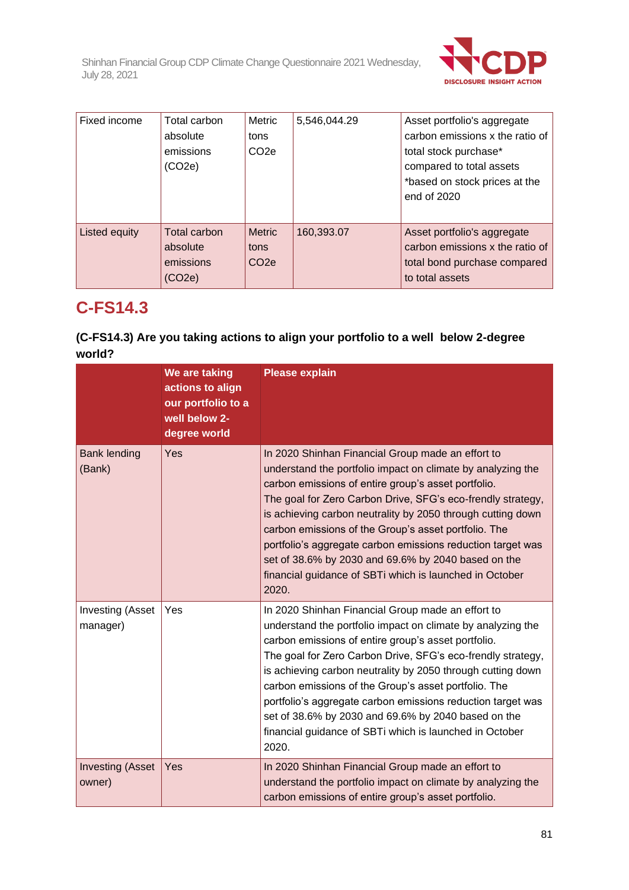| Fixed income | Total carbon absolute emissions (CO2e) | Metric tons CO2e | 5,546,044.29 | Asset portfolio's aggregate carbon emissions x the ratio of total stock purchase* compared to total assets *based on stock prices at the end of 2020 |
|---|---|---|---|---|
| Listed equity | Total carbon absolute emissions (CO2e) | Metric tons CO2e | 160,393.07 | Asset portfolio's aggregate carbon emissions x the ratio of total bond purchase compared to total assets |

## C-FS14.3

### (C-FS14.3) Are you taking actions to align your portfolio to a well below 2-degree world?

| | We are taking actions to align our portfolio to a well below 2-degree world | Please explain |
|---|---|---|
| Bank lending (Bank) | Yes | In 2020 Shinhan Financial Group made an effort to understand the portfolio impact on climate by analyzing the carbon emissions of entire group's asset portfolio.<br>The goal for Zero Carbon Drive, SFG's eco-frendly strategy, is achieving carbon neutrality by 2050 through cutting down carbon emissions of the Group's asset portfolio. The portfolio's aggregate carbon emissions reduction target was set of 38.6% by 2030 and 69.6% by 2040 based on the financial guidance of SBTi which is launched in October 2020. |
| Investing (Asset manager) | Yes | In 2020 Shinhan Financial Group made an effort to understand the portfolio impact on climate by analyzing the carbon emissions of entire group's asset portfolio.<br>The goal for Zero Carbon Drive, SFG's eco-frendly strategy, is achieving carbon neutrality by 2050 through cutting down carbon emissions of the Group's asset portfolio. The portfolio's aggregate carbon emissions reduction target was set of 38.6% by 2030 and 69.6% by 2040 based on the financial guidance of SBTi which is launched in October 2020. |
| Investing (Asset owner) | Yes | In 2020 Shinhan Financial Group made an effort to understand the portfolio impact on climate by analyzing the carbon emissions of entire group's asset portfolio. |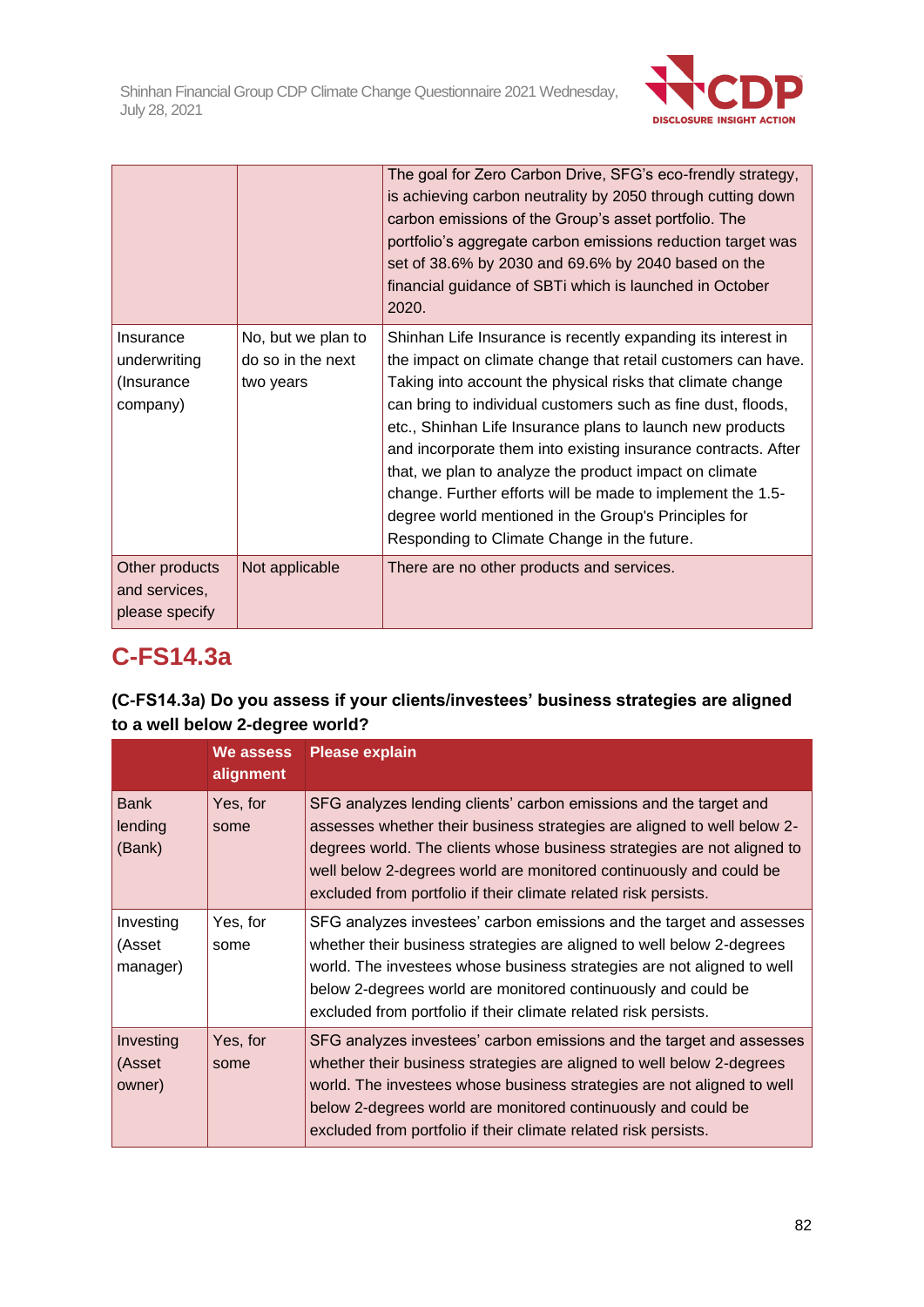| | | The goal for Zero Carbon Drive, SFG's eco-frendly strategy, is achieving carbon neutrality by 2050 through cutting down carbon emissions of the Group's asset portfolio. The portfolio's aggregate carbon emissions reduction target was set of 38.6% by 2030 and 69.6% by 2040 based on the financial guidance of SBTi which is launched in October 2020. |
|---|---|---|
| Insurance underwriting (Insurance company) | No, but we plan to do so in the next two years | Shinhan Life Insurance is recently expanding its interest in the impact on climate change that retail customers can have. Taking into account the physical risks that climate change can bring to individual customers such as fine dust, floods, etc., Shinhan Life Insurance plans to launch new products and incorporate them into existing insurance contracts. After that, we plan to analyze the product impact on climate change. Further efforts will be made to implement the 1.5-degree world mentioned in the Group's Principles for Responding to Climate Change in the future. |
| Other products and services, please specify | Not applicable | There are no other products and services. |

## C-FS14.3a

**(C-FS14.3a) Do you assess if your clients/investees' business strategies are aligned to a well below 2-degree world?**

| | We assess alignment | Please explain |
|---|---|---|
| Bank lending (Bank) | Yes, for some | SFG analyzes lending clients' carbon emissions and the target and assesses whether their business strategies are aligned to well below 2-degrees world. The clients whose business strategies are not aligned to well below 2-degrees world are monitored continuously and could be excluded from portfolio if their climate related risk persists. |
| Investing (Asset manager) | Yes, for some | SFG analyzes investees' carbon emissions and the target and assesses whether their business strategies are aligned to well below 2-degrees world. The investees whose business strategies are not aligned to well below 2-degrees world are monitored continuously and could be excluded from portfolio if their climate related risk persists. |
| Investing (Asset owner) | Yes, for some | SFG analyzes investees' carbon emissions and the target and assesses whether their business strategies are aligned to well below 2-degrees world. The investees whose business strategies are not aligned to well below 2-degrees world are monitored continuously and could be excluded from portfolio if their climate related risk persists. |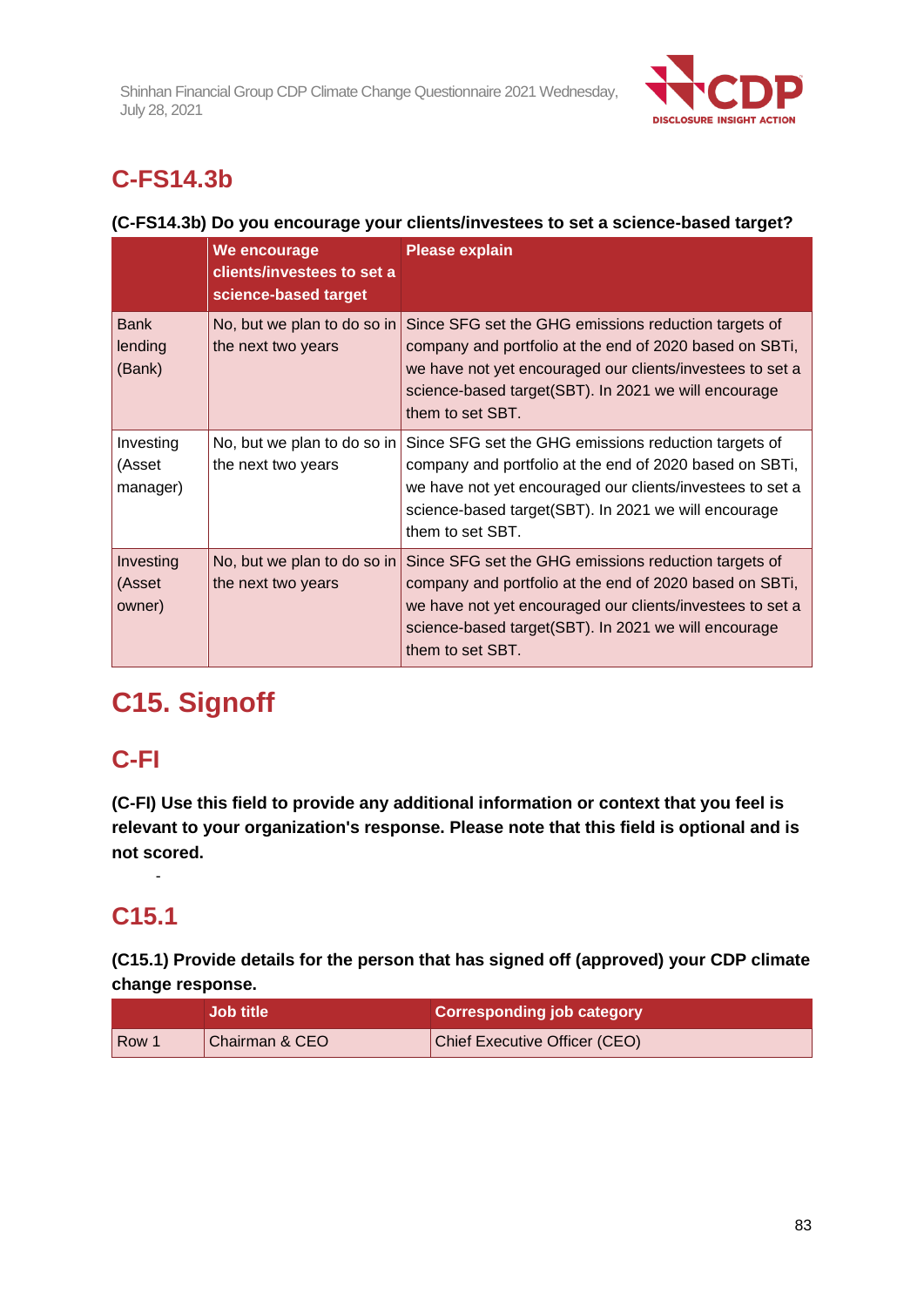## C-FS14.3b

**(C-FS14.3b) Do you encourage your clients/investees to set a science-based target?**

| | We encourage clients/investees to set a science-based target | Please explain |
|---|---|---|
| Bank lending (Bank) | No, but we plan to do so in the next two years | Since SFG set the GHG emissions reduction targets of company and portfolio at the end of 2020 based on SBTi, we have not yet encouraged our clients/investees to set a science-based target(SBT). In 2021 we will encourage them to set SBT. |
| Investing (Asset manager) | No, but we plan to do so in the next two years | Since SFG set the GHG emissions reduction targets of company and portfolio at the end of 2020 based on SBTi, we have not yet encouraged our clients/investees to set a science-based target(SBT). In 2021 we will encourage them to set SBT. |
| Investing (Asset owner) | No, but we plan to do so in the next two years | Since SFG set the GHG emissions reduction targets of company and portfolio at the end of 2020 based on SBTi, we have not yet encouraged our clients/investees to set a science-based target(SBT). In 2021 we will encourage them to set SBT. |

# C15. Signoff

## C-FI

**(C-FI) Use this field to provide any additional information or context that you feel is relevant to your organization's response. Please note that this field is optional and is not scored.**

-

## C15.1

**(C15.1) Provide details for the person that has signed off (approved) your CDP climate change response.**

| | Job title | Corresponding job category |
|---|---|---|
| Row 1 | Chairman & CEO | Chief Executive Officer (CEO) |